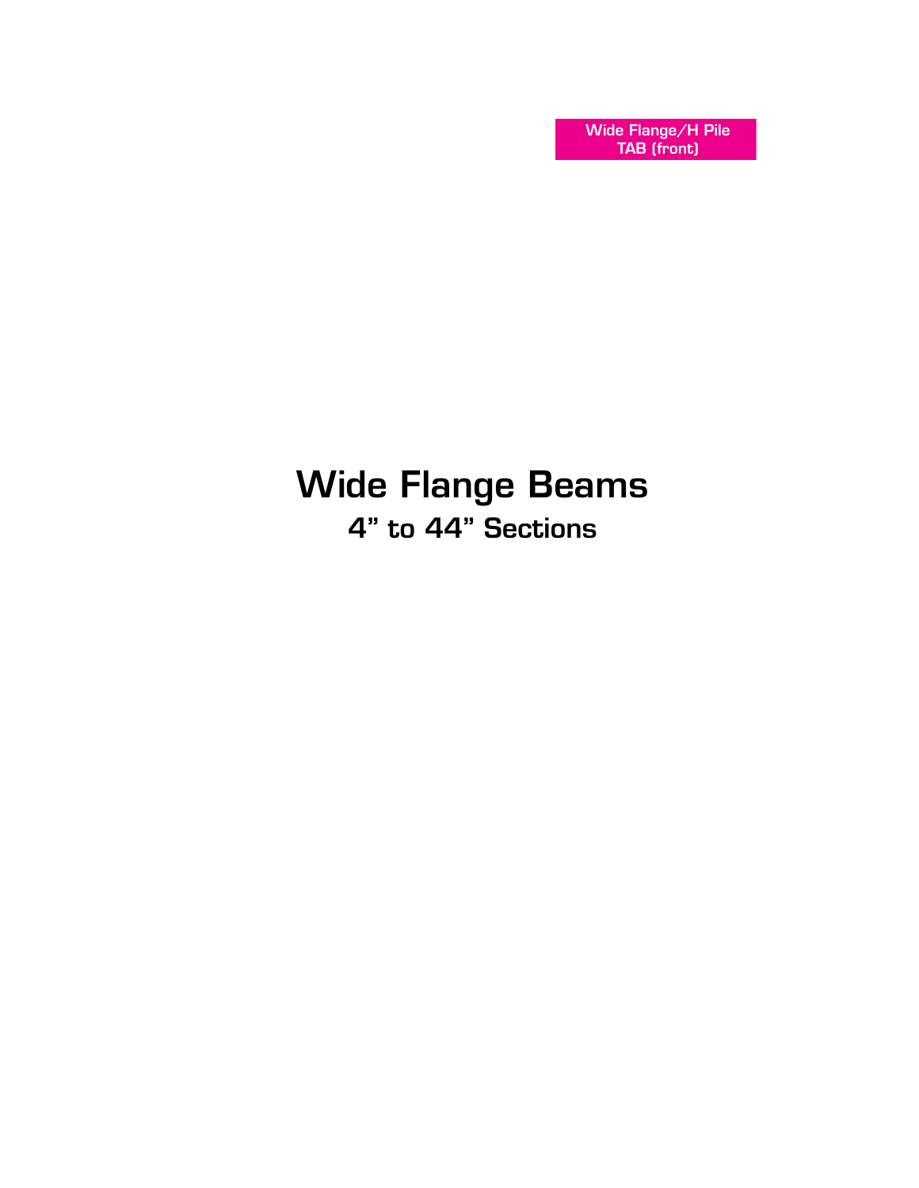Wide Flange/H Pile
TAB (front)

# Wide Flange Beams

## 4” to 44” Sections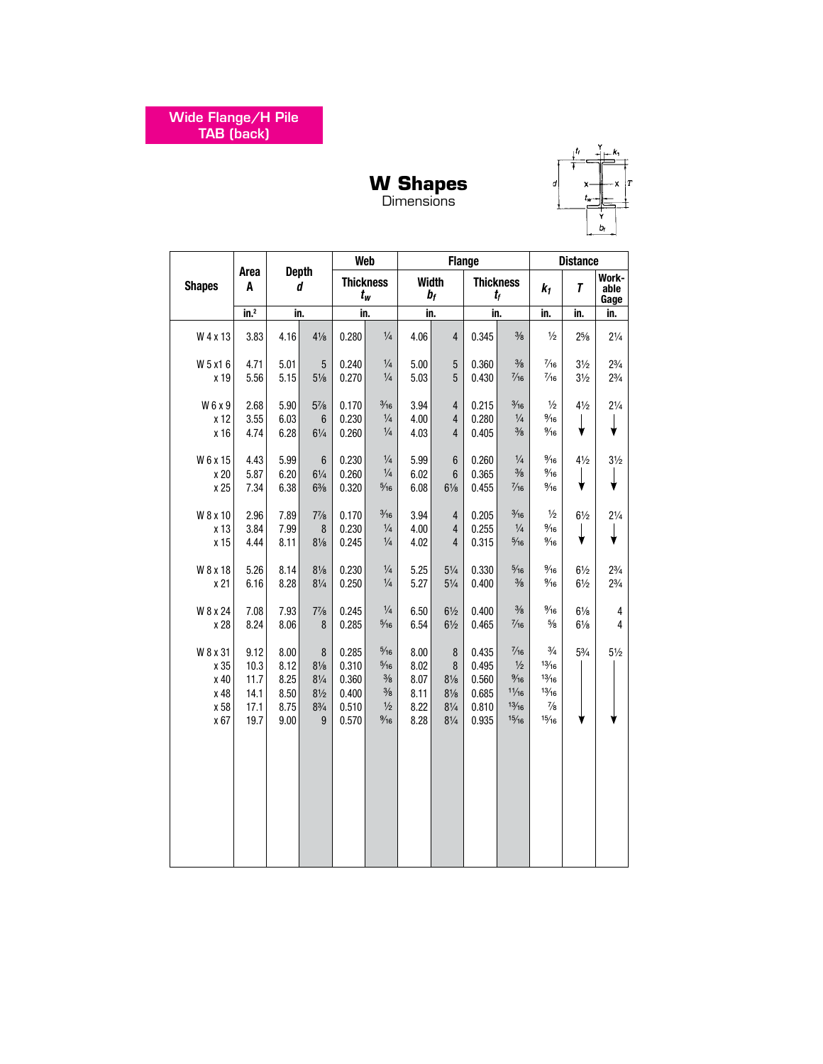Wide Flange/H Pile TAB (back)

# W Shapes
Dimensions

| Shapes | Area A | Depth d | | Web Thickness $t_w$ | | Flange Width $b_f$ | | Flange Thickness $t_f$ | | Distance $k_1$ | Distance T | Distance Workable Gage |
|---|---|---|---|---|---|---|---|---|---|---|---|---|
| | in.² | in. | | in. | | in. | | in. | | in. | in. | in. |
| W 4 x 13 | 3.83 | 4.16 | 4⅛ | 0.280 | ¼ | 4.06 | 4 | 0.345 | ⅜ | ½ | 2⅝ | 2¼ |
| W 5 x 16 | 4.71 | 5.01 | 5 | 0.240 | ¼ | 5.00 | 5 | 0.360 | ⅜ | 7/16 | 3½ | 2¾ |
| x 19 | 5.56 | 5.15 | 5⅛ | 0.270 | ¼ | 5.03 | 5 | 0.430 | 7/16 | 7/16 | 3½ | 2¾ |
| W 6 x 9 | 2.68 | 5.90 | 5⅞ | 0.170 | 3/16 | 3.94 | 4 | 0.215 | 3/16 | ½ | 4½ | 2¼ |
| x 12 | 3.55 | 6.03 | 6 | 0.230 | ¼ | 4.00 | 4 | 0.280 | ¼ | 9/16 | ↓ | ↓ |
| x 16 | 4.74 | 6.28 | 6¼ | 0.260 | ¼ | 4.03 | 4 | 0.405 | ⅜ | 9/16 | ↓ | ↓ |
| W 6 x 15 | 4.43 | 5.99 | 6 | 0.230 | ¼ | 5.99 | 6 | 0.260 | ¼ | 9/16 | 4½ | 3½ |
| x 20 | 5.87 | 6.20 | 6¼ | 0.260 | ¼ | 6.02 | 6 | 0.365 | ⅜ | 9/16 | ↓ | ↓ |
| x 25 | 7.34 | 6.38 | 6⅜ | 0.320 | 5/16 | 6.08 | 6⅛ | 0.455 | 7/16 | 9/16 | ↓ | ↓ |
| W 8 x 10 | 2.96 | 7.89 | 7⅞ | 0.170 | 3/16 | 3.94 | 4 | 0.205 | 3/16 | ½ | 6½ | 2¼ |
| x 13 | 3.84 | 7.99 | 8 | 0.230 | ¼ | 4.00 | 4 | 0.255 | ¼ | 9/16 | ↓ | ↓ |
| x 15 | 4.44 | 8.11 | 8⅛ | 0.245 | ¼ | 4.02 | 4 | 0.315 | 5/16 | 9/16 | ↓ | ↓ |
| W 8 x 18 | 5.26 | 8.14 | 8⅛ | 0.230 | ¼ | 5.25 | 5¼ | 0.330 | 5/16 | 9/16 | 6½ | 2¾ |
| x 21 | 6.16 | 8.28 | 8¼ | 0.250 | ¼ | 5.27 | 5¼ | 0.400 | ⅜ | 9/16 | 6½ | 2¾ |
| W 8 x 24 | 7.08 | 7.93 | 7⅞ | 0.245 | ¼ | 6.50 | 6½ | 0.400 | ⅜ | 9/16 | 6⅛ | 4 |
| x 28 | 8.24 | 8.06 | 8 | 0.285 | 5/16 | 6.54 | 6½ | 0.465 | 7/16 | ⅝ | 6⅛ | 4 |
| W 8 x 31 | 9.12 | 8.00 | 8 | 0.285 | 5/16 | 8.00 | 8 | 0.435 | 7/16 | ¾ | 5¾ | 5½ |
| x 35 | 10.3 | 8.12 | 8⅛ | 0.310 | 5/16 | 8.02 | 8 | 0.495 | ½ | 13/16 | ↓ | ↓ |
| x 40 | 11.7 | 8.25 | 8¼ | 0.360 | ⅜ | 8.07 | 8⅛ | 0.560 | 9/16 | 13/16 | ↓ | ↓ |
| x 48 | 14.1 | 8.50 | 8½ | 0.400 | ⅜ | 8.11 | 8⅛ | 0.685 | 11/16 | 13/16 | ↓ | ↓ |
| x 58 | 17.1 | 8.75 | 8¾ | 0.510 | ½ | 8.22 | 8¼ | 0.810 | 13/16 | ⅞ | ↓ | ↓ |
| x 67 | 19.7 | 9.00 | 9 | 0.570 | 9/16 | 8.28 | 8¼ | 0.935 | 15/16 | 15/16 | ↓ | ↓ |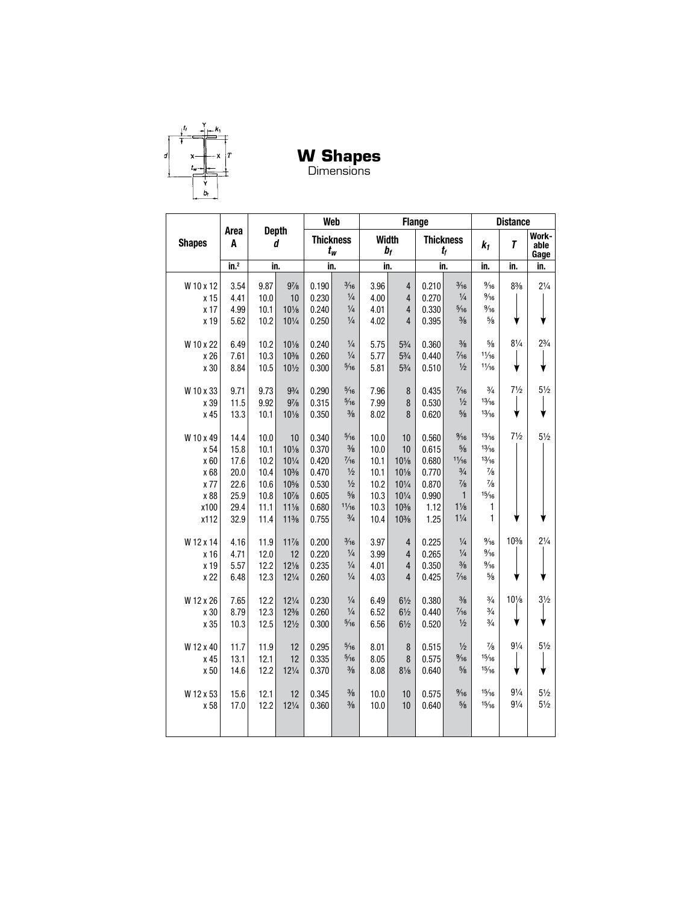# W Shapes

Dimensions

| Shapes | Area A | Depth d | | Web Thickness $t_w$ | | Flange Width $b_f$ | | Flange Thickness $t_f$ | | Distance $k_1$ | Distance T | Distance Workable Gage |
|---|---|---|---|---|---|---|---|---|---|---|---|---|
| | in.² | in. | | in. | | in. | | in. | | in. | in. | in. |
| W 10 x 12 | 3.54 | 9.87 | 9⅞ | 0.190 | 3⁄16 | 3.96 | 4 | 0.210 | 3⁄16 | 9⁄16 | 8⅜ | 2¼ |
| x 15 | 4.41 | 10.0 | 10 | 0.230 | ¼ | 4.00 | 4 | 0.270 | ¼ | 9⁄16 | | |
| x 17 | 4.99 | 10.1 | 10⅛ | 0.240 | ¼ | 4.01 | 4 | 0.330 | 5⁄16 | 9⁄16 | | |
| x 19 | 5.62 | 10.2 | 10¼ | 0.250 | ¼ | 4.02 | 4 | 0.395 | ⅜ | ⅝ | | |
| W 10 x 22 | 6.49 | 10.2 | 10⅛ | 0.240 | ¼ | 5.75 | 5¾ | 0.360 | ⅜ | ⅝ | 8¼ | 2¾ |
| x 26 | 7.61 | 10.3 | 10⅜ | 0.260 | ¼ | 5.77 | 5¾ | 0.440 | 7⁄16 | 11⁄16 | | |
| x 30 | 8.84 | 10.5 | 10½ | 0.300 | 5⁄16 | 5.81 | 5¾ | 0.510 | ½ | 11⁄16 | | |
| W 10 x 33 | 9.71 | 9.73 | 9¾ | 0.290 | 5⁄16 | 7.96 | 8 | 0.435 | 7⁄16 | ¾ | 7½ | 5½ |
| x 39 | 11.5 | 9.92 | 9⅞ | 0.315 | 5⁄16 | 7.99 | 8 | 0.530 | ½ | 13⁄16 | | |
| x 45 | 13.3 | 10.1 | 10⅛ | 0.350 | ⅜ | 8.02 | 8 | 0.620 | ⅝ | 13⁄16 | | |
| W 10 x 49 | 14.4 | 10.0 | 10 | 0.340 | 5⁄16 | 10.0 | 10 | 0.560 | 9⁄16 | 13⁄16 | 7½ | 5½ |
| x 54 | 15.8 | 10.1 | 10⅛ | 0.370 | ⅜ | 10.0 | 10 | 0.615 | ⅝ | 13⁄16 | | |
| x 60 | 17.6 | 10.2 | 10¼ | 0.420 | 7⁄16 | 10.1 | 10⅛ | 0.680 | 11⁄16 | 13⁄16 | | |
| x 68 | 20.0 | 10.4 | 10⅜ | 0.470 | ½ | 10.1 | 10⅛ | 0.770 | ¾ | ⅞ | | |
| x 77 | 22.6 | 10.6 | 10⅝ | 0.530 | ½ | 10.2 | 10¼ | 0.870 | ⅞ | ⅞ | | |
| x 88 | 25.9 | 10.8 | 10⅞ | 0.605 | ⅝ | 10.3 | 10¼ | 0.990 | 1 | 15⁄16 | | |
| x100 | 29.4 | 11.1 | 11⅛ | 0.680 | 11⁄16 | 10.3 | 10⅜ | 1.12 | 1⅛ | 1 | | |
| x112 | 32.9 | 11.4 | 11⅜ | 0.755 | ¾ | 10.4 | 10⅜ | 1.25 | 1¼ | 1 | | |
| W 12 x 14 | 4.16 | 11.9 | 11⅞ | 0.200 | 3⁄16 | 3.97 | 4 | 0.225 | ¼ | 9⁄16 | 10⅜ | 2¼ |
| x 16 | 4.71 | 12.0 | 12 | 0.220 | ¼ | 3.99 | 4 | 0.265 | ¼ | 9⁄16 | | |
| x 19 | 5.57 | 12.2 | 12⅛ | 0.235 | ¼ | 4.01 | 4 | 0.350 | ⅜ | 9⁄16 | | |
| x 22 | 6.48 | 12.3 | 12¼ | 0.260 | ¼ | 4.03 | 4 | 0.425 | 7⁄16 | ⅝ | | |
| W 12 x 26 | 7.65 | 12.2 | 12¼ | 0.230 | ¼ | 6.49 | 6½ | 0.380 | ⅜ | ¾ | 10⅛ | 3½ |
| x 30 | 8.79 | 12.3 | 12⅜ | 0.260 | ¼ | 6.52 | 6½ | 0.440 | 7⁄16 | ¾ | | |
| x 35 | 10.3 | 12.5 | 12½ | 0.300 | 5⁄16 | 6.56 | 6½ | 0.520 | ½ | ¾ | | |
| W 12 x 40 | 11.7 | 11.9 | 12 | 0.295 | 5⁄16 | 8.01 | 8 | 0.515 | ½ | ⅞ | 9¼ | 5½ |
| x 45 | 13.1 | 12.1 | 12 | 0.335 | 5⁄16 | 8.05 | 8 | 0.575 | 9⁄16 | 15⁄16 | | |
| x 50 | 14.6 | 12.2 | 12¼ | 0.370 | ⅜ | 8.08 | 8⅛ | 0.640 | ⅝ | 15⁄16 | | |
| W 12 x 53 | 15.6 | 12.1 | 12 | 0.345 | ⅜ | 10.0 | 10 | 0.575 | 9⁄16 | 15⁄16 | 9¼ | 5½ |
| x 58 | 17.0 | 12.2 | 12¼ | 0.360 | ⅜ | 10.0 | 10 | 0.640 | ⅝ | 15⁄16 | 9¼ | 5½ |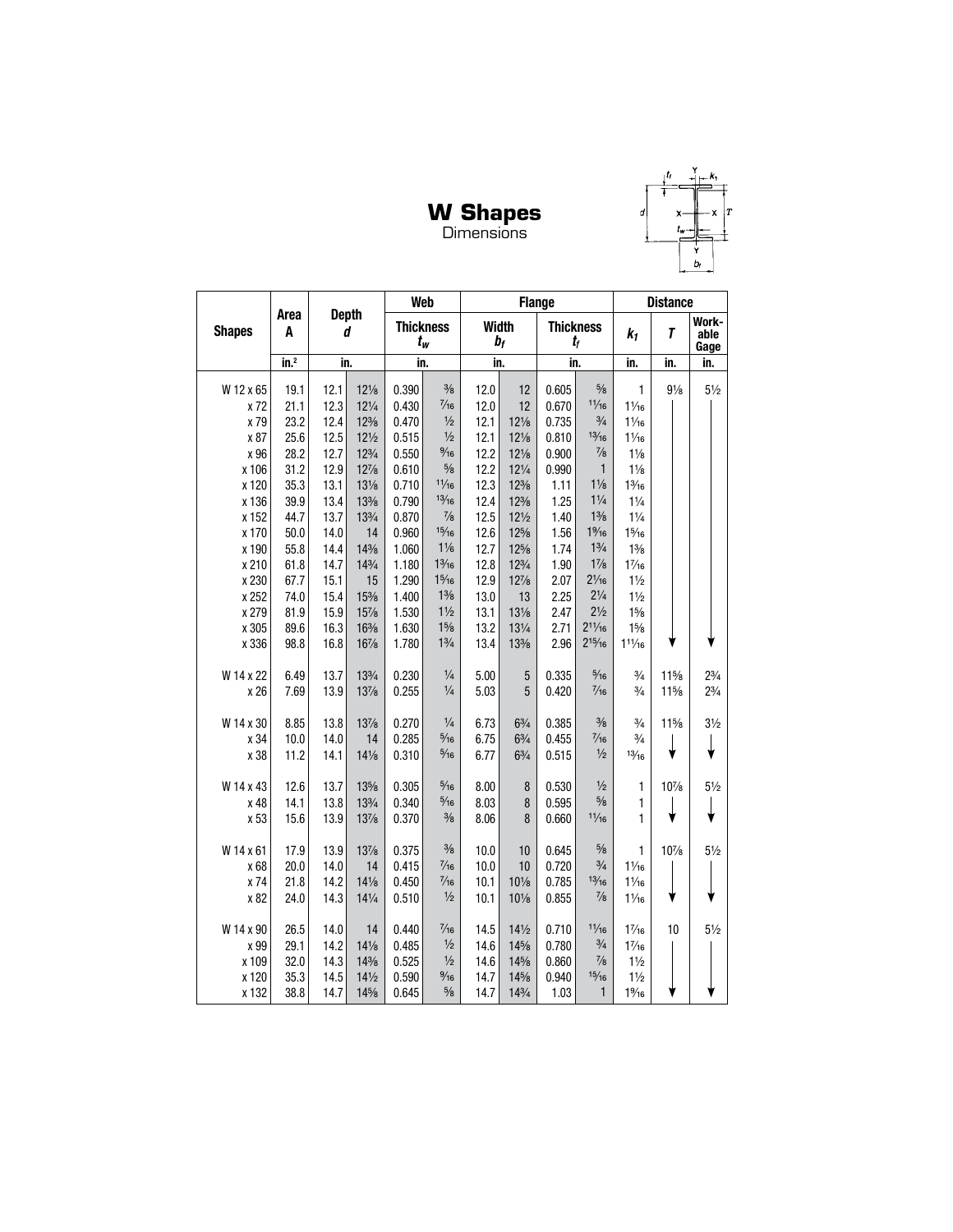# W Shapes
Dimensions

| Shapes | Area A | Depth d | | Web Thickness $t_w$ | | Flange Width $b_f$ | | Flange Thickness $t_f$ | | Distance $k_1$ | Distance T | Distance Workable Gage |
|---|---|---|---|---|---|---|---|---|---|---|---|---|
| | in.² | in. | | in. | | in. | | in. | | in. | in. | in. |
| W 12 x 65 | 19.1 | 12.1 | 12⅛ | 0.390 | ⅜ | 12.0 | 12 | 0.605 | ⅝ | 1 | 9⅛ | 5½ |
| x 72 | 21.1 | 12.3 | 12¼ | 0.430 | 7/16 | 12.0 | 12 | 0.670 | 11/16 | 1 1/16 | | |
| x 79 | 23.2 | 12.4 | 12⅜ | 0.470 | ½ | 12.1 | 12⅛ | 0.735 | ¾ | 1 1/16 | | |
| x 87 | 25.6 | 12.5 | 12½ | 0.515 | ½ | 12.1 | 12⅛ | 0.810 | 13/16 | 1 1/16 | | |
| x 96 | 28.2 | 12.7 | 12¾ | 0.550 | 9/16 | 12.2 | 12⅛ | 0.900 | ⅞ | 1⅛ | | |
| x 106 | 31.2 | 12.9 | 12⅞ | 0.610 | ⅝ | 12.2 | 12¼ | 0.990 | 1 | 1⅛ | | |
| x 120 | 35.3 | 13.1 | 13⅛ | 0.710 | 11/16 | 12.3 | 12⅜ | 1.11 | 1⅛ | 1 3/16 | | |
| x 136 | 39.9 | 13.4 | 13⅜ | 0.790 | 13/16 | 12.4 | 12⅜ | 1.25 | 1¼ | 1¼ | | |
| x 152 | 44.7 | 13.7 | 13¾ | 0.870 | ⅞ | 12.5 | 12½ | 1.40 | 1⅜ | 1¼ | | |
| x 170 | 50.0 | 14.0 | 14 | 0.960 | 15/16 | 12.6 | 12⅝ | 1.56 | 1 9/16 | 1 5/16 | | |
| x 190 | 55.8 | 14.4 | 14⅜ | 1.060 | 1 1/16 | 12.7 | 12⅝ | 1.74 | 1¾ | 1⅜ | | |
| x 210 | 61.8 | 14.7 | 14¾ | 1.180 | 1 3/16 | 12.8 | 12¾ | 1.90 | 1⅞ | 1 7/16 | | |
| x 230 | 67.7 | 15.1 | 15 | 1.290 | 1 5/16 | 12.9 | 12⅞ | 2.07 | 2 1/16 | 1½ | | |
| x 252 | 74.0 | 15.4 | 15⅜ | 1.400 | 1⅜ | 13.0 | 13 | 2.25 | 2¼ | 1½ | | |
| x 279 | 81.9 | 15.9 | 15⅞ | 1.530 | 1½ | 13.1 | 13⅛ | 2.47 | 2½ | 1⅝ | | |
| x 305 | 89.6 | 16.3 | 16⅜ | 1.630 | 1⅝ | 13.2 | 13¼ | 2.71 | 2 11/16 | 1⅝ | | |
| x 336 | 98.8 | 16.8 | 16⅞ | 1.780 | 1¾ | 13.4 | 13⅜ | 2.96 | 2 15/16 | 1 11/16 | ↓ | ↓ |
| W 14 x 22 | 6.49 | 13.7 | 13¾ | 0.230 | ¼ | 5.00 | 5 | 0.335 | 5/16 | ¾ | 11⅝ | 2¾ |
| x 26 | 7.69 | 13.9 | 13⅞ | 0.255 | ¼ | 5.03 | 5 | 0.420 | 7/16 | ¾ | 11⅝ | 2¾ |
| W 14 x 30 | 8.85 | 13.8 | 13⅞ | 0.270 | ¼ | 6.73 | 6¾ | 0.385 | ⅜ | ¾ | 11⅝ | 3½ |
| x 34 | 10.0 | 14.0 | 14 | 0.285 | 5/16 | 6.75 | 6¾ | 0.455 | 7/16 | ¾ | | |
| x 38 | 11.2 | 14.1 | 14⅛ | 0.310 | 5/16 | 6.77 | 6¾ | 0.515 | ½ | 13/16 | ↓ | ↓ |
| W 14 x 43 | 12.6 | 13.7 | 13⅝ | 0.305 | 5/16 | 8.00 | 8 | 0.530 | ½ | 1 | 10⅞ | 5½ |
| x 48 | 14.1 | 13.8 | 13¾ | 0.340 | 5/16 | 8.03 | 8 | 0.595 | ⅝ | 1 | | |
| x 53 | 15.6 | 13.9 | 13⅞ | 0.370 | ⅜ | 8.06 | 8 | 0.660 | 11/16 | 1 | ↓ | ↓ |
| W 14 x 61 | 17.9 | 13.9 | 13⅞ | 0.375 | ⅜ | 10.0 | 10 | 0.645 | ⅝ | 1 | 10⅞ | 5½ |
| x 68 | 20.0 | 14.0 | 14 | 0.415 | 7/16 | 10.0 | 10 | 0.720 | ¾ | 1 1/16 | | |
| x 74 | 21.8 | 14.2 | 14⅛ | 0.450 | 7/16 | 10.1 | 10⅛ | 0.785 | 13/16 | 1 1/16 | | |
| x 82 | 24.0 | 14.3 | 14¼ | 0.510 | ½ | 10.1 | 10⅛ | 0.855 | ⅞ | 1 1/16 | ↓ | ↓ |
| W 14 x 90 | 26.5 | 14.0 | 14 | 0.440 | 7/16 | 14.5 | 14½ | 0.710 | 11/16 | 1 7/16 | 10 | 5½ |
| x 99 | 29.1 | 14.2 | 14⅛ | 0.485 | ½ | 14.6 | 14⅝ | 0.780 | ¾ | 1 7/16 | | |
| x 109 | 32.0 | 14.3 | 14⅜ | 0.525 | ½ | 14.6 | 14⅝ | 0.860 | ⅞ | 1½ | | |
| x 120 | 35.3 | 14.5 | 14½ | 0.590 | 9/16 | 14.7 | 14⅝ | 0.940 | 15/16 | 1½ | | |
| x 132 | 38.8 | 14.7 | 14⅝ | 0.645 | ⅝ | 14.7 | 14¾ | 1.03 | 1 | 1 9/16 | ↓ | ↓ |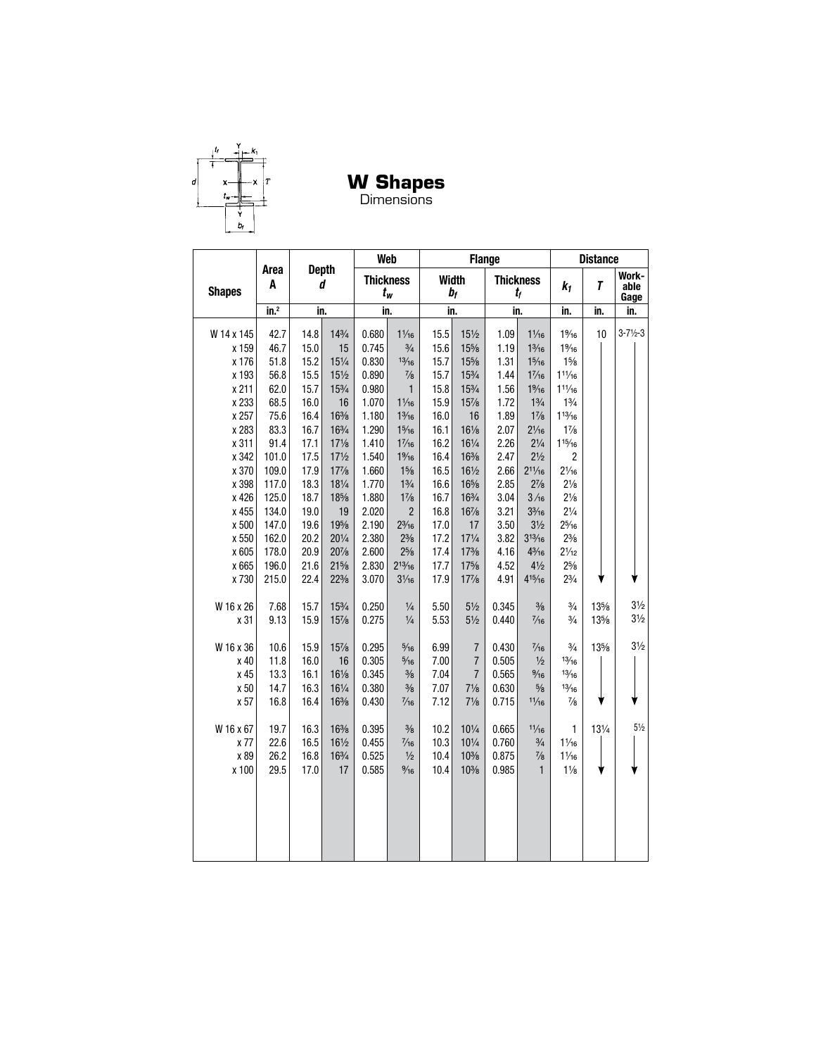# W Shapes

Dimensions

| Shapes | Area A | Depth d | | Web Thickness $t_w$ | | Flange Width $b_f$ | | Flange Thickness $t_f$ | | Distance $k_1$ | Distance T | Distance Workable Gage |
|---|---|---|---|---|---|---|---|---|---|---|---|---|
| | in.² | in. | | in. | | in. | | in. | | in. | in. | in. |
| W 14 x 145 | 42.7 | 14.8 | 14¾ | 0.680 | 11⁄16 | 15.5 | 15½ | 1.09 | 11⁄16 | 19⁄16 | 10 | 3-7½-3 |
| x 159 | 46.7 | 15.0 | 15 | 0.745 | ¾ | 15.6 | 15⅝ | 1.19 | 13⁄16 | 19⁄16 | | |
| x 176 | 51.8 | 15.2 | 15¼ | 0.830 | 13⁄16 | 15.7 | 15⅝ | 1.31 | 15⁄16 | 1⅝ | | |
| x 193 | 56.8 | 15.5 | 15½ | 0.890 | ⅞ | 15.7 | 15¾ | 1.44 | 17⁄16 | 111⁄16 | | |
| x 211 | 62.0 | 15.7 | 15¾ | 0.980 | 1 | 15.8 | 15¾ | 1.56 | 19⁄16 | 111⁄16 | | |
| x 233 | 68.5 | 16.0 | 16 | 1.070 | 11⁄16 | 15.9 | 15⅞ | 1.72 | 1¾ | 1¾ | | |
| x 257 | 75.6 | 16.4 | 16⅜ | 1.180 | 13⁄16 | 16.0 | 16 | 1.89 | 1⅞ | 113⁄16 | | |
| x 283 | 83.3 | 16.7 | 16¾ | 1.290 | 15⁄16 | 16.1 | 16⅛ | 2.07 | 21⁄16 | 1⅞ | | |
| x 311 | 91.4 | 17.1 | 17⅛ | 1.410 | 17⁄16 | 16.2 | 16¼ | 2.26 | 2¼ | 115⁄16 | | |
| x 342 | 101.0 | 17.5 | 17½ | 1.540 | 19⁄16 | 16.4 | 16⅜ | 2.47 | 2½ | 2 | | |
| x 370 | 109.0 | 17.9 | 17⅞ | 1.660 | 1⅝ | 16.5 | 16½ | 2.66 | 211⁄16 | 21⁄16 | | |
| x 398 | 117.0 | 18.3 | 18¼ | 1.770 | 1¾ | 16.6 | 16⅝ | 2.85 | 2⅞ | 2⅛ | | |
| x 426 | 125.0 | 18.7 | 18⅝ | 1.880 | 1⅞ | 16.7 | 16¾ | 3.04 | 3 ⁄16 | 2⅛ | | |
| x 455 | 134.0 | 19.0 | 19 | 2.020 | 2 | 16.8 | 16⅞ | 3.21 | 33⁄16 | 2¼ | | |
| x 500 | 147.0 | 19.6 | 19⅝ | 2.190 | 23⁄16 | 17.0 | 17 | 3.50 | 3½ | 25⁄16 | | |
| x 550 | 162.0 | 20.2 | 20¼ | 2.380 | 2⅜ | 17.2 | 17¼ | 3.82 | 313⁄16 | 2⅜ | | |
| x 605 | 178.0 | 20.9 | 20⅞ | 2.600 | 2⅝ | 17.4 | 17⅜ | 4.16 | 43⁄16 | 21⁄12 | | |
| x 665 | 196.0 | 21.6 | 21⅝ | 2.830 | 213⁄16 | 17.7 | 17⅝ | 4.52 | 4½ | 2⅝ | | |
| x 730 | 215.0 | 22.4 | 22⅜ | 3.070 | 31⁄16 | 17.9 | 17⅞ | 4.91 | 415⁄16 | 2¾ | | |
| W 16 x 26 | 7.68 | 15.7 | 15¾ | 0.250 | ¼ | 5.50 | 5½ | 0.345 | ⅜ | ¾ | 13⅝ | 3½ |
| x 31 | 9.13 | 15.9 | 15⅞ | 0.275 | ¼ | 5.53 | 5½ | 0.440 | 7⁄16 | ¾ | 13⅝ | 3½ |
| W 16 x 36 | 10.6 | 15.9 | 15⅞ | 0.295 | 5⁄16 | 6.99 | 7 | 0.430 | 7⁄16 | ¾ | 13⅝ | 3½ |
| x 40 | 11.8 | 16.0 | 16 | 0.305 | 5⁄16 | 7.00 | 7 | 0.505 | ½ | 13⁄16 | | |
| x 45 | 13.3 | 16.1 | 16⅛ | 0.345 | ⅜ | 7.04 | 7 | 0.565 | 9⁄16 | 13⁄16 | | |
| x 50 | 14.7 | 16.3 | 16¼ | 0.380 | ⅜ | 7.07 | 7⅛ | 0.630 | ⅝ | 13⁄16 | | |
| x 57 | 16.8 | 16.4 | 16⅜ | 0.430 | 7⁄16 | 7.12 | 7⅛ | 0.715 | 11⁄16 | ⅞ | | |
| W 16 x 67 | 19.7 | 16.3 | 16⅜ | 0.395 | ⅜ | 10.2 | 10¼ | 0.665 | 11⁄16 | 1 | 13¼ | 5½ |
| x 77 | 22.6 | 16.5 | 16½ | 0.455 | 7⁄16 | 10.3 | 10¼ | 0.760 | ¾ | 11⁄16 | | |
| x 89 | 26.2 | 16.8 | 16¾ | 0.525 | ½ | 10.4 | 10⅜ | 0.875 | ⅞ | 11⁄16 | | |
| x 100 | 29.5 | 17.0 | 17 | 0.585 | 9⁄16 | 10.4 | 10⅜ | 0.985 | 1 | 1⅛ | | |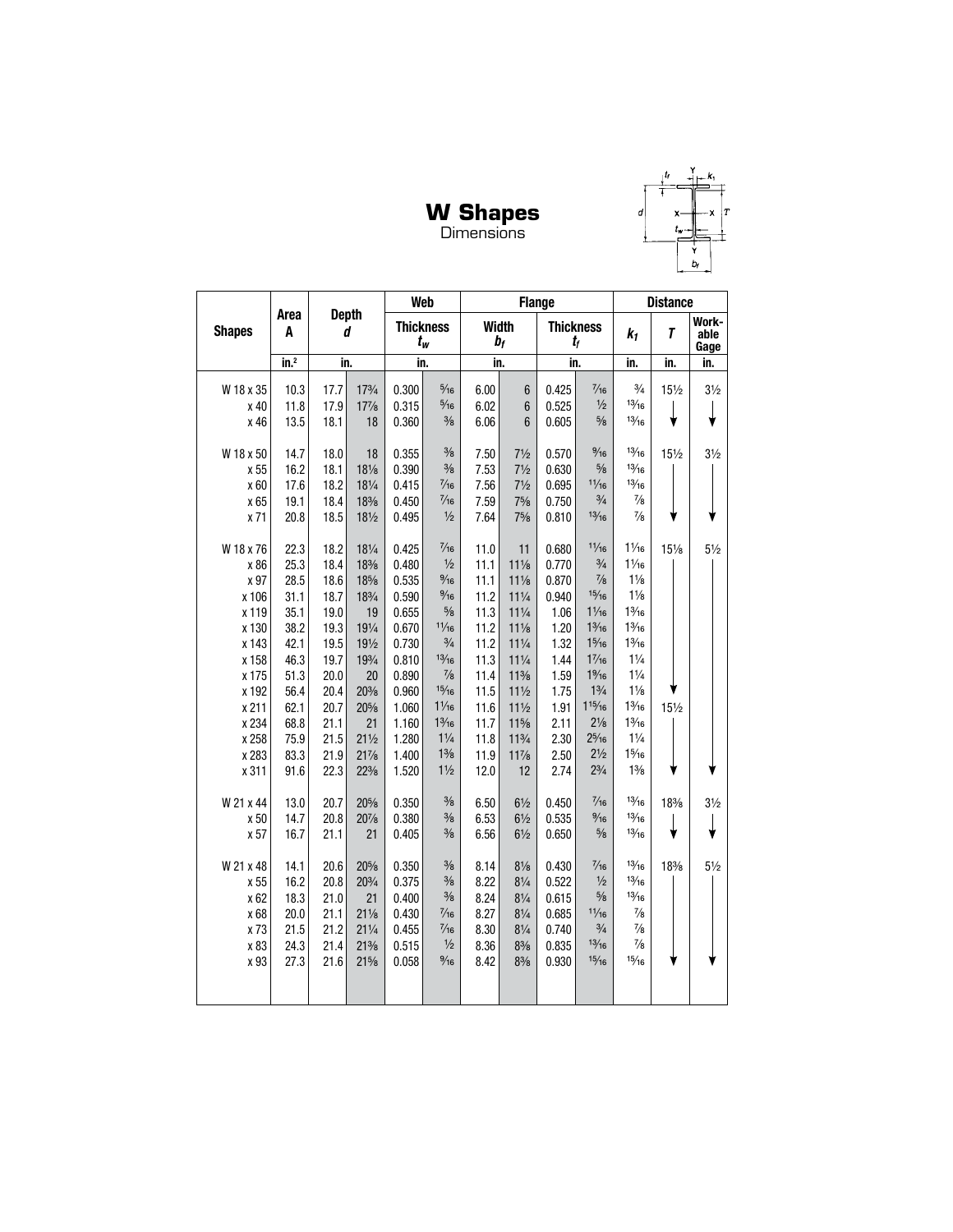# W Shapes

Dimensions

| Shapes | Area A | Depth d | | Web Thickness $t_w$ | | Flange Width $b_f$ | | Flange Thickness $t_f$ | | Distance $k_1$ | Distance T | Distance Workable Gage |
|---|---|---|---|---|---|---|---|---|---|---|---|---|
| | in.² | in. | | in. | | in. | | in. | | in. | in. | in. |
| W 18 x 35 | 10.3 | 17.7 | 17¾ | 0.300 | 5/16 | 6.00 | 6 | 0.425 | 7/16 | ¾ | 15½ | 3½ |
| x 40 | 11.8 | 17.9 | 17⅞ | 0.315 | 5/16 | 6.02 | 6 | 0.525 | ½ | 13/16 | | |
| x 46 | 13.5 | 18.1 | 18 | 0.360 | ⅜ | 6.06 | 6 | 0.605 | ⅝ | 13/16 | | |
| W 18 x 50 | 14.7 | 18.0 | 18 | 0.355 | ⅜ | 7.50 | 7½ | 0.570 | 9/16 | 13/16 | 15½ | 3½ |
| x 55 | 16.2 | 18.1 | 18⅛ | 0.390 | ⅜ | 7.53 | 7½ | 0.630 | ⅝ | 13/16 | | |
| x 60 | 17.6 | 18.2 | 18¼ | 0.415 | 7/16 | 7.56 | 7½ | 0.695 | 11/16 | 13/16 | | |
| x 65 | 19.1 | 18.4 | 18⅜ | 0.450 | 7/16 | 7.59 | 7⅝ | 0.750 | ¾ | ⅞ | | |
| x 71 | 20.8 | 18.5 | 18½ | 0.495 | ½ | 7.64 | 7⅝ | 0.810 | 13/16 | ⅞ | | |
| W 18 x 76 | 22.3 | 18.2 | 18¼ | 0.425 | 7/16 | 11.0 | 11 | 0.680 | 11/16 | 1 1/16 | 15⅛ | 5½ |
| x 86 | 25.3 | 18.4 | 18⅜ | 0.480 | ½ | 11.1 | 11⅛ | 0.770 | ¾ | 1 1/16 | | |
| x 97 | 28.5 | 18.6 | 18⅝ | 0.535 | 9/16 | 11.1 | 11⅛ | 0.870 | ⅞ | 1⅛ | | |
| x 106 | 31.1 | 18.7 | 18¾ | 0.590 | 9/16 | 11.2 | 11¼ | 0.940 | 15/16 | 1⅛ | | |
| x 119 | 35.1 | 19.0 | 19 | 0.655 | ⅝ | 11.3 | 11¼ | 1.06 | 1 1/16 | 1 3/16 | | |
| x 130 | 38.2 | 19.3 | 19¼ | 0.670 | 11/16 | 11.2 | 11⅛ | 1.20 | 1 3/16 | 1 3/16 | | |
| x 143 | 42.1 | 19.5 | 19½ | 0.730 | ¾ | 11.2 | 11¼ | 1.32 | 1 5/16 | 1 3/16 | | |
| x 158 | 46.3 | 19.7 | 19¾ | 0.810 | 13/16 | 11.3 | 11¼ | 1.44 | 1 7/16 | 1¼ | | |
| x 175 | 51.3 | 20.0 | 20 | 0.890 | ⅞ | 11.4 | 11⅜ | 1.59 | 1 9/16 | 1¼ | | |
| x 192 | 56.4 | 20.4 | 20⅜ | 0.960 | 15/16 | 11.5 | 11½ | 1.75 | 1¾ | 1⅞ | | |
| x 211 | 62.1 | 20.7 | 20⅝ | 1.060 | 1 1/16 | 11.6 | 11½ | 1.91 | 1 15/16 | 1 3/16 | 15½ | |
| x 234 | 68.8 | 21.1 | 21 | 1.160 | 1 3/16 | 11.7 | 11⅝ | 2.11 | 2⅛ | 1 3/16 | | |
| x 258 | 75.9 | 21.5 | 21½ | 1.280 | 1¼ | 11.8 | 11¾ | 2.30 | 2 5/16 | 1¼ | | |
| x 283 | 83.3 | 21.9 | 21⅞ | 1.400 | 1⅜ | 11.9 | 11⅞ | 2.50 | 2½ | 1 5/16 | | |
| x 311 | 91.6 | 22.3 | 22⅜ | 1.520 | 1½ | 12.0 | 12 | 2.74 | 2¾ | 1⅜ | | |
| W 21 x 44 | 13.0 | 20.7 | 20⅝ | 0.350 | ⅜ | 6.50 | 6½ | 0.450 | 7/16 | 13/16 | 18⅜ | 3½ |
| x 50 | 14.7 | 20.8 | 20⅞ | 0.380 | ⅜ | 6.53 | 6½ | 0.535 | 9/16 | 13/16 | | |
| x 57 | 16.7 | 21.1 | 21 | 0.405 | ⅜ | 6.56 | 6½ | 0.650 | ⅝ | 13/16 | | |
| W 21 x 48 | 14.1 | 20.6 | 20⅝ | 0.350 | ⅜ | 8.14 | 8⅛ | 0.430 | 7/16 | 13/16 | 18⅜ | 5½ |
| x 55 | 16.2 | 20.8 | 20¾ | 0.375 | ⅜ | 8.22 | 8¼ | 0.522 | ½ | 13/16 | | |
| x 62 | 18.3 | 21.0 | 21 | 0.400 | ⅜ | 8.24 | 8¼ | 0.615 | ⅝ | 13/16 | | |
| x 68 | 20.0 | 21.1 | 21⅛ | 0.430 | 7/16 | 8.27 | 8¼ | 0.685 | 11/16 | ⅞ | | |
| x 73 | 21.5 | 21.2 | 21¼ | 0.455 | 7/16 | 8.30 | 8¼ | 0.740 | ¾ | ⅞ | | |
| x 83 | 24.3 | 21.4 | 21⅜ | 0.515 | ½ | 8.36 | 8⅜ | 0.835 | 13/16 | ⅞ | | |
| x 93 | 27.3 | 21.6 | 21⅝ | 0.058 | 9/16 | 8.42 | 8⅜ | 0.930 | 15/16 | 15/16 | | |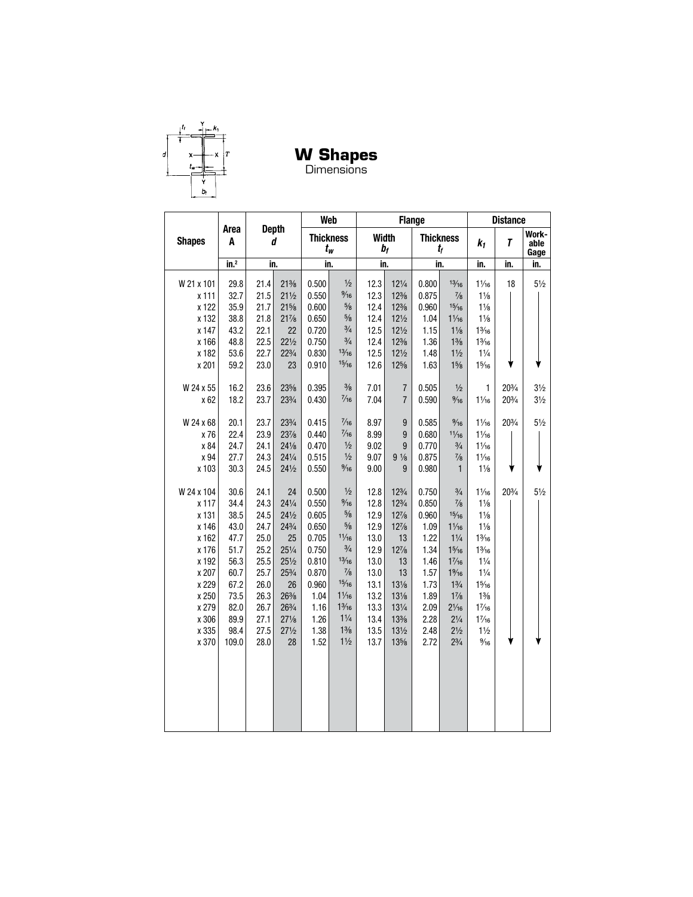# W Shapes
Dimensions

| Shapes | Area A | Depth d | | Web Thickness $t_w$ | | Flange Width $b_f$ | | Flange Thickness $t_f$ | | Distance $k_1$ | Distance T | Distance Workable Gage |
|---|---|---|---|---|---|---|---|---|---|---|---|---|
| | in.² | in. | | in. | | in. | | in. | | in. | in. | in. |
| W 21 x 101 | 29.8 | 21.4 | 21⅜ | 0.500 | ½ | 12.3 | 12¼ | 0.800 | 13⁄16 | 1 1⁄16 | 18 | 5½ |
| x 111 | 32.7 | 21.5 | 21½ | 0.550 | 9⁄16 | 12.3 | 12⅜ | 0.875 | ⅞ | 1⅛ | | |
| x 122 | 35.9 | 21.7 | 21⅝ | 0.600 | ⅝ | 12.4 | 12⅜ | 0.960 | 15⁄16 | 1⅛ | | |
| x 132 | 38.8 | 21.8 | 21⅞ | 0.650 | ⅝ | 12.4 | 12½ | 1.04 | 1 1⁄16 | 1⅛ | | |
| x 147 | 43.2 | 22.1 | 22 | 0.720 | ¾ | 12.5 | 12½ | 1.15 | 1⅛ | 1 3⁄16 | | |
| x 166 | 48.8 | 22.5 | 22½ | 0.750 | ¾ | 12.4 | 12⅜ | 1.36 | 1⅜ | 1 3⁄16 | | |
| x 182 | 53.6 | 22.7 | 22¾ | 0.830 | 13⁄16 | 12.5 | 12½ | 1.48 | 1½ | 1¼ | | |
| x 201 | 59.2 | 23.0 | 23 | 0.910 | 15⁄16 | 12.6 | 12⅝ | 1.63 | 1⅝ | 1 5⁄16 | | |
| W 24 x 55 | 16.2 | 23.6 | 23⅝ | 0.395 | ⅜ | 7.01 | 7 | 0.505 | ½ | 1 | 20¾ | 3½ |
| x 62 | 18.2 | 23.7 | 23¾ | 0.430 | 7⁄16 | 7.04 | 7 | 0.590 | 9⁄16 | 1 1⁄16 | 20¾ | 3½ |
| W 24 x 68 | 20.1 | 23.7 | 23¾ | 0.415 | 7⁄16 | 8.97 | 9 | 0.585 | 9⁄16 | 1 1⁄16 | 20¾ | 5½ |
| x 76 | 22.4 | 23.9 | 23⅞ | 0.440 | 7⁄16 | 8.99 | 9 | 0.680 | 11⁄16 | 1 1⁄16 | | |
| x 84 | 24.7 | 24.1 | 24⅛ | 0.470 | ½ | 9.02 | 9 | 0.770 | ¾ | 1 1⁄16 | | |
| x 94 | 27.7 | 24.3 | 24¼ | 0.515 | ½ | 9.07 | 9⅛ | 0.875 | ⅞ | 1 1⁄16 | | |
| x 103 | 30.3 | 24.5 | 24½ | 0.550 | 9⁄16 | 9.00 | 9 | 0.980 | 1 | 1⅛ | | |
| W 24 x 104 | 30.6 | 24.1 | 24 | 0.500 | ½ | 12.8 | 12¾ | 0.750 | ¾ | 1 1⁄16 | 20¾ | 5½ |
| x 117 | 34.4 | 24.3 | 24¼ | 0.550 | 9⁄16 | 12.8 | 12¾ | 0.850 | ⅞ | 1⅛ | | |
| x 131 | 38.5 | 24.5 | 24½ | 0.605 | ⅝ | 12.9 | 12⅞ | 0.960 | 15⁄16 | 1⅛ | | |
| x 146 | 43.0 | 24.7 | 24¾ | 0.650 | ⅝ | 12.9 | 12⅞ | 1.09 | 1 1⁄16 | 1⅛ | | |
| x 162 | 47.7 | 25.0 | 25 | 0.705 | 11⁄16 | 13.0 | 13 | 1.22 | 1¼ | 1 3⁄16 | | |
| x 176 | 51.7 | 25.2 | 25¼ | 0.750 | ¾ | 12.9 | 12⅞ | 1.34 | 1 5⁄16 | 1 3⁄16 | | |
| x 192 | 56.3 | 25.5 | 25½ | 0.810 | 13⁄16 | 13.0 | 13 | 1.46 | 1 7⁄16 | 1¼ | | |
| x 207 | 60.7 | 25.7 | 25¾ | 0.870 | ⅞ | 13.0 | 13 | 1.57 | 1 9⁄16 | 1¼ | | |
| x 229 | 67.2 | 26.0 | 26 | 0.960 | 15⁄16 | 13.1 | 13⅛ | 1.73 | 1¾ | 1 5⁄16 | | |
| x 250 | 73.5 | 26.3 | 26⅜ | 1.04 | 1 1⁄16 | 13.2 | 13⅛ | 1.89 | 1⅞ | 1⅜ | | |
| x 279 | 82.0 | 26.7 | 26¾ | 1.16 | 1 3⁄16 | 13.3 | 13¼ | 2.09 | 2 1⁄16 | 1 7⁄16 | | |
| x 306 | 89.9 | 27.1 | 27⅛ | 1.26 | 1¼ | 13.4 | 13⅜ | 2.28 | 2¼ | 1 7⁄16 | | |
| x 335 | 98.4 | 27.5 | 27½ | 1.38 | 1⅜ | 13.5 | 13½ | 2.48 | 2½ | 1½ | | |
| x 370 | 109.0 | 28.0 | 28 | 1.52 | 1½ | 13.7 | 13⅝ | 2.72 | 2¾ | 9⁄16 | | |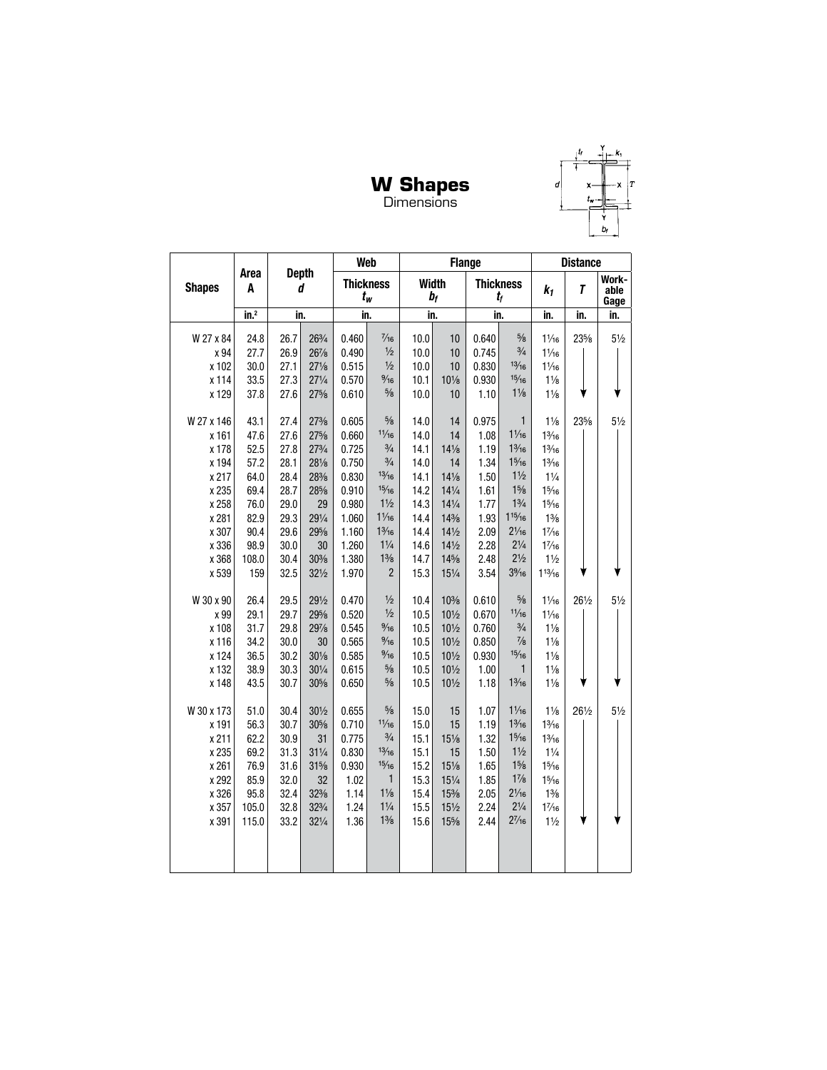# W Shapes

Dimensions

| Shapes | Area A | Depth d | | Web Thickness $t_w$ | | Flange Width $b_f$ | | Flange Thickness $t_f$ | | Distance $k_1$ | Distance $T$ | Workable Gage |
|---|---|---|---|---|---|---|---|---|---|---|---|---|
| | in.² | in. | | in. | | in. | | in. | | in. | in. | in. |
| W 27 x 84 | 24.8 | 26.7 | 26¾ | 0.460 | 7/16 | 10.0 | 10 | 0.640 | 5/8 | 1 1/16 | 23⅝ | 5½ |
| x 94 | 27.7 | 26.9 | 26⅞ | 0.490 | ½ | 10.0 | 10 | 0.745 | ¾ | 1 1/16 | | |
| x 102 | 30.0 | 27.1 | 27⅛ | 0.515 | ½ | 10.0 | 10 | 0.830 | 13/16 | 1 1/16 | | |
| x 114 | 33.5 | 27.3 | 27¼ | 0.570 | 9/16 | 10.1 | 10⅛ | 0.930 | 15/16 | 1⅛ | | |
| x 129 | 37.8 | 27.6 | 27⅝ | 0.610 | ⅝ | 10.0 | 10 | 1.10 | 1⅛ | 1⅛ | | |
| W 27 x 146 | 43.1 | 27.4 | 27⅜ | 0.605 | ⅝ | 14.0 | 14 | 0.975 | 1 | 1⅛ | 23⅝ | 5½ |
| x 161 | 47.6 | 27.6 | 27⅝ | 0.660 | 11/16 | 14.0 | 14 | 1.08 | 1 1/16 | 1 3/16 | | |
| x 178 | 52.5 | 27.8 | 27¾ | 0.725 | ¾ | 14.1 | 14⅛ | 1.19 | 1 3/16 | 1 3/16 | | |
| x 194 | 57.2 | 28.1 | 28⅛ | 0.750 | ¾ | 14.0 | 14 | 1.34 | 1 5/16 | 1 3/16 | | |
| x 217 | 64.0 | 28.4 | 28⅜ | 0.830 | 13/16 | 14.1 | 14⅛ | 1.50 | 1½ | 1¼ | | |
| x 235 | 69.4 | 28.7 | 28⅝ | 0.910 | 15/16 | 14.2 | 14¼ | 1.61 | 1⅝ | 1 5/16 | | |
| x 258 | 76.0 | 29.0 | 29 | 0.980 | 1½ | 14.3 | 14¼ | 1.77 | 1¾ | 1 5/16 | | |
| x 281 | 82.9 | 29.3 | 29¼ | 1.060 | 1 1/16 | 14.4 | 14⅜ | 1.93 | 1 15/16 | 1⅜ | | |
| x 307 | 90.4 | 29.6 | 29⅝ | 1.160 | 1 3/16 | 14.4 | 14½ | 2.09 | 2 1/16 | 1 7/16 | | |
| x 336 | 98.9 | 30.0 | 30 | 1.260 | 1¼ | 14.6 | 14½ | 2.28 | 2¼ | 1 7/16 | | |
| x 368 | 108.0 | 30.4 | 30⅜ | 1.380 | 1⅜ | 14.7 | 14⅝ | 2.48 | 2½ | 1½ | | |
| x 539 | 159 | 32.5 | 32½ | 1.970 | 2 | 15.3 | 15¼ | 3.54 | 3 9/16 | 1 13/16 | | |
| W 30 x 90 | 26.4 | 29.5 | 29½ | 0.470 | ½ | 10.4 | 10⅜ | 0.610 | ⅝ | 1 1/16 | 26½ | 5½ |
| x 99 | 29.1 | 29.7 | 29⅝ | 0.520 | ½ | 10.5 | 10½ | 0.670 | 11/16 | 1 1/16 | | |
| x 108 | 31.7 | 29.8 | 29⅞ | 0.545 | 9/16 | 10.5 | 10½ | 0.760 | ¾ | 1⅛ | | |
| x 116 | 34.2 | 30.0 | 30 | 0.565 | 9/16 | 10.5 | 10½ | 0.850 | ⅞ | 1⅛ | | |
| x 124 | 36.5 | 30.2 | 30⅛ | 0.585 | 9/16 | 10.5 | 10½ | 0.930 | 15/16 | 1⅛ | | |
| x 132 | 38.9 | 30.3 | 30¼ | 0.615 | ⅝ | 10.5 | 10½ | 1.00 | 1 | 1⅛ | | |
| x 148 | 43.5 | 30.7 | 30⅝ | 0.650 | ⅝ | 10.5 | 10½ | 1.18 | 1 3/16 | 1⅛ | | |
| W 30 x 173 | 51.0 | 30.4 | 30½ | 0.655 | ⅝ | 15.0 | 15 | 1.07 | 1 1/16 | 1⅛ | 26½ | 5½ |
| x 191 | 56.3 | 30.7 | 30⅝ | 0.710 | 11/16 | 15.0 | 15 | 1.19 | 1 3/16 | 1 3/16 | | |
| x 211 | 62.2 | 30.9 | 31 | 0.775 | ¾ | 15.1 | 15⅛ | 1.32 | 1 5/16 | 1 3/16 | | |
| x 235 | 69.2 | 31.3 | 31¼ | 0.830 | 13/16 | 15.1 | 15 | 1.50 | 1½ | 1¼ | | |
| x 261 | 76.9 | 31.6 | 31⅝ | 0.930 | 15/16 | 15.2 | 15⅛ | 1.65 | 1⅝ | 1 5/16 | | |
| x 292 | 85.9 | 32.0 | 32 | 1.02 | 1 | 15.3 | 15¼ | 1.85 | 1⅞ | 1 5/16 | | |
| x 326 | 95.8 | 32.4 | 32⅜ | 1.14 | 1⅛ | 15.4 | 15⅜ | 2.05 | 2 1/16 | 1⅜ | | |
| x 357 | 105.0 | 32.8 | 32¾ | 1.24 | 1¼ | 15.5 | 15½ | 2.24 | 2¼ | 1 7/16 | | |
| x 391 | 115.0 | 33.2 | 32¼ | 1.36 | 1⅜ | 15.6 | 15⅝ | 2.44 | 2 7/16 | 1½ | | |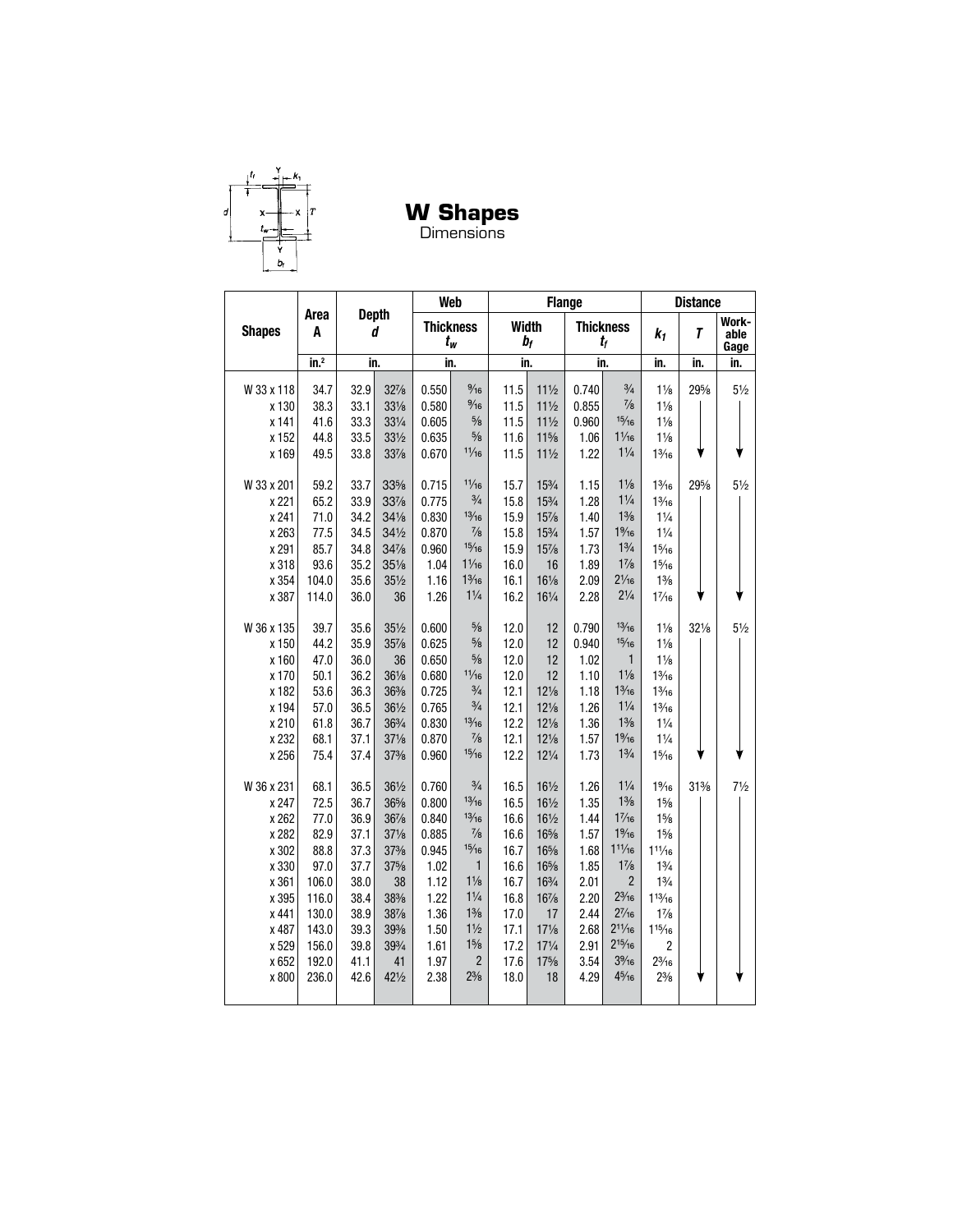# W Shapes

Dimensions

| Shapes | Area A | Depth d | | Web Thickness $t_w$ | | Flange Width $b_f$ | | Flange Thickness $t_f$ | | Distance $k_1$ | Distance $T$ | Workable Gage |
|---|---|---|---|---|---|---|---|---|---|---|---|---|
| | in.² | in. | | in. | | in. | | in. | | in. | in. | in. |
| W 33 x 118 | 34.7 | 32.9 | 32⅞ | 0.550 | 9⁄16 | 11.5 | 11½ | 0.740 | ¾ | 1⅛ | 29⅝ | 5½ |
| x 130 | 38.3 | 33.1 | 33⅛ | 0.580 | 9⁄16 | 11.5 | 11½ | 0.855 | ⅞ | 1⅛ | | |
| x 141 | 41.6 | 33.3 | 33¼ | 0.605 | ⅝ | 11.5 | 11½ | 0.960 | 15⁄16 | 1⅛ | | |
| x 152 | 44.8 | 33.5 | 33½ | 0.635 | ⅝ | 11.6 | 11⅝ | 1.06 | 1 1⁄16 | 1⅛ | | |
| x 169 | 49.5 | 33.8 | 33⅞ | 0.670 | 11⁄16 | 11.5 | 11½ | 1.22 | 1¼ | 1 3⁄16 | | |
| W 33 x 201 | 59.2 | 33.7 | 33⅝ | 0.715 | 11⁄16 | 15.7 | 15¾ | 1.15 | 1⅛ | 1 3⁄16 | 29⅝ | 5½ |
| x 221 | 65.2 | 33.9 | 33⅞ | 0.775 | ¾ | 15.8 | 15¾ | 1.28 | 1¼ | 1 3⁄16 | | |
| x 241 | 71.0 | 34.2 | 34⅛ | 0.830 | 13⁄16 | 15.9 | 15⅞ | 1.40 | 1⅜ | 1¼ | | |
| x 263 | 77.5 | 34.5 | 34½ | 0.870 | ⅞ | 15.8 | 15¾ | 1.57 | 1 9⁄16 | 1¼ | | |
| x 291 | 85.7 | 34.8 | 34⅞ | 0.960 | 15⁄16 | 15.9 | 15⅞ | 1.73 | 1¾ | 1 5⁄16 | | |
| x 318 | 93.6 | 35.2 | 35⅛ | 1.04 | 1 1⁄16 | 16.0 | 16 | 1.89 | 1⅞ | 1 5⁄16 | | |
| x 354 | 104.0 | 35.6 | 35½ | 1.16 | 1 3⁄16 | 16.1 | 16⅛ | 2.09 | 2 1⁄16 | 1⅜ | | |
| x 387 | 114.0 | 36.0 | 36 | 1.26 | 1¼ | 16.2 | 16¼ | 2.28 | 2¼ | 1 7⁄16 | | |
| W 36 x 135 | 39.7 | 35.6 | 35½ | 0.600 | ⅝ | 12.0 | 12 | 0.790 | 13⁄16 | 1⅛ | 32⅛ | 5½ |
| x 150 | 44.2 | 35.9 | 35⅞ | 0.625 | ⅝ | 12.0 | 12 | 0.940 | 15⁄16 | 1⅛ | | |
| x 160 | 47.0 | 36.0 | 36 | 0.650 | ⅝ | 12.0 | 12 | 1.02 | 1 | 1⅛ | | |
| x 170 | 50.1 | 36.2 | 36⅛ | 0.680 | 11⁄16 | 12.0 | 12 | 1.10 | 1⅛ | 1 3⁄16 | | |
| x 182 | 53.6 | 36.3 | 36⅜ | 0.725 | ¾ | 12.1 | 12⅛ | 1.18 | 1 3⁄16 | 1 3⁄16 | | |
| x 194 | 57.0 | 36.5 | 36½ | 0.765 | ¾ | 12.1 | 12⅛ | 1.26 | 1¼ | 1 3⁄16 | | |
| x 210 | 61.8 | 36.7 | 36¾ | 0.830 | 13⁄16 | 12.2 | 12⅛ | 1.36 | 1⅜ | 1¼ | | |
| x 232 | 68.1 | 37.1 | 37⅛ | 0.870 | ⅞ | 12.1 | 12⅛ | 1.57 | 1 9⁄16 | 1¼ | | |
| x 256 | 75.4 | 37.4 | 37⅜ | 0.960 | 15⁄16 | 12.2 | 12¼ | 1.73 | 1¾ | 1 5⁄16 | | |
| W 36 x 231 | 68.1 | 36.5 | 36½ | 0.760 | ¾ | 16.5 | 16½ | 1.26 | 1¼ | 1 9⁄16 | 31⅜ | 7½ |
| x 247 | 72.5 | 36.7 | 36⅝ | 0.800 | 13⁄16 | 16.5 | 16½ | 1.35 | 1⅜ | 1⅝ | | |
| x 262 | 77.0 | 36.9 | 36⅞ | 0.840 | 13⁄16 | 16.6 | 16½ | 1.44 | 1 7⁄16 | 1⅝ | | |
| x 282 | 82.9 | 37.1 | 37⅛ | 0.885 | ⅞ | 16.6 | 16⅝ | 1.57 | 1 9⁄16 | 1⅝ | | |
| x 302 | 88.8 | 37.3 | 37⅜ | 0.945 | 15⁄16 | 16.7 | 16⅝ | 1.68 | 1 11⁄16 | 1 11⁄16 | | |
| x 330 | 97.0 | 37.7 | 37⅝ | 1.02 | 1 | 16.6 | 16⅝ | 1.85 | 1⅞ | 1¾ | | |
| x 361 | 106.0 | 38.0 | 38 | 1.12 | 1⅛ | 16.7 | 16¾ | 2.01 | 2 | 1¾ | | |
| x 395 | 116.0 | 38.4 | 38⅜ | 1.22 | 1¼ | 16.8 | 16⅞ | 2.20 | 2 3⁄16 | 1 13⁄16 | | |
| x 441 | 130.0 | 38.9 | 38⅞ | 1.36 | 1⅜ | 17.0 | 17 | 2.44 | 2 7⁄16 | 1⅞ | | |
| x 487 | 143.0 | 39.3 | 39⅜ | 1.50 | 1½ | 17.1 | 17⅛ | 2.68 | 2 11⁄16 | 1 15⁄16 | | |
| x 529 | 156.0 | 39.8 | 39¾ | 1.61 | 1⅝ | 17.2 | 17¼ | 2.91 | 2 15⁄16 | 2 | | |
| x 652 | 192.0 | 41.1 | 41 | 1.97 | 2 | 17.6 | 17⅝ | 3.54 | 3 9⁄16 | 2 3⁄16 | | |
| x 800 | 236.0 | 42.6 | 42½ | 2.38 | 2⅜ | 18.0 | 18 | 4.29 | 4 5⁄16 | 2⅜ | | |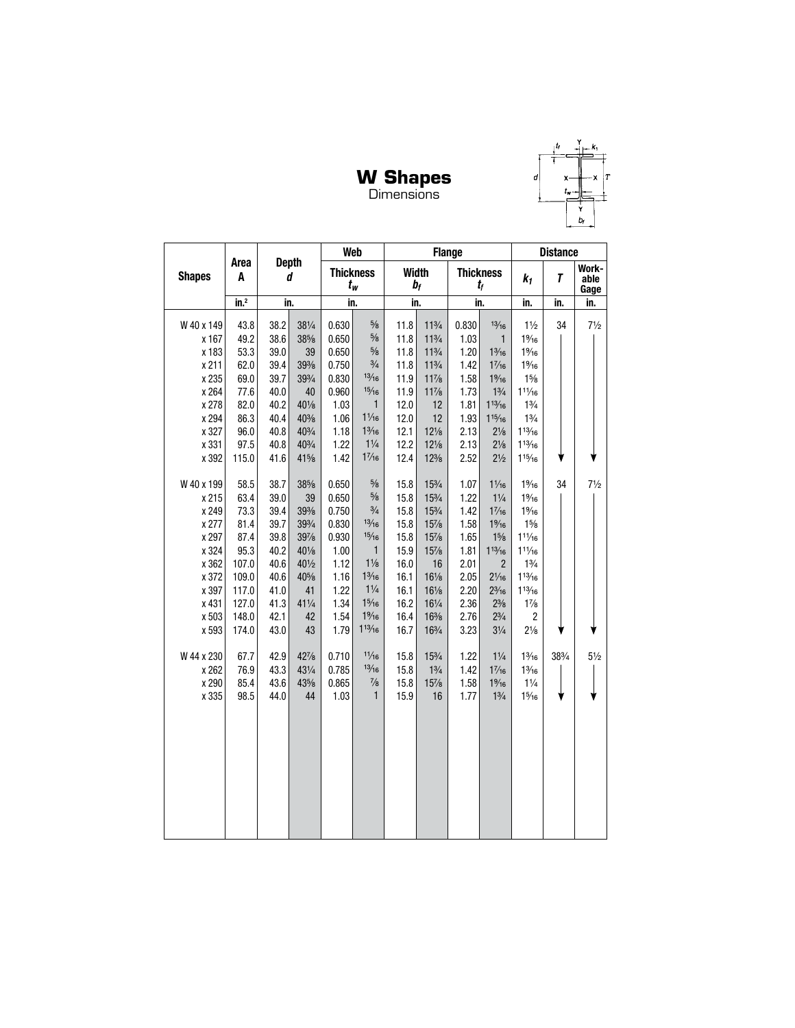# W Shapes

Dimensions

| Shapes | Area A | Depth d | | Web Thickness $t_w$ | | Flange Width $b_f$ | | Flange Thickness $t_f$ | | Distance $k_1$ | Distance T | Workable Gage |
|---|---|---|---|---|---|---|---|---|---|---|---|---|
| | in.² | in. | | in. | | in. | | in. | | in. | in. | in. |
| W 40 x 149 | 43.8 | 38.2 | 38¼ | 0.630 | ⅝ | 11.8 | 11¾ | 0.830 | 13⁄16 | 1½ | 34 | 7½ |
| x 167 | 49.2 | 38.6 | 38⅝ | 0.650 | ⅝ | 11.8 | 11¾ | 1.03 | 1 | 1 9⁄16 | | |
| x 183 | 53.3 | 39.0 | 39 | 0.650 | ⅝ | 11.8 | 11¾ | 1.20 | 1 3⁄16 | 1 9⁄16 | | |
| x 211 | 62.0 | 39.4 | 39⅜ | 0.750 | ¾ | 11.8 | 11¾ | 1.42 | 1 7⁄16 | 1 9⁄16 | | |
| x 235 | 69.0 | 39.7 | 39¾ | 0.830 | 13⁄16 | 11.9 | 11⅞ | 1.58 | 1 9⁄16 | 1⅝ | | |
| x 264 | 77.6 | 40.0 | 40 | 0.960 | 15⁄16 | 11.9 | 11⅞ | 1.73 | 1¾ | 1 11⁄16 | | |
| x 278 | 82.0 | 40.2 | 40⅛ | 1.03 | 1 | 12.0 | 12 | 1.81 | 1 13⁄16 | 1¾ | | |
| x 294 | 86.3 | 40.4 | 40⅜ | 1.06 | 1 1⁄16 | 12.0 | 12 | 1.93 | 1 15⁄16 | 1¾ | | |
| x 327 | 96.0 | 40.8 | 40¾ | 1.18 | 1 3⁄16 | 12.1 | 12⅛ | 2.13 | 2⅛ | 1 13⁄16 | | |
| x 331 | 97.5 | 40.8 | 40¾ | 1.22 | 1¼ | 12.2 | 12⅛ | 2.13 | 2⅛ | 1 13⁄16 | | |
| x 392 | 115.0 | 41.6 | 41⅝ | 1.42 | 1 7⁄16 | 12.4 | 12⅜ | 2.52 | 2½ | 1 15⁄16 | ↓ | ↓ |
| W 40 x 199 | 58.5 | 38.7 | 38⅝ | 0.650 | ⅝ | 15.8 | 15¾ | 1.07 | 1 1⁄16 | 1 9⁄16 | 34 | 7½ |
| x 215 | 63.4 | 39.0 | 39 | 0.650 | ⅝ | 15.8 | 15¾ | 1.22 | 1¼ | 1 9⁄16 | | |
| x 249 | 73.3 | 39.4 | 39⅜ | 0.750 | ¾ | 15.8 | 15¾ | 1.42 | 1 7⁄16 | 1 9⁄16 | | |
| x 277 | 81.4 | 39.7 | 39¾ | 0.830 | 13⁄16 | 15.8 | 15⅞ | 1.58 | 1 9⁄16 | 1⅝ | | |
| x 297 | 87.4 | 39.8 | 39⅞ | 0.930 | 15⁄16 | 15.8 | 15⅞ | 1.65 | 1⅝ | 1 11⁄16 | | |
| x 324 | 95.3 | 40.2 | 40⅛ | 1.00 | 1 | 15.9 | 15⅞ | 1.81 | 1 13⁄16 | 1 11⁄16 | | |
| x 362 | 107.0 | 40.6 | 40½ | 1.12 | 1⅛ | 16.0 | 16 | 2.01 | 2 | 1¾ | | |
| x 372 | 109.0 | 40.6 | 40⅝ | 1.16 | 1 3⁄16 | 16.1 | 16⅛ | 2.05 | 2 1⁄16 | 1 13⁄16 | | |
| x 397 | 117.0 | 41.0 | 41 | 1.22 | 1¼ | 16.1 | 16⅛ | 2.20 | 2 3⁄16 | 1 13⁄16 | | |
| x 431 | 127.0 | 41.3 | 41¼ | 1.34 | 1 5⁄16 | 16.2 | 16¼ | 2.36 | 2⅜ | 1⅞ | | |
| x 503 | 148.0 | 42.1 | 42 | 1.54 | 1 9⁄16 | 16.4 | 16⅜ | 2.76 | 2¾ | 2 | | |
| x 593 | 174.0 | 43.0 | 43 | 1.79 | 1 13⁄16 | 16.7 | 16¾ | 3.23 | 3¼ | 2⅛ | ↓ | ↓ |
| W 44 x 230 | 67.7 | 42.9 | 42⅞ | 0.710 | 11⁄16 | 15.8 | 15¾ | 1.22 | 1¼ | 1 3⁄16 | 38¾ | 5½ |
| x 262 | 76.9 | 43.3 | 43¼ | 0.785 | 13⁄16 | 15.8 | 1¾ | 1.42 | 1 7⁄16 | 1 3⁄16 | | |
| x 290 | 85.4 | 43.6 | 43⅝ | 0.865 | ⅞ | 15.8 | 15⅞ | 1.58 | 1 9⁄16 | 1¼ | | |
| x 335 | 98.5 | 44.0 | 44 | 1.03 | 1 | 15.9 | 16 | 1.77 | 1¾ | 1 5⁄16 | ↓ | ↓ |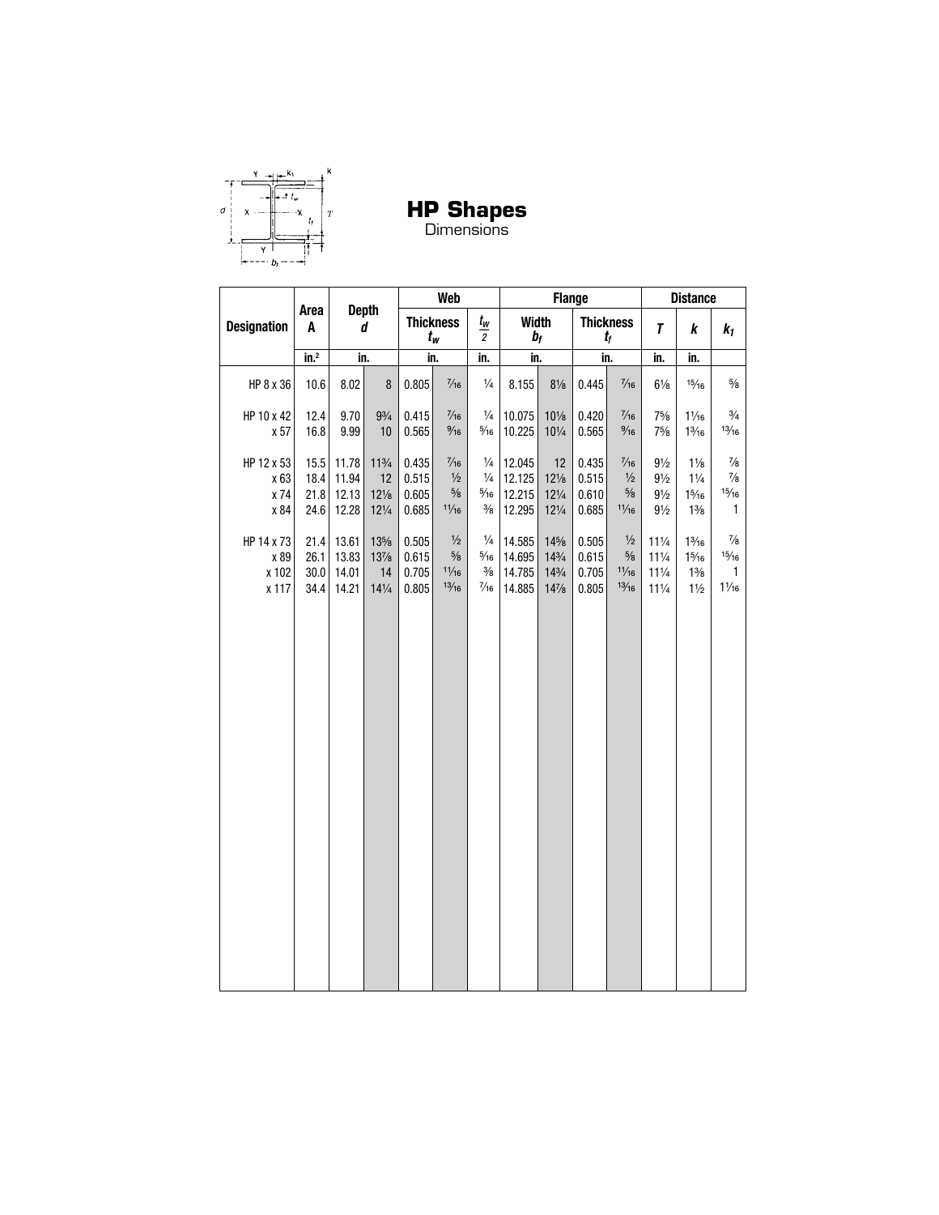# HP Shapes

Dimensions

| Designation | Area A | Depth d | | Web | | | Flange | | | | Distance | | |
|---|---|---|---|---|---|---|---|---|---|---|---|---|---|
| | | | | Thickness $t_w$ | | $\frac{t_w}{2}$ | Width $b_f$ | | Thickness $t_f$ | | $T$ | $k$ | $k_1$ |
| | in.² | in. | | in. | | in. | in. | | in. | | in. | in. | |
| HP 8 x 36 | 10.6 | 8.02 | 8 | 0.805 | 7/16 | 1/4 | 8.155 | 8 1/8 | 0.445 | 7/16 | 6 1/8 | 15/16 | 5/8 |
| HP 10 x 42 | 12.4 | 9.70 | 9 3/4 | 0.415 | 7/16 | 1/4 | 10.075 | 10 1/8 | 0.420 | 7/16 | 7 5/8 | 1 1/16 | 3/4 |
| x 57 | 16.8 | 9.99 | 10 | 0.565 | 9/16 | 5/16 | 10.225 | 10 1/4 | 0.565 | 9/16 | 7 5/8 | 1 3/16 | 13/16 |
| HP 12 x 53 | 15.5 | 11.78 | 11 3/4 | 0.435 | 7/16 | 1/4 | 12.045 | 12 | 0.435 | 7/16 | 9 1/2 | 1 1/8 | 7/8 |
| x 63 | 18.4 | 11.94 | 12 | 0.515 | 1/2 | 1/4 | 12.125 | 12 1/8 | 0.515 | 1/2 | 9 1/2 | 1 1/4 | 7/8 |
| x 74 | 21.8 | 12.13 | 12 1/8 | 0.605 | 5/8 | 5/16 | 12.215 | 12 1/4 | 0.610 | 5/8 | 9 1/2 | 1 5/16 | 15/16 |
| x 84 | 24.6 | 12.28 | 12 1/4 | 0.685 | 11/16 | 3/8 | 12.295 | 12 1/4 | 0.685 | 11/16 | 9 1/2 | 1 3/8 | 1 |
| HP 14 x 73 | 21.4 | 13.61 | 13 5/8 | 0.505 | 1/2 | 1/4 | 14.585 | 14 5/8 | 0.505 | 1/2 | 11 1/4 | 1 3/16 | 7/8 |
| x 89 | 26.1 | 13.83 | 13 7/8 | 0.615 | 5/8 | 5/16 | 14.695 | 14 3/4 | 0.615 | 5/8 | 11 1/4 | 1 5/16 | 15/16 |
| x 102 | 30.0 | 14.01 | 14 | 0.705 | 11/16 | 3/8 | 14.785 | 14 3/4 | 0.705 | 11/16 | 11 1/4 | 1 3/8 | 1 |
| x 117 | 34.4 | 14.21 | 14 1/4 | 0.805 | 13/16 | 7/16 | 14.885 | 14 7/8 | 0.805 | 13/16 | 11 1/4 | 1 1/2 | 1 1/16 |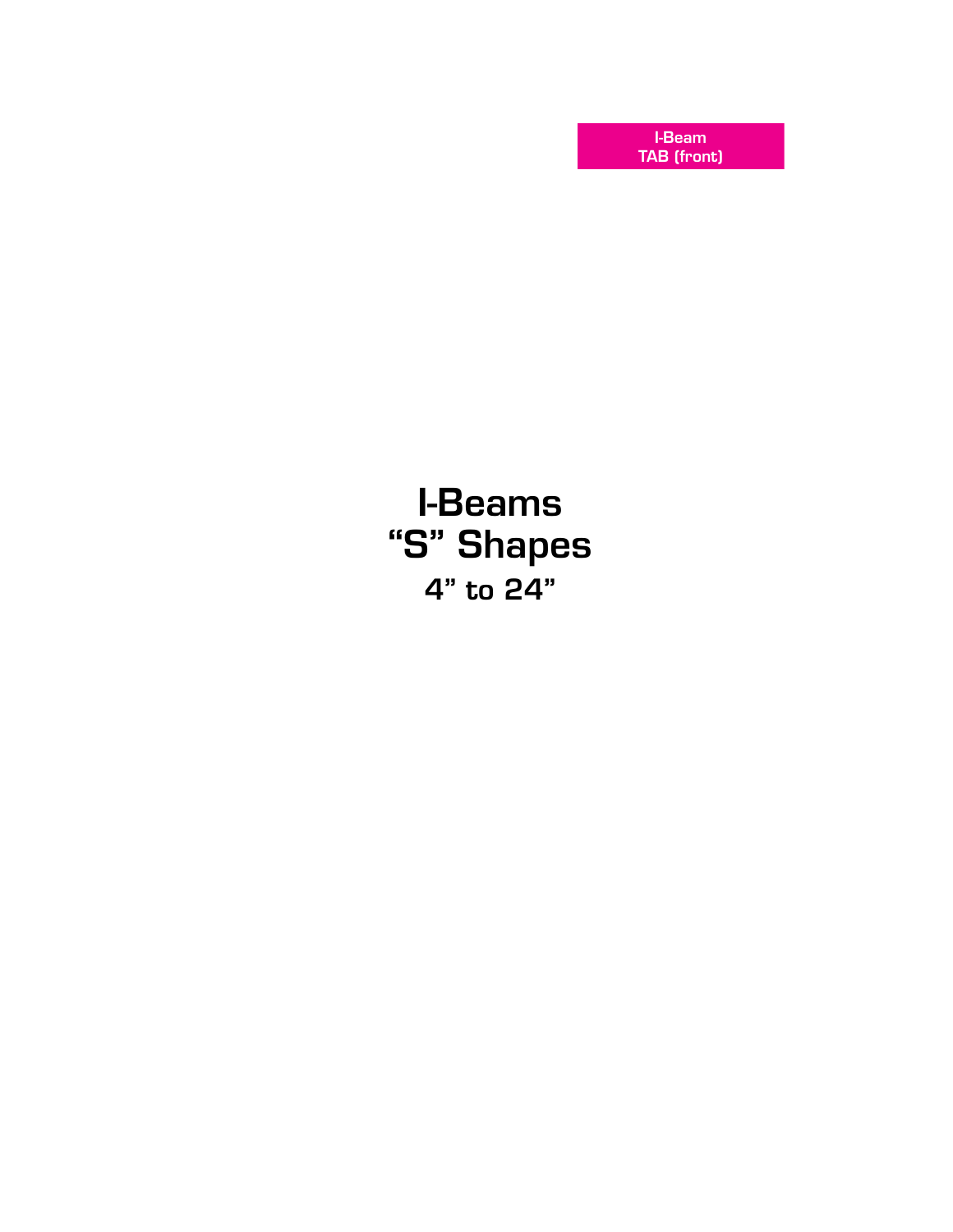I-Beam
TAB (front)

# I-Beams
# "S" Shapes
## 4" to 24"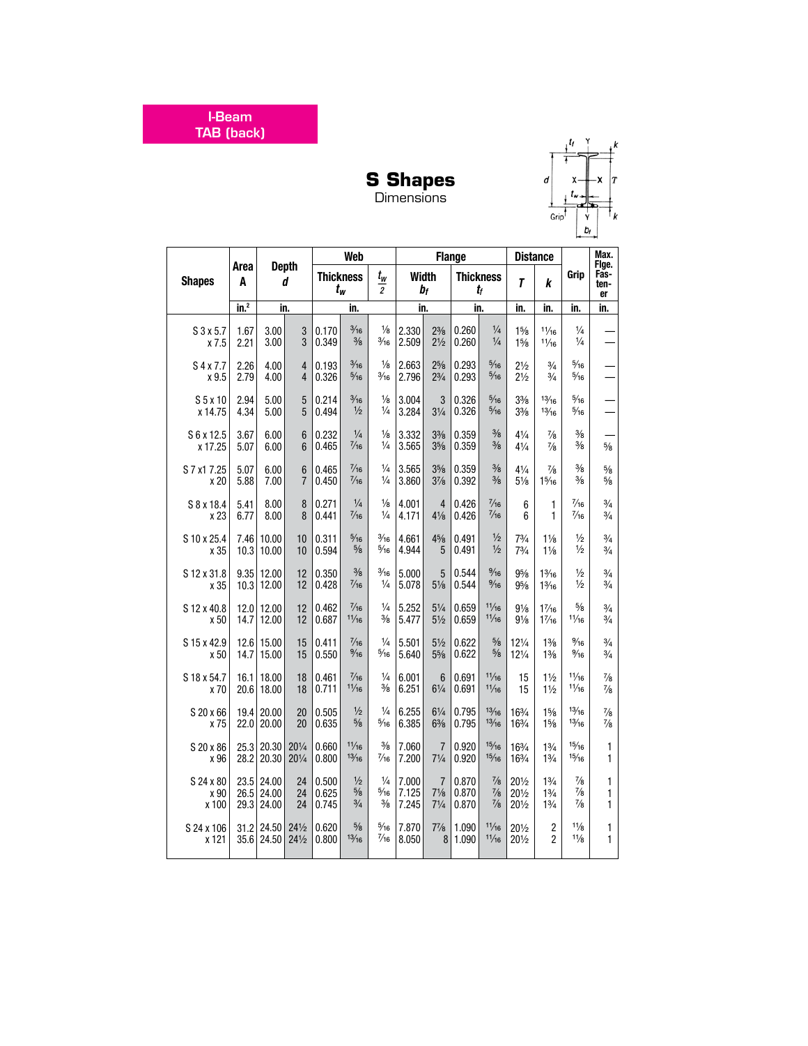I-Beam
TAB (back)

# S Shapes
Dimensions

| Shapes | Area A | Depth d | | Web | | | Flange | | | | Distance | | Grip | Max. Flge. Fastener |
|---|---|---|---|---|---|---|---|---|---|---|---|---|---|---|
| | | | | Thickness $t_w$ | | $\frac{t_w}{2}$ | Width $b_f$ | | Thickness $t_f$ | | $T$ | $k$ | | |
| | in.² | in. | | in. | | | in. | | in. | | in. | in. | in. | in. |
| S 3 x 5.7 | 1.67 | 3.00 | 3 | 0.170 | 3/16 | 1/8 | 2.330 | 2 3/8 | 0.260 | 1/4 | 1 5/8 | 11/16 | 1/4 | — |
| x 7.5 | 2.21 | 3.00 | 3 | 0.349 | 3/8 | 3/16 | 2.509 | 2 1/2 | 0.260 | 1/4 | 1 5/8 | 11/16 | 1/4 | — |
| S 4 x 7.7 | 2.26 | 4.00 | 4 | 0.193 | 3/16 | 1/8 | 2.663 | 2 5/8 | 0.293 | 5/16 | 2 1/2 | 3/4 | 5/16 | — |
| x 9.5 | 2.79 | 4.00 | 4 | 0.326 | 5/16 | 3/16 | 2.796 | 2 3/4 | 0.293 | 5/16 | 2 1/2 | 3/4 | 5/16 | — |
| S 5 x 10 | 2.94 | 5.00 | 5 | 0.214 | 3/16 | 1/8 | 3.004 | 3 | 0.326 | 5/16 | 3 3/8 | 13/16 | 5/16 | — |
| x 14.75 | 4.34 | 5.00 | 5 | 0.494 | 1/2 | 1/4 | 3.284 | 3 1/4 | 0.326 | 5/16 | 3 3/8 | 13/16 | 5/16 | — |
| S 6 x 12.5 | 3.67 | 6.00 | 6 | 0.232 | 1/4 | 1/8 | 3.332 | 3 3/8 | 0.359 | 3/8 | 4 1/4 | 7/8 | 3/8 | — |
| x 17.25 | 5.07 | 6.00 | 6 | 0.465 | 7/16 | 1/4 | 3.565 | 3 5/8 | 0.359 | 3/8 | 4 1/4 | 7/8 | 3/8 | 5/8 |
| S 7 x1 7.25 | 5.07 | 6.00 | 6 | 0.465 | 7/16 | 1/4 | 3.565 | 3 5/8 | 0.359 | 3/8 | 4 1/4 | 7/8 | 3/8 | 5/8 |
| x 20 | 5.88 | 7.00 | 7 | 0.450 | 7/16 | 1/4 | 3.860 | 3 7/8 | 0.392 | 3/8 | 5 1/8 | 15/16 | 3/8 | 5/8 |
| S 8 x 18.4 | 5.41 | 8.00 | 8 | 0.271 | 1/4 | 1/8 | 4.001 | 4 | 0.426 | 7/16 | 6 | 1 | 7/16 | 3/4 |
| x 23 | 6.77 | 8.00 | 8 | 0.441 | 7/16 | 1/4 | 4.171 | 4 1/8 | 0.426 | 7/16 | 6 | 1 | 7/16 | 3/4 |
| S 10 x 25.4 | 7.46 | 10.00 | 10 | 0.311 | 5/16 | 3/16 | 4.661 | 4 5/8 | 0.491 | 1/2 | 7 3/4 | 1 1/8 | 1/2 | 3/4 |
| x 35 | 10.3 | 10.00 | 10 | 0.594 | 5/8 | 5/16 | 4.944 | 5 | 0.491 | 1/2 | 7 3/4 | 1 1/8 | 1/2 | 3/4 |
| S 12 x 31.8 | 9.35 | 12.00 | 12 | 0.350 | 3/8 | 3/16 | 5.000 | 5 | 0.544 | 9/16 | 9 5/8 | 1 3/16 | 1/2 | 3/4 |
| x 35 | 10.3 | 12.00 | 12 | 0.428 | 7/16 | 1/4 | 5.078 | 5 1/8 | 0.544 | 9/16 | 9 5/8 | 1 3/16 | 1/2 | 3/4 |
| S 12 x 40.8 | 12.0 | 12.00 | 12 | 0.462 | 7/16 | 1/4 | 5.252 | 5 1/4 | 0.659 | 11/16 | 9 1/8 | 1 7/16 | 5/8 | 3/4 |
| x 50 | 14.7 | 12.00 | 12 | 0.687 | 11/16 | 3/8 | 5.477 | 5 1/2 | 0.659 | 11/16 | 9 1/8 | 1 7/16 | 11/16 | 3/4 |
| S 15 x 42.9 | 12.6 | 15.00 | 15 | 0.411 | 7/16 | 1/4 | 5.501 | 5 1/2 | 0.622 | 5/8 | 12 1/4 | 1 3/8 | 9/16 | 3/4 |
| x 50 | 14.7 | 15.00 | 15 | 0.550 | 9/16 | 5/16 | 5.640 | 5 5/8 | 0.622 | 5/8 | 12 1/4 | 1 3/8 | 9/16 | 3/4 |
| S 18 x 54.7 | 16.1 | 18.00 | 18 | 0.461 | 7/16 | 1/4 | 6.001 | 6 | 0.691 | 11/16 | 15 | 1 1/2 | 11/16 | 7/8 |
| x 70 | 20.6 | 18.00 | 18 | 0.711 | 11/16 | 3/8 | 6.251 | 6 1/4 | 0.691 | 11/16 | 15 | 1 1/2 | 11/16 | 7/8 |
| S 20 x 66 | 19.4 | 20.00 | 20 | 0.505 | 1/2 | 1/4 | 6.255 | 6 1/4 | 0.795 | 13/16 | 16 3/4 | 1 5/8 | 13/16 | 7/8 |
| x 75 | 22.0 | 20.00 | 20 | 0.635 | 5/8 | 5/16 | 6.385 | 6 3/8 | 0.795 | 13/16 | 16 3/4 | 1 5/8 | 13/16 | 7/8 |
| S 20 x 86 | 25.3 | 20.30 | 20 1/4 | 0.660 | 11/16 | 3/8 | 7.060 | 7 | 0.920 | 15/16 | 16 3/4 | 1 3/4 | 15/16 | 1 |
| x 96 | 28.2 | 20.30 | 20 1/4 | 0.800 | 13/16 | 7/16 | 7.200 | 7 1/4 | 0.920 | 15/16 | 16 3/4 | 1 3/4 | 15/16 | 1 |
| S 24 x 80 | 23.5 | 24.00 | 24 | 0.500 | 1/2 | 1/4 | 7.000 | 7 | 0.870 | 7/8 | 20 1/2 | 1 3/4 | 7/8 | 1 |
| x 90 | 26.5 | 24.00 | 24 | 0.625 | 5/8 | 5/16 | 7.125 | 7 1/8 | 0.870 | 7/8 | 20 1/2 | 1 3/4 | 7/8 | 1 |
| x 100 | 29.3 | 24.00 | 24 | 0.745 | 3/4 | 3/8 | 7.245 | 7 1/4 | 0.870 | 7/8 | 20 1/2 | 1 3/4 | 7/8 | 1 |
| S 24 x 106 | 31.2 | 24.50 | 24 1/2 | 0.620 | 5/8 | 5/16 | 7.870 | 7 7/8 | 1.090 | 11/16 | 20 1/2 | 2 | 1 1/8 | 1 |
| x 121 | 35.6 | 24.50 | 24 1/2 | 0.800 | 13/16 | 7/16 | 8.050 | 8 | 1.090 | 11/16 | 20 1/2 | 2 | 1 1/8 | 1 |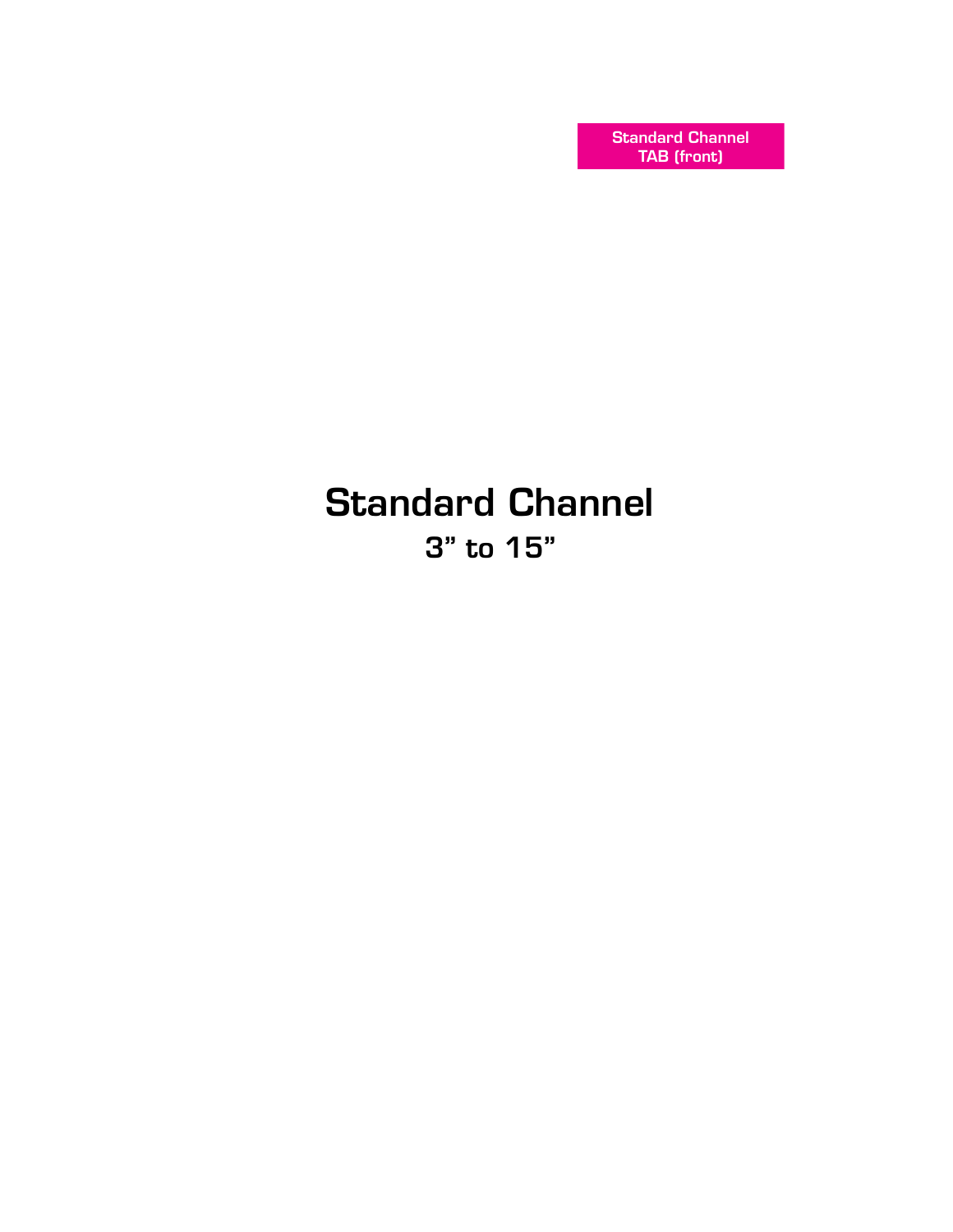Standard Channel
TAB (front)

# Standard Channel

## 3” to 15”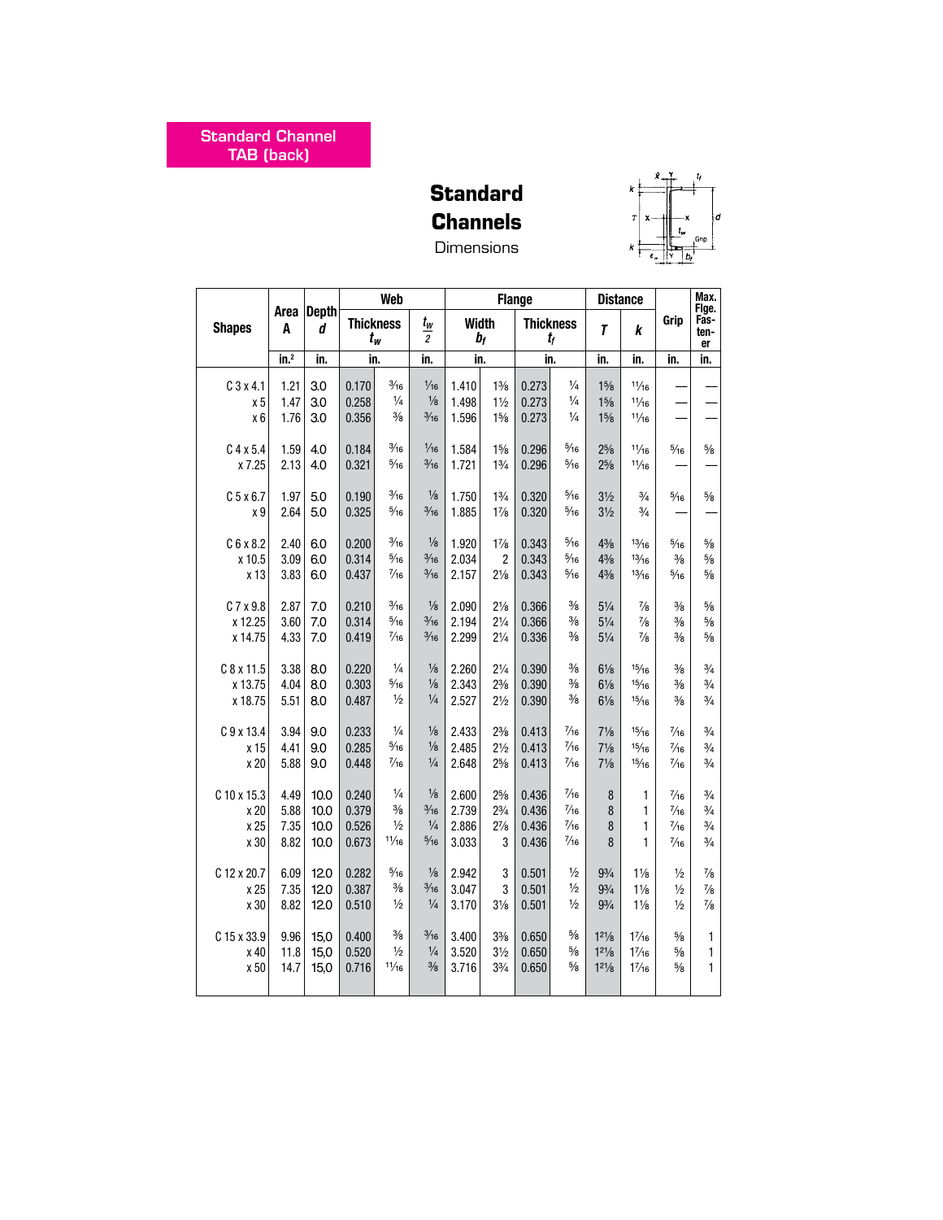Standard Channel TAB (back)

# Standard Channels

Dimensions

| Shapes | Area $A$ | Depth $d$ | Web | | | Flange | | | | Distance | | Grip | Max. Flge. Fastener |
|---|---|---|---|---|---|---|---|---|---|---|---|---|---|
| | | | Thickness $t_w$ | | $\frac{t_w}{2}$ | Width $b_f$ | | Thickness $t_f$ | | $T$ | $k$ | | |
| | in.$^2$ | in. | in. | | in. | in. | | in. | | in. | in. | in. | in. |
| C 3 x 4.1 | 1.21 | 3.0 | 0.170 | 3/16 | 1/16 | 1.410 | 1⅜ | 0.273 | ¼ | 1⅝ | 11/16 | — | — |
| x 5 | 1.47 | 3.0 | 0.258 | ¼ | ⅛ | 1.498 | 1½ | 0.273 | ¼ | 1⅝ | 11/16 | — | — |
| x 6 | 1.76 | 3.0 | 0.356 | ⅜ | 3/16 | 1.596 | 1⅝ | 0.273 | ¼ | 1⅝ | 11/16 | — | — |
| C 4 x 5.4 | 1.59 | 4.0 | 0.184 | 3/16 | 1/16 | 1.584 | 1⅝ | 0.296 | 5/16 | 2⅝ | 11/16 | 5/16 | ⅝ |
| x 7.25 | 2.13 | 4.0 | 0.321 | 5/16 | 3/16 | 1.721 | 1¾ | 0.296 | 5/16 | 2⅝ | 11/16 | — | — |
| C 5 x 6.7 | 1.97 | 5.0 | 0.190 | 3/16 | ⅛ | 1.750 | 1¾ | 0.320 | 5/16 | 3½ | ¾ | 5/16 | ⅝ |
| x 9 | 2.64 | 5.0 | 0.325 | 5/16 | 3/16 | 1.885 | 1⅞ | 0.320 | 5/16 | 3½ | ¾ | — | — |
| C 6 x 8.2 | 2.40 | 6.0 | 0.200 | 3/16 | ⅛ | 1.920 | 1⅞ | 0.343 | 5/16 | 4⅜ | 13/16 | 5/16 | ⅝ |
| x 10.5 | 3.09 | 6.0 | 0.314 | 5/16 | 3/16 | 2.034 | 2 | 0.343 | 5/16 | 4⅜ | 13/16 | ⅜ | ⅝ |
| x 13 | 3.83 | 6.0 | 0.437 | 7/16 | 3/16 | 2.157 | 2⅛ | 0.343 | 5/16 | 4⅜ | 13/16 | 5/16 | ⅝ |
| C 7 x 9.8 | 2.87 | 7.0 | 0.210 | 3/16 | ⅛ | 2.090 | 2⅛ | 0.366 | ⅜ | 5¼ | ⅞ | ⅜ | ⅝ |
| x 12.25 | 3.60 | 7.0 | 0.314 | 5/16 | 3/16 | 2.194 | 2¼ | 0.366 | ⅜ | 5¼ | ⅞ | ⅜ | ⅝ |
| x 14.75 | 4.33 | 7.0 | 0.419 | 7/16 | 3/16 | 2.299 | 2¼ | 0.336 | ⅜ | 5¼ | ⅞ | ⅜ | ⅝ |
| C 8 x 11.5 | 3.38 | 8.0 | 0.220 | ¼ | ⅛ | 2.260 | 2¼ | 0.390 | ⅜ | 6⅛ | 15/16 | ⅜ | ¾ |
| x 13.75 | 4.04 | 8.0 | 0.303 | 5/16 | ⅛ | 2.343 | 2⅜ | 0.390 | ⅜ | 6⅛ | 15/16 | ⅜ | ¾ |
| x 18.75 | 5.51 | 8.0 | 0.487 | ½ | ¼ | 2.527 | 2½ | 0.390 | ⅜ | 6⅛ | 15/16 | ⅜ | ¾ |
| C 9 x 13.4 | 3.94 | 9.0 | 0.233 | ¼ | ⅛ | 2.433 | 2⅜ | 0.413 | 7/16 | 7⅛ | 15/16 | 7/16 | ¾ |
| x 15 | 4.41 | 9.0 | 0.285 | 5/16 | ⅛ | 2.485 | 2½ | 0.413 | 7/16 | 7⅛ | 15/16 | 7/16 | ¾ |
| x 20 | 5.88 | 9.0 | 0.448 | 7/16 | ¼ | 2.648 | 2⅝ | 0.413 | 7/16 | 7⅛ | 15/16 | 7/16 | ¾ |
| C 10 x 15.3 | 4.49 | 10.0 | 0.240 | ¼ | ⅛ | 2.600 | 2⅝ | 0.436 | 7/16 | 8 | 1 | 7/16 | ¾ |
| x 20 | 5.88 | 10.0 | 0.379 | ⅜ | 3/16 | 2.739 | 2¾ | 0.436 | 7/16 | 8 | 1 | 7/16 | ¾ |
| x 25 | 7.35 | 10.0 | 0.526 | ½ | ¼ | 2.886 | 2⅞ | 0.436 | 7/16 | 8 | 1 | 7/16 | ¾ |
| x 30 | 8.82 | 10.0 | 0.673 | 11/16 | 5/16 | 3.033 | 3 | 0.436 | 7/16 | 8 | 1 | 7/16 | ¾ |
| C 12 x 20.7 | 6.09 | 12.0 | 0.282 | 5/16 | ⅛ | 2.942 | 3 | 0.501 | ½ | 9¾ | 1⅛ | ½ | ⅞ |
| x 25 | 7.35 | 12.0 | 0.387 | ⅜ | 3/16 | 3.047 | 3 | 0.501 | ½ | 9¾ | 1⅛ | ½ | ⅞ |
| x 30 | 8.82 | 12.0 | 0.510 | ½ | ¼ | 3.170 | 3⅛ | 0.501 | ½ | 9¾ | 1⅛ | ½ | ⅞ |
| C 15 x 33.9 | 9.96 | 15.0 | 0.400 | ⅜ | 3/16 | 3.400 | 3⅜ | 0.650 | ⅝ | 12⅛ | 1 7/16 | ⅝ | 1 |
| x 40 | 11.8 | 15.0 | 0.520 | ½ | ¼ | 3.520 | 3½ | 0.650 | ⅝ | 12⅛ | 1 7/16 | ⅝ | 1 |
| x 50 | 14.7 | 15.0 | 0.716 | 11/16 | ⅜ | 3.716 | 3¾ | 0.650 | ⅝ | 12⅛ | 1 7/16 | ⅝ | 1 |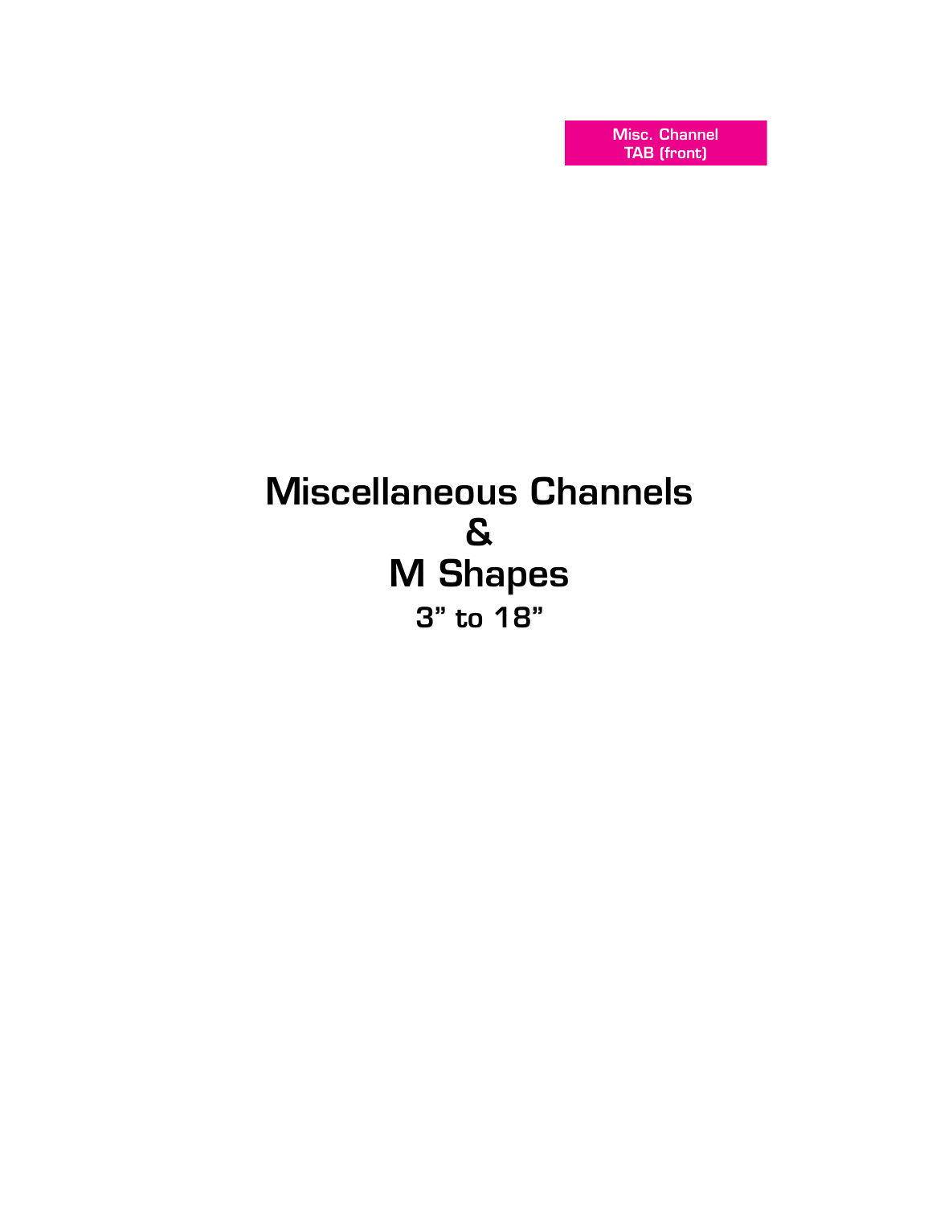Misc. Channel
TAB (front)

# Miscellaneous Channels
# &
# M Shapes
## 3” to 18”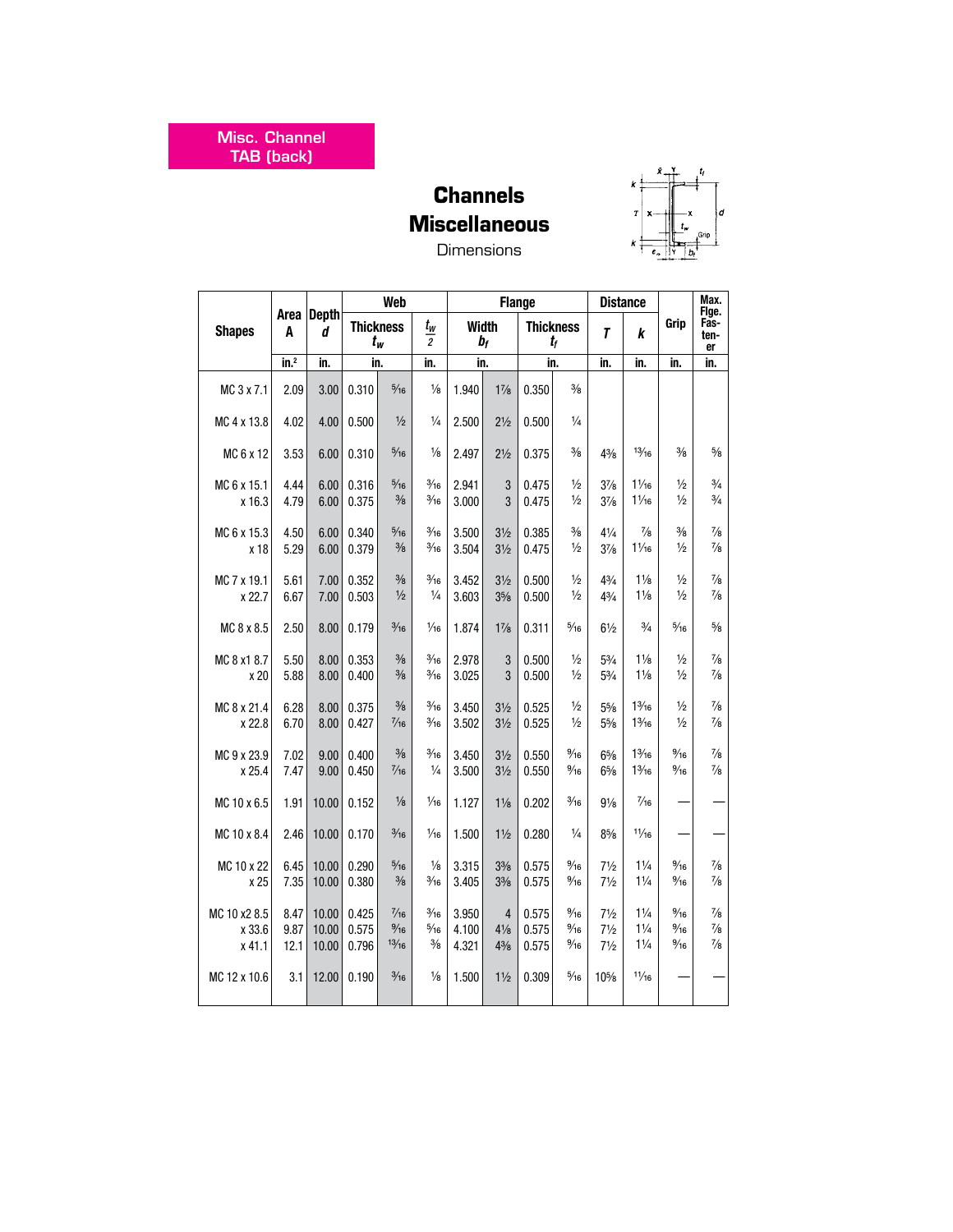Misc. Channel TAB (back)

# Channels Miscellaneous

Dimensions

| Shapes | Area A | Depth d | Web | | | Flange | | | | Distance | | Grip | Max. Flge. Fas-ten-er |
|---|---|---|---|---|---|---|---|---|---|---|---|---|---|
| | | | Thickness $t_w$ | | $\frac{t_w}{2}$ | Width $b_f$ | | Thickness $t_f$ | | $T$ | $k$ | | |
| | in.² | in. | in. | | in. | in. | | in. | | in. | in. | in. | in. |
| MC 3 x 7.1 | 2.09 | 3.00 | 0.310 | 5/16 | 1/8 | 1.940 | 1 7/8 | 0.350 | 3/8 | | | | |
| MC 4 x 13.8 | 4.02 | 4.00 | 0.500 | 1/2 | 1/4 | 2.500 | 2 1/2 | 0.500 | 1/4 | | | | |
| MC 6 x 12 | 3.53 | 6.00 | 0.310 | 5/16 | 1/8 | 2.497 | 2 1/2 | 0.375 | 3/8 | 4 3/8 | 13/16 | 3/8 | 5/8 |
| MC 6 x 15.1 | 4.44 | 6.00 | 0.316 | 5/16 | 3/16 | 2.941 | 3 | 0.475 | 1/2 | 3 7/8 | 1 1/16 | 1/2 | 3/4 |
| x 16.3 | 4.79 | 6.00 | 0.375 | 3/8 | 3/16 | 3.000 | 3 | 0.475 | 1/2 | 3 7/8 | 1 1/16 | 1/2 | 3/4 |
| MC 6 x 15.3 | 4.50 | 6.00 | 0.340 | 5/16 | 3/16 | 3.500 | 3 1/2 | 0.385 | 3/8 | 4 1/4 | 7/8 | 3/8 | 7/8 |
| x 18 | 5.29 | 6.00 | 0.379 | 3/8 | 3/16 | 3.504 | 3 1/2 | 0.475 | 1/2 | 3 7/8 | 1 1/16 | 1/2 | 7/8 |
| MC 7 x 19.1 | 5.61 | 7.00 | 0.352 | 3/8 | 3/16 | 3.452 | 3 1/2 | 0.500 | 1/2 | 4 3/4 | 1 1/8 | 1/2 | 7/8 |
| x 22.7 | 6.67 | 7.00 | 0.503 | 1/2 | 1/4 | 3.603 | 3 5/8 | 0.500 | 1/2 | 4 3/4 | 1 1/8 | 1/2 | 7/8 |
| MC 8 x 8.5 | 2.50 | 8.00 | 0.179 | 3/16 | 1/16 | 1.874 | 1 7/8 | 0.311 | 5/16 | 6 1/2 | 3/4 | 5/16 | 5/8 |
| MC 8 x1 8.7 | 5.50 | 8.00 | 0.353 | 3/8 | 3/16 | 2.978 | 3 | 0.500 | 1/2 | 5 3/4 | 1 1/8 | 1/2 | 7/8 |
| x 20 | 5.88 | 8.00 | 0.400 | 3/8 | 3/16 | 3.025 | 3 | 0.500 | 1/2 | 5 3/4 | 1 1/8 | 1/2 | 7/8 |
| MC 8 x 21.4 | 6.28 | 8.00 | 0.375 | 3/8 | 3/16 | 3.450 | 3 1/2 | 0.525 | 1/2 | 5 5/8 | 1 3/16 | 1/2 | 7/8 |
| x 22.8 | 6.70 | 8.00 | 0.427 | 7/16 | 3/16 | 3.502 | 3 1/2 | 0.525 | 1/2 | 5 5/8 | 1 3/16 | 1/2 | 7/8 |
| MC 9 x 23.9 | 7.02 | 9.00 | 0.400 | 3/8 | 3/16 | 3.450 | 3 1/2 | 0.550 | 9/16 | 6 5/8 | 1 3/16 | 9/16 | 7/8 |
| x 25.4 | 7.47 | 9.00 | 0.450 | 7/16 | 1/4 | 3.500 | 3 1/2 | 0.550 | 9/16 | 6 5/8 | 1 3/16 | 9/16 | 7/8 |
| MC 10 x 6.5 | 1.91 | 10.00 | 0.152 | 1/8 | 1/16 | 1.127 | 1 1/8 | 0.202 | 3/16 | 9 1/8 | 7/16 | — | — |
| MC 10 x 8.4 | 2.46 | 10.00 | 0.170 | 3/16 | 1/16 | 1.500 | 1 1/2 | 0.280 | 1/4 | 8 5/8 | 11/16 | — | — |
| MC 10 x 22 | 6.45 | 10.00 | 0.290 | 5/16 | 1/8 | 3.315 | 3 3/8 | 0.575 | 9/16 | 7 1/2 | 1 1/4 | 9/16 | 7/8 |
| x 25 | 7.35 | 10.00 | 0.380 | 3/8 | 3/16 | 3.405 | 3 3/8 | 0.575 | 9/16 | 7 1/2 | 1 1/4 | 9/16 | 7/8 |
| MC 10 x2 8.5 | 8.47 | 10.00 | 0.425 | 7/16 | 3/16 | 3.950 | 4 | 0.575 | 9/16 | 7 1/2 | 1 1/4 | 9/16 | 7/8 |
| x 33.6 | 9.87 | 10.00 | 0.575 | 9/16 | 5/16 | 4.100 | 4 1/8 | 0.575 | 9/16 | 7 1/2 | 1 1/4 | 9/16 | 7/8 |
| x 41.1 | 12.1 | 10.00 | 0.796 | 13/16 | 3/8 | 4.321 | 4 3/8 | 0.575 | 9/16 | 7 1/2 | 1 1/4 | 9/16 | 7/8 |
| MC 12 x 10.6 | 3.1 | 12.00 | 0.190 | 3/16 | 1/8 | 1.500 | 1 1/2 | 0.309 | 5/16 | 10 5/8 | 11/16 | — | — |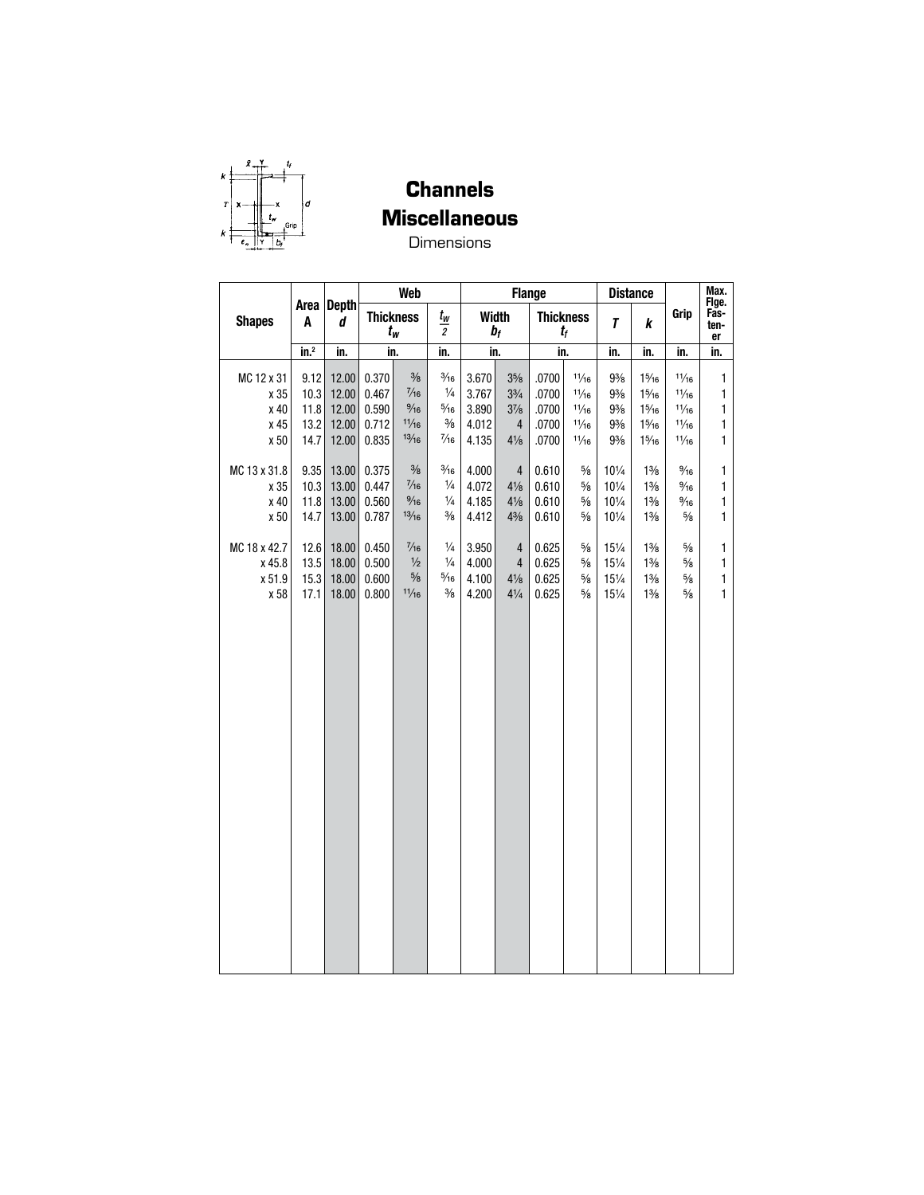# Channels
## Miscellaneous
Dimensions

| Shapes | Area $A$ | Depth $d$ | Web Thickness $t_w$ | | $\frac{t_w}{2}$ | Flange Width $b_f$ | | Flange Thickness $t_f$ | | Distance $T$ | Distance $k$ | Grip | Max. Flge. Fastener |
|---|---|---|---|---|---|---|---|---|---|---|---|---|---|
| | in.² | in. | in. | | in. | in. | | in. | | in. | in. | in. | in. |
| MC 12 x 31 | 9.12 | 12.00 | 0.370 | 3/8 | 3/16 | 3.670 | 3 5/8 | .0700 | 11/16 | 9 3/8 | 1 5/16 | 11/16 | 1 |
| x 35 | 10.3 | 12.00 | 0.467 | 7/16 | 1/4 | 3.767 | 3 3/4 | .0700 | 11/16 | 9 3/8 | 1 5/16 | 11/16 | 1 |
| x 40 | 11.8 | 12.00 | 0.590 | 9/16 | 5/16 | 3.890 | 3 7/8 | .0700 | 11/16 | 9 3/8 | 1 5/16 | 11/16 | 1 |
| x 45 | 13.2 | 12.00 | 0.712 | 11/16 | 3/8 | 4.012 | 4 | .0700 | 11/16 | 9 3/8 | 1 5/16 | 11/16 | 1 |
| x 50 | 14.7 | 12.00 | 0.835 | 13/16 | 7/16 | 4.135 | 4 1/8 | .0700 | 11/16 | 9 3/8 | 1 5/16 | 11/16 | 1 |
| MC 13 x 31.8 | 9.35 | 13.00 | 0.375 | 3/8 | 3/16 | 4.000 | 4 | 0.610 | 5/8 | 10 1/4 | 1 3/8 | 9/16 | 1 |
| x 35 | 10.3 | 13.00 | 0.447 | 7/16 | 1/4 | 4.072 | 4 1/8 | 0.610 | 5/8 | 10 1/4 | 1 3/8 | 9/16 | 1 |
| x 40 | 11.8 | 13.00 | 0.560 | 9/16 | 1/4 | 4.185 | 4 1/8 | 0.610 | 5/8 | 10 1/4 | 1 3/8 | 9/16 | 1 |
| x 50 | 14.7 | 13.00 | 0.787 | 13/16 | 3/8 | 4.412 | 4 3/8 | 0.610 | 5/8 | 10 1/4 | 1 3/8 | 5/8 | 1 |
| MC 18 x 42.7 | 12.6 | 18.00 | 0.450 | 7/16 | 1/4 | 3.950 | 4 | 0.625 | 5/8 | 15 1/4 | 1 3/8 | 5/8 | 1 |
| x 45.8 | 13.5 | 18.00 | 0.500 | 1/2 | 1/4 | 4.000 | 4 | 0.625 | 5/8 | 15 1/4 | 1 3/8 | 5/8 | 1 |
| x 51.9 | 15.3 | 18.00 | 0.600 | 5/8 | 5/16 | 4.100 | 4 1/8 | 0.625 | 5/8 | 15 1/4 | 1 3/8 | 5/8 | 1 |
| x 58 | 17.1 | 18.00 | 0.800 | 11/16 | 3/8 | 4.200 | 4 1/4 | 0.625 | 5/8 | 15 1/4 | 1 3/8 | 5/8 | 1 |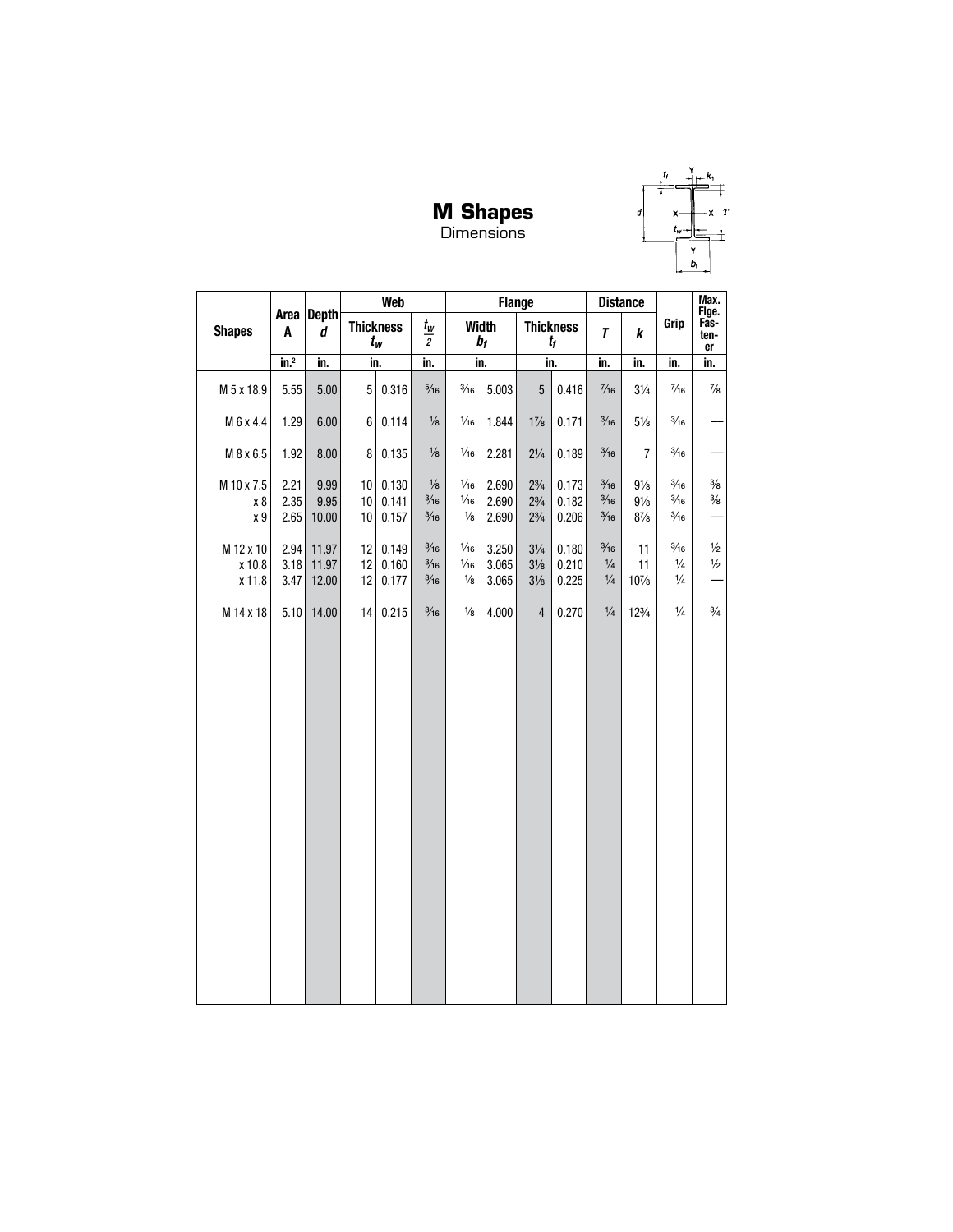# M Shapes

Dimensions

| Shapes | Area A | Depth $d$ | Web Thickness $t_w$ | | $\frac{t_w}{2}$ | Flange Width $b_f$ | | Flange Thickness $t_f$ | | Distance $T$ | Distance $k$ | Grip | Max. Flge. Fastener |
|---|---|---|---|---|---|---|---|---|---|---|---|---|---|
| | in.² | in. | in. | | in. | in. | | in. | | in. | in. | in. | in. |
| M 5 x 18.9 | 5.55 | 5.00 | 5 | 0.316 | 5/16 | 3/16 | 5.003 | 5 | 0.416 | 7/16 | 3¼ | 7/16 | 7/8 |
| M 6 x 4.4 | 1.29 | 6.00 | 6 | 0.114 | 1/8 | 1/16 | 1.844 | 1⅞ | 0.171 | 3/16 | 5⅛ | 3/16 | — |
| M 8 x 6.5 | 1.92 | 8.00 | 8 | 0.135 | 1/8 | 1/16 | 2.281 | 2¼ | 0.189 | 3/16 | 7 | 3/16 | — |
| M 10 x 7.5 | 2.21 | 9.99 | 10 | 0.130 | 1/8 | 1/16 | 2.690 | 2¾ | 0.173 | 3/16 | 9⅛ | 3/16 | 3/8 |
| x 8 | 2.35 | 9.95 | 10 | 0.141 | 3/16 | 1/16 | 2.690 | 2¾ | 0.182 | 3/16 | 9⅛ | 3/16 | 3/8 |
| x 9 | 2.65 | 10.00 | 10 | 0.157 | 3/16 | 1/8 | 2.690 | 2¾ | 0.206 | 3/16 | 8⅞ | 3/16 | — |
| M 12 x 10 | 2.94 | 11.97 | 12 | 0.149 | 3/16 | 1/16 | 3.250 | 3¼ | 0.180 | 3/16 | 11 | 3/16 | ½ |
| x 10.8 | 3.18 | 11.97 | 12 | 0.160 | 3/16 | 1/16 | 3.065 | 3⅛ | 0.210 | ¼ | 11 | ¼ | ½ |
| x 11.8 | 3.47 | 12.00 | 12 | 0.177 | 3/16 | 1/8 | 3.065 | 3⅛ | 0.225 | ¼ | 10⅞ | ¼ | — |
| M 14 x 18 | 5.10 | 14.00 | 14 | 0.215 | 3/16 | 1/8 | 4.000 | 4 | 0.270 | ¼ | 12¾ | ¼ | ¾ |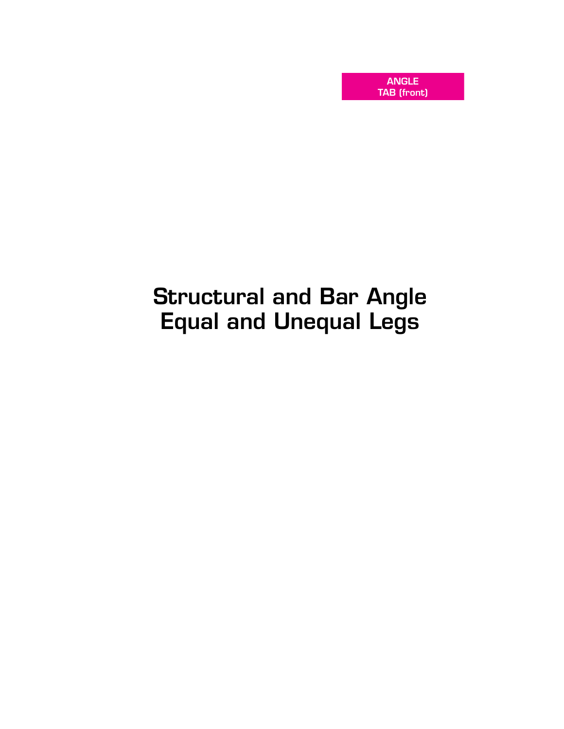ANGLE
TAB (front)

# Structural and Bar Angle
# Equal and Unequal Legs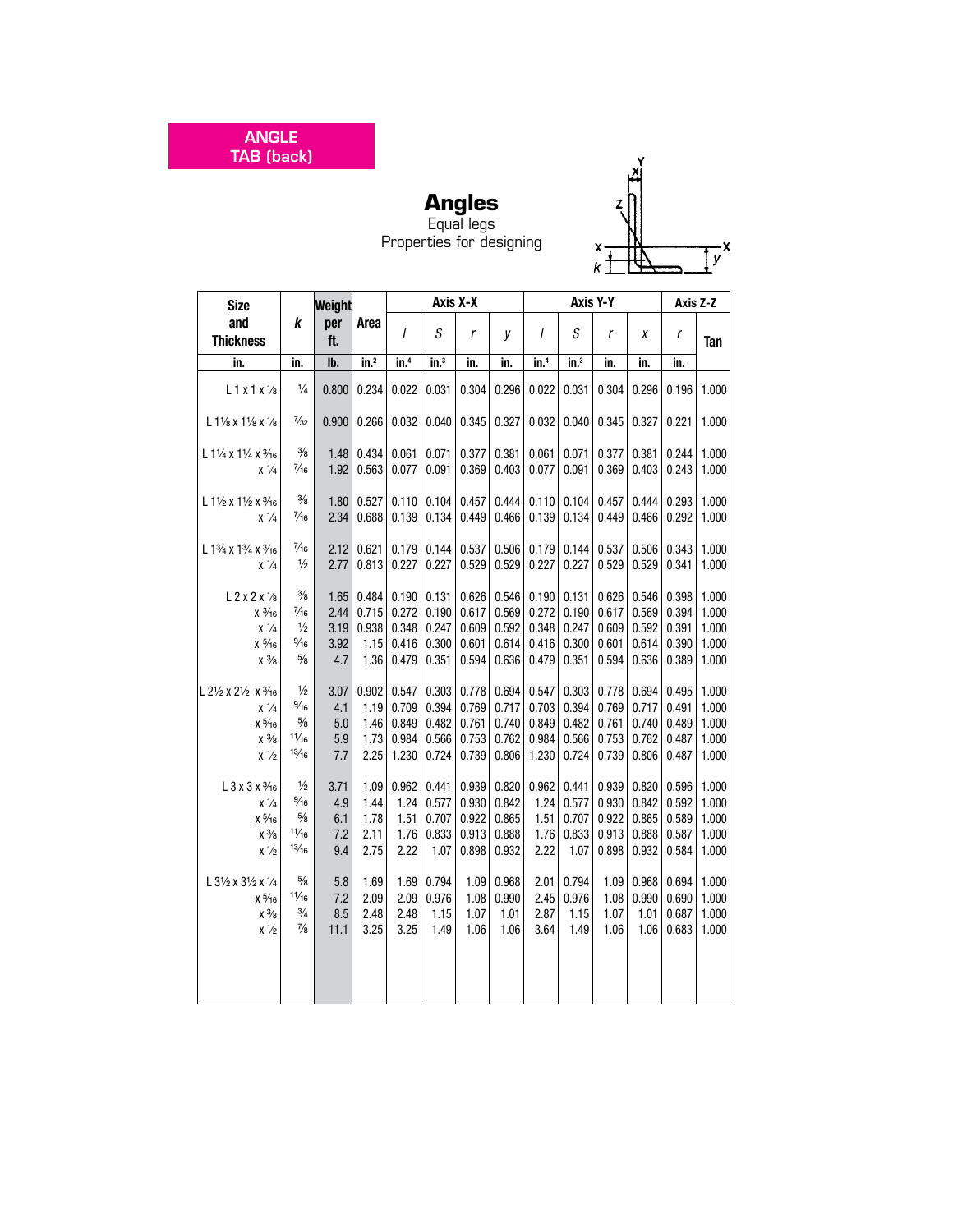ANGLE
TAB (back)

# Angles

Equal legs
Properties for designing

| Size and Thickness | k | Weight per ft. | Area | Axis X-X | | | | Axis Y-Y | | | | Axis Z-Z | |
|---|---|---|---|---|---|---|---|---|---|---|---|---|---|
| | | | | I | S | r | y | I | S | r | x | r | Tan |
| in. | in. | lb. | in.² | in.⁴ | in.³ | in. | in. | in.⁴ | in.³ | in. | in. | in. | |
| L 1 x 1 x ⅛ | ¼ | 0.800 | 0.234 | 0.022 | 0.031 | 0.304 | 0.296 | 0.022 | 0.031 | 0.304 | 0.296 | 0.196 | 1.000 |
| L 1⅛ x 1⅛ x ⅛ | 7/32 | 0.900 | 0.266 | 0.032 | 0.040 | 0.345 | 0.327 | 0.032 | 0.040 | 0.345 | 0.327 | 0.221 | 1.000 |
| L 1¼ x 1¼ x 3/16 | ⅜ | 1.48 | 0.434 | 0.061 | 0.071 | 0.377 | 0.381 | 0.061 | 0.071 | 0.377 | 0.381 | 0.244 | 1.000 |
| x ¼ | 7/16 | 1.92 | 0.563 | 0.077 | 0.091 | 0.369 | 0.403 | 0.077 | 0.091 | 0.369 | 0.403 | 0.243 | 1.000 |
| L 1½ x 1½ x 3/16 | ⅜ | 1.80 | 0.527 | 0.110 | 0.104 | 0.457 | 0.444 | 0.110 | 0.104 | 0.457 | 0.444 | 0.293 | 1.000 |
| x ¼ | 7/16 | 2.34 | 0.688 | 0.139 | 0.134 | 0.449 | 0.466 | 0.139 | 0.134 | 0.449 | 0.466 | 0.292 | 1.000 |
| L 1¾ x 1¾ x 3/16 | 7/16 | 2.12 | 0.621 | 0.179 | 0.144 | 0.537 | 0.506 | 0.179 | 0.144 | 0.537 | 0.506 | 0.343 | 1.000 |
| x ¼ | ½ | 2.77 | 0.813 | 0.227 | 0.227 | 0.529 | 0.529 | 0.227 | 0.227 | 0.529 | 0.529 | 0.341 | 1.000 |
| L 2 x 2 x ⅛ | ⅜ | 1.65 | 0.484 | 0.190 | 0.131 | 0.626 | 0.546 | 0.190 | 0.131 | 0.626 | 0.546 | 0.398 | 1.000 |
| x 3/16 | 7/16 | 2.44 | 0.715 | 0.272 | 0.190 | 0.617 | 0.569 | 0.272 | 0.190 | 0.617 | 0.569 | 0.394 | 1.000 |
| x ¼ | ½ | 3.19 | 0.938 | 0.348 | 0.247 | 0.609 | 0.592 | 0.348 | 0.247 | 0.609 | 0.592 | 0.391 | 1.000 |
| x 5/16 | 9/16 | 3.92 | 1.15 | 0.416 | 0.300 | 0.601 | 0.614 | 0.416 | 0.300 | 0.601 | 0.614 | 0.390 | 1.000 |
| x ⅜ | ⅝ | 4.7 | 1.36 | 0.479 | 0.351 | 0.594 | 0.636 | 0.479 | 0.351 | 0.594 | 0.636 | 0.389 | 1.000 |
| L 2½ x 2½ x 3/16 | ½ | 3.07 | 0.902 | 0.547 | 0.303 | 0.778 | 0.694 | 0.547 | 0.303 | 0.778 | 0.694 | 0.495 | 1.000 |
| x ¼ | 9/16 | 4.1 | 1.19 | 0.709 | 0.394 | 0.769 | 0.717 | 0.703 | 0.394 | 0.769 | 0.717 | 0.491 | 1.000 |
| x 5/16 | ⅝ | 5.0 | 1.46 | 0.849 | 0.482 | 0.761 | 0.740 | 0.849 | 0.482 | 0.761 | 0.740 | 0.489 | 1.000 |
| x ⅜ | 11/16 | 5.9 | 1.73 | 0.984 | 0.566 | 0.753 | 0.762 | 0.984 | 0.566 | 0.753 | 0.762 | 0.487 | 1.000 |
| x ½ | 13/16 | 7.7 | 2.25 | 1.230 | 0.724 | 0.739 | 0.806 | 1.230 | 0.724 | 0.739 | 0.806 | 0.487 | 1.000 |
| L 3 x 3 x 3/16 | ½ | 3.71 | 1.09 | 0.962 | 0.441 | 0.939 | 0.820 | 0.962 | 0.441 | 0.939 | 0.820 | 0.596 | 1.000 |
| x ¼ | 9/16 | 4.9 | 1.44 | 1.24 | 0.577 | 0.930 | 0.842 | 1.24 | 0.577 | 0.930 | 0.842 | 0.592 | 1.000 |
| x 5/16 | ⅝ | 6.1 | 1.78 | 1.51 | 0.707 | 0.922 | 0.865 | 1.51 | 0.707 | 0.922 | 0.865 | 0.589 | 1.000 |
| x ⅜ | 11/16 | 7.2 | 2.11 | 1.76 | 0.833 | 0.913 | 0.888 | 1.76 | 0.833 | 0.913 | 0.888 | 0.587 | 1.000 |
| x ½ | 13/16 | 9.4 | 2.75 | 2.22 | 1.07 | 0.898 | 0.932 | 2.22 | 1.07 | 0.898 | 0.932 | 0.584 | 1.000 |
| L 3½ x 3½ x ¼ | ⅝ | 5.8 | 1.69 | 1.69 | 0.794 | 1.09 | 0.968 | 2.01 | 0.794 | 1.09 | 0.968 | 0.694 | 1.000 |
| x 5/16 | 11/16 | 7.2 | 2.09 | 2.09 | 0.976 | 1.08 | 0.990 | 2.45 | 0.976 | 1.08 | 0.990 | 0.690 | 1.000 |
| x ⅜ | ¾ | 8.5 | 2.48 | 2.48 | 1.15 | 1.07 | 1.01 | 2.87 | 1.15 | 1.07 | 1.01 | 0.687 | 1.000 |
| x ½ | ⅞ | 11.1 | 3.25 | 3.25 | 1.49 | 1.06 | 1.06 | 3.64 | 1.49 | 1.06 | 1.06 | 0.683 | 1.000 |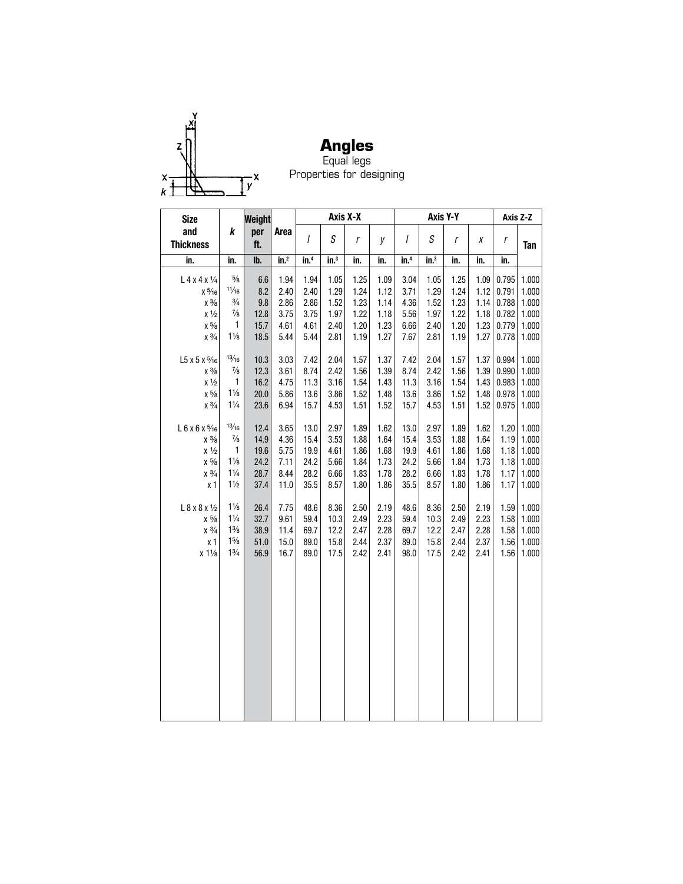# Angles

Equal legs

Properties for designing

| Size and Thickness | k | Weight per ft. | Area | Axis X-X | | | | Axis Y-Y | | | | Axis Z-Z | |
|---|---|---|---|---|---|---|---|---|---|---|---|---|---|
| | | | | *I* | *S* | *r* | *y* | *I* | *S* | *r* | *x* | *r* | Tan |
| in. | in. | lb. | in.² | in.⁴ | in.³ | in. | in. | in.⁴ | in.³ | in. | in. | in. | |
| L 4 x 4 x ¼ | ⅝ | 6.6 | 1.94 | 1.94 | 1.05 | 1.25 | 1.09 | 3.04 | 1.05 | 1.25 | 1.09 | 0.795 | 1.000 |
| x 5⁄16 | 11⁄16 | 8.2 | 2.40 | 2.40 | 1.29 | 1.24 | 1.12 | 3.71 | 1.29 | 1.24 | 1.12 | 0.791 | 1.000 |
| x ⅜ | ¾ | 9.8 | 2.86 | 2.86 | 1.52 | 1.23 | 1.14 | 4.36 | 1.52 | 1.23 | 1.14 | 0.788 | 1.000 |
| x ½ | ⅞ | 12.8 | 3.75 | 3.75 | 1.97 | 1.22 | 1.18 | 5.56 | 1.97 | 1.22 | 1.18 | 0.782 | 1.000 |
| x ⅝ | 1 | 15.7 | 4.61 | 4.61 | 2.40 | 1.20 | 1.23 | 6.66 | 2.40 | 1.20 | 1.23 | 0.779 | 1.000 |
| x ¾ | 1⅛ | 18.5 | 5.44 | 5.44 | 2.81 | 1.19 | 1.27 | 7.67 | 2.81 | 1.19 | 1.27 | 0.778 | 1.000 |
| L5 x 5 x 5⁄16 | 13⁄16 | 10.3 | 3.03 | 7.42 | 2.04 | 1.57 | 1.37 | 7.42 | 2.04 | 1.57 | 1.37 | 0.994 | 1.000 |
| x ⅜ | ⅞ | 12.3 | 3.61 | 8.74 | 2.42 | 1.56 | 1.39 | 8.74 | 2.42 | 1.56 | 1.39 | 0.990 | 1.000 |
| x ½ | 1 | 16.2 | 4.75 | 11.3 | 3.16 | 1.54 | 1.43 | 11.3 | 3.16 | 1.54 | 1.43 | 0.983 | 1.000 |
| x ⅝ | 1⅛ | 20.0 | 5.86 | 13.6 | 3.86 | 1.52 | 1.48 | 13.6 | 3.86 | 1.52 | 1.48 | 0.978 | 1.000 |
| x ¾ | 1¼ | 23.6 | 6.94 | 15.7 | 4.53 | 1.51 | 1.52 | 15.7 | 4.53 | 1.51 | 1.52 | 0.975 | 1.000 |
| L 6 x 6 x 5⁄16 | 13⁄16 | 12.4 | 3.65 | 13.0 | 2.97 | 1.89 | 1.62 | 13.0 | 2.97 | 1.89 | 1.62 | 1.20 | 1.000 |
| x ⅜ | ⅞ | 14.9 | 4.36 | 15.4 | 3.53 | 1.88 | 1.64 | 15.4 | 3.53 | 1.88 | 1.64 | 1.19 | 1.000 |
| x ½ | 1 | 19.6 | 5.75 | 19.9 | 4.61 | 1.86 | 1.68 | 19.9 | 4.61 | 1.86 | 1.68 | 1.18 | 1.000 |
| x ⅝ | 1⅛ | 24.2 | 7.11 | 24.2 | 5.66 | 1.84 | 1.73 | 24.2 | 5.66 | 1.84 | 1.73 | 1.18 | 1.000 |
| x ¾ | 1¼ | 28.7 | 8.44 | 28.2 | 6.66 | 1.83 | 1.78 | 28.2 | 6.66 | 1.83 | 1.78 | 1.17 | 1.000 |
| x 1 | 1½ | 37.4 | 11.0 | 35.5 | 8.57 | 1.80 | 1.86 | 35.5 | 8.57 | 1.80 | 1.86 | 1.17 | 1.000 |
| L 8 x 8 x ½ | 1⅛ | 26.4 | 7.75 | 48.6 | 8.36 | 2.50 | 2.19 | 48.6 | 8.36 | 2.50 | 2.19 | 1.59 | 1.000 |
| x ⅝ | 1¼ | 32.7 | 9.61 | 59.4 | 10.3 | 2.49 | 2.23 | 59.4 | 10.3 | 2.49 | 2.23 | 1.58 | 1.000 |
| x ¾ | 1⅜ | 38.9 | 11.4 | 69.7 | 12.2 | 2.47 | 2.28 | 69.7 | 12.2 | 2.47 | 2.28 | 1.58 | 1.000 |
| x 1 | 1⅝ | 51.0 | 15.0 | 89.0 | 15.8 | 2.44 | 2.37 | 89.0 | 15.8 | 2.44 | 2.37 | 1.56 | 1.000 |
| x 1⅛ | 1¾ | 56.9 | 16.7 | 89.0 | 17.5 | 2.42 | 2.41 | 98.0 | 17.5 | 2.42 | 2.41 | 1.56 | 1.000 |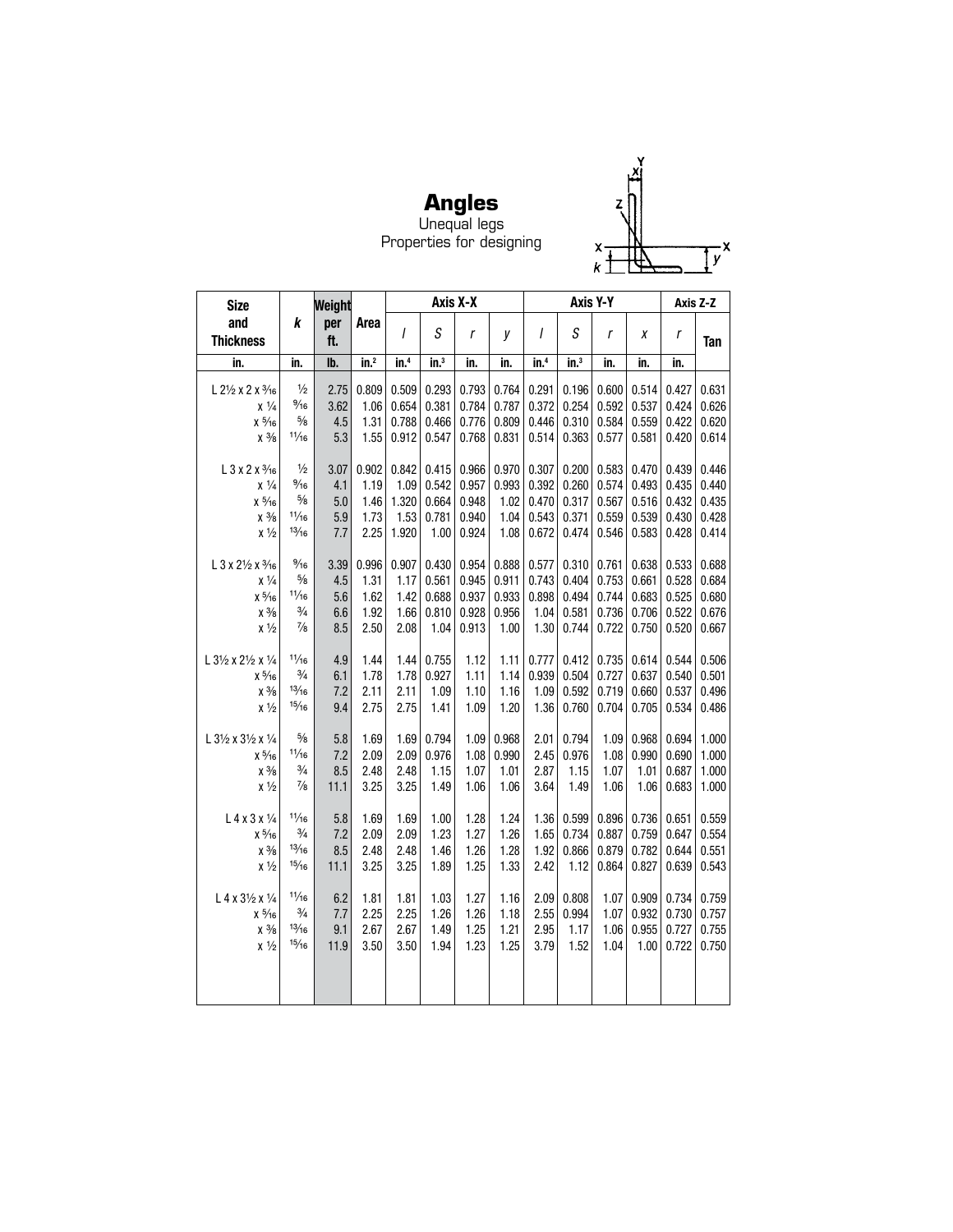# Angles

Unequal legs

Properties for designing

| Size and Thickness | k | Weight per ft. | Area | Axis X-X | | | | Axis Y-Y | | | | Axis Z-Z | |
|---|---|---|---|---|---|---|---|---|---|---|---|---|---|
| | | | | *I* | *S* | *r* | *y* | *I* | *S* | *r* | *x* | *r* | Tan |
| in. | in. | lb. | in.² | in.⁴ | in.³ | in. | in. | in.⁴ | in.³ | in. | in. | in. | |
| L 2½ x 2 x 3⁄16 | ½ | 2.75 | 0.809 | 0.509 | 0.293 | 0.793 | 0.764 | 0.291 | 0.196 | 0.600 | 0.514 | 0.427 | 0.631 |
| x ¼ | 9⁄16 | 3.62 | 1.06 | 0.654 | 0.381 | 0.784 | 0.787 | 0.372 | 0.254 | 0.592 | 0.537 | 0.424 | 0.626 |
| x 5⁄16 | ⅝ | 4.5 | 1.31 | 0.788 | 0.466 | 0.776 | 0.809 | 0.446 | 0.310 | 0.584 | 0.559 | 0.422 | 0.620 |
| x ⅜ | 11⁄16 | 5.3 | 1.55 | 0.912 | 0.547 | 0.768 | 0.831 | 0.514 | 0.363 | 0.577 | 0.581 | 0.420 | 0.614 |
| L 3 x 2 x 3⁄16 | ½ | 3.07 | 0.902 | 0.842 | 0.415 | 0.966 | 0.970 | 0.307 | 0.200 | 0.583 | 0.470 | 0.439 | 0.446 |
| x ¼ | 9⁄16 | 4.1 | 1.19 | 1.09 | 0.542 | 0.957 | 0.993 | 0.392 | 0.260 | 0.574 | 0.493 | 0.435 | 0.440 |
| x 5⁄16 | ⅝ | 5.0 | 1.46 | 1.320 | 0.664 | 0.948 | 1.02 | 0.470 | 0.317 | 0.567 | 0.516 | 0.432 | 0.435 |
| x ⅜ | 11⁄16 | 5.9 | 1.73 | 1.53 | 0.781 | 0.940 | 1.04 | 0.543 | 0.371 | 0.559 | 0.539 | 0.430 | 0.428 |
| x ½ | 13⁄16 | 7.7 | 2.25 | 1.920 | 1.00 | 0.924 | 1.08 | 0.672 | 0.474 | 0.546 | 0.583 | 0.428 | 0.414 |
| L 3 x 2½ x 3⁄16 | 9⁄16 | 3.39 | 0.996 | 0.907 | 0.430 | 0.954 | 0.888 | 0.577 | 0.310 | 0.761 | 0.638 | 0.533 | 0.688 |
| x ¼ | ⅝ | 4.5 | 1.31 | 1.17 | 0.561 | 0.945 | 0.911 | 0.743 | 0.404 | 0.753 | 0.661 | 0.528 | 0.684 |
| x 5⁄16 | 11⁄16 | 5.6 | 1.62 | 1.42 | 0.688 | 0.937 | 0.933 | 0.898 | 0.494 | 0.744 | 0.683 | 0.525 | 0.680 |
| x ⅜ | ¾ | 6.6 | 1.92 | 1.66 | 0.810 | 0.928 | 0.956 | 1.04 | 0.581 | 0.736 | 0.706 | 0.522 | 0.676 |
| x ½ | ⅞ | 8.5 | 2.50 | 2.08 | 1.04 | 0.913 | 1.00 | 1.30 | 0.744 | 0.722 | 0.750 | 0.520 | 0.667 |
| L 3½ x 2½ x ¼ | 11⁄16 | 4.9 | 1.44 | 1.44 | 0.755 | 1.12 | 1.11 | 0.777 | 0.412 | 0.735 | 0.614 | 0.544 | 0.506 |
| x 5⁄16 | ¾ | 6.1 | 1.78 | 1.78 | 0.927 | 1.11 | 1.14 | 0.939 | 0.504 | 0.727 | 0.637 | 0.540 | 0.501 |
| x ⅜ | 13⁄16 | 7.2 | 2.11 | 2.11 | 1.09 | 1.10 | 1.16 | 1.09 | 0.592 | 0.719 | 0.660 | 0.537 | 0.496 |
| x ½ | 15⁄16 | 9.4 | 2.75 | 2.75 | 1.41 | 1.09 | 1.20 | 1.36 | 0.760 | 0.704 | 0.705 | 0.534 | 0.486 |
| L 3½ x 3½ x ¼ | ⅝ | 5.8 | 1.69 | 1.69 | 0.794 | 1.09 | 0.968 | 2.01 | 0.794 | 1.09 | 0.968 | 0.694 | 1.000 |
| x 5⁄16 | 11⁄16 | 7.2 | 2.09 | 2.09 | 0.976 | 1.08 | 0.990 | 2.45 | 0.976 | 1.08 | 0.990 | 0.690 | 1.000 |
| x ⅜ | ¾ | 8.5 | 2.48 | 2.48 | 1.15 | 1.07 | 1.01 | 2.87 | 1.15 | 1.07 | 1.01 | 0.687 | 1.000 |
| x ½ | ⅞ | 11.1 | 3.25 | 3.25 | 1.49 | 1.06 | 1.06 | 3.64 | 1.49 | 1.06 | 1.06 | 0.683 | 1.000 |
| L 4 x 3 x ¼ | 11⁄16 | 5.8 | 1.69 | 1.69 | 1.00 | 1.28 | 1.24 | 1.36 | 0.599 | 0.896 | 0.736 | 0.651 | 0.559 |
| x 5⁄16 | ¾ | 7.2 | 2.09 | 2.09 | 1.23 | 1.27 | 1.26 | 1.65 | 0.734 | 0.887 | 0.759 | 0.647 | 0.554 |
| x ⅜ | 13⁄16 | 8.5 | 2.48 | 2.48 | 1.46 | 1.26 | 1.28 | 1.92 | 0.866 | 0.879 | 0.782 | 0.644 | 0.551 |
| x ½ | 15⁄16 | 11.1 | 3.25 | 3.25 | 1.89 | 1.25 | 1.33 | 2.42 | 1.12 | 0.864 | 0.827 | 0.639 | 0.543 |
| L 4 x 3½ x ¼ | 11⁄16 | 6.2 | 1.81 | 1.81 | 1.03 | 1.27 | 1.16 | 2.09 | 0.808 | 1.07 | 0.909 | 0.734 | 0.759 |
| x 5⁄16 | ¾ | 7.7 | 2.25 | 2.25 | 1.26 | 1.26 | 1.18 | 2.55 | 0.994 | 1.07 | 0.932 | 0.730 | 0.757 |
| x ⅜ | 13⁄16 | 9.1 | 2.67 | 2.67 | 1.49 | 1.25 | 1.21 | 2.95 | 1.17 | 1.06 | 0.955 | 0.727 | 0.755 |
| x ½ | 15⁄16 | 11.9 | 3.50 | 3.50 | 1.94 | 1.23 | 1.25 | 3.79 | 1.52 | 1.04 | 1.00 | 0.722 | 0.750 |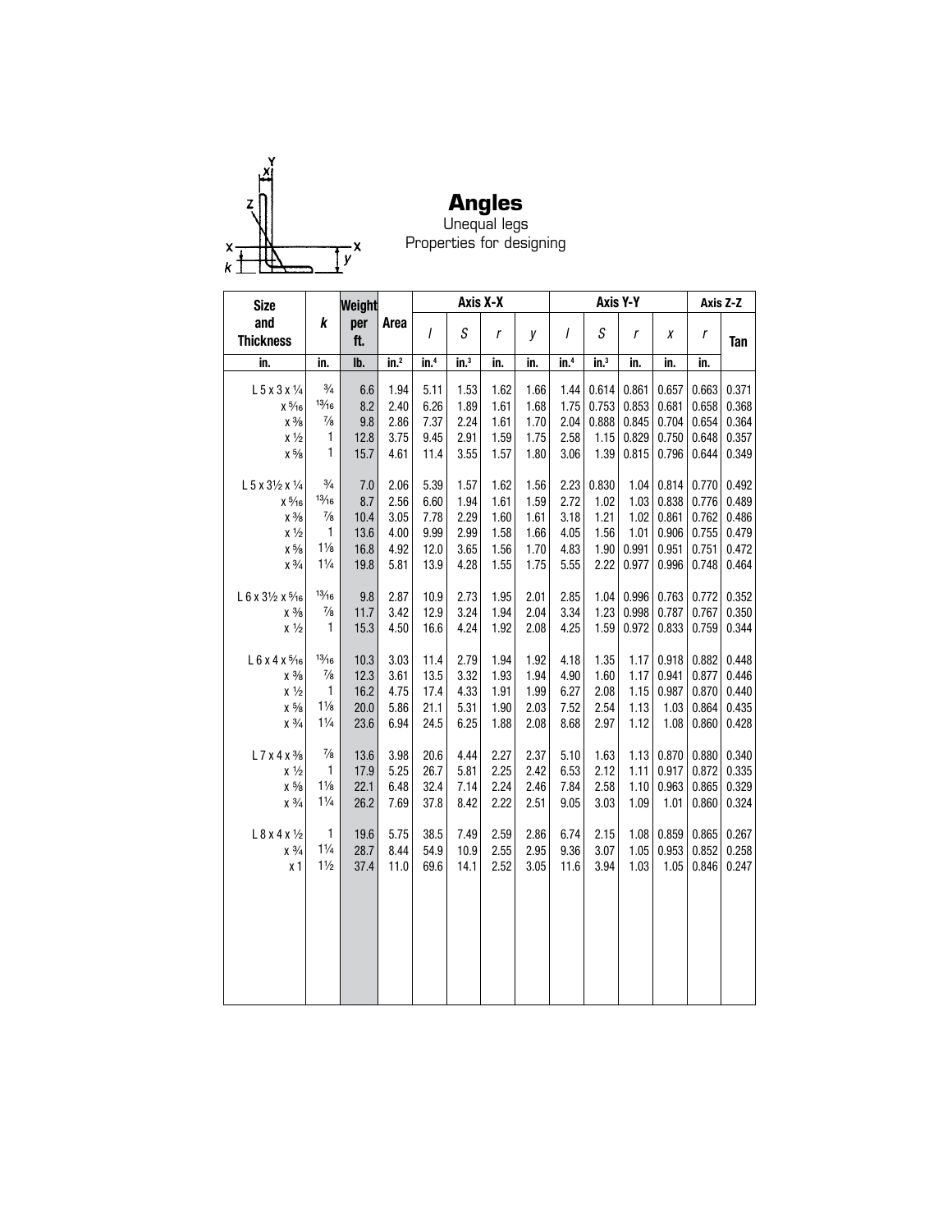# Angles

Unequal legs
Properties for designing

| Size and Thickness | k | Weight per ft. | Area | Axis X-X | | | | Axis Y-Y | | | | Axis Z-Z | |
|---|---|---|---|---|---|---|---|---|---|---|---|---|---|
| | | | | I | S | r | y | I | S | r | x | r | Tan |
| in. | in. | lb. | in.² | in.⁴ | in.³ | in. | in. | in.⁴ | in.³ | in. | in. | in. | |
| L 5 x 3 x ¼ | ¾ | 6.6 | 1.94 | 5.11 | 1.53 | 1.62 | 1.66 | 1.44 | 0.614 | 0.861 | 0.657 | 0.663 | 0.371 |
| x 5/16 | 13/16 | 8.2 | 2.40 | 6.26 | 1.89 | 1.61 | 1.68 | 1.75 | 0.753 | 0.853 | 0.681 | 0.658 | 0.368 |
| x ⅜ | ⅞ | 9.8 | 2.86 | 7.37 | 2.24 | 1.61 | 1.70 | 2.04 | 0.888 | 0.845 | 0.704 | 0.654 | 0.364 |
| x ½ | 1 | 12.8 | 3.75 | 9.45 | 2.91 | 1.59 | 1.75 | 2.58 | 1.15 | 0.829 | 0.750 | 0.648 | 0.357 |
| x ⅝ | 1 | 15.7 | 4.61 | 11.4 | 3.55 | 1.57 | 1.80 | 3.06 | 1.39 | 0.815 | 0.796 | 0.644 | 0.349 |
| L 5 x 3½ x ¼ | ¾ | 7.0 | 2.06 | 5.39 | 1.57 | 1.62 | 1.56 | 2.23 | 0.830 | 1.04 | 0.814 | 0.770 | 0.492 |
| x 5/16 | 13/16 | 8.7 | 2.56 | 6.60 | 1.94 | 1.61 | 1.59 | 2.72 | 1.02 | 1.03 | 0.838 | 0.776 | 0.489 |
| x ⅜ | ⅞ | 10.4 | 3.05 | 7.78 | 2.29 | 1.60 | 1.61 | 3.18 | 1.21 | 1.02 | 0.861 | 0.762 | 0.486 |
| x ½ | 1 | 13.6 | 4.00 | 9.99 | 2.99 | 1.58 | 1.66 | 4.05 | 1.56 | 1.01 | 0.906 | 0.755 | 0.479 |
| x ⅝ | 1⅛ | 16.8 | 4.92 | 12.0 | 3.65 | 1.56 | 1.70 | 4.83 | 1.90 | 0.991 | 0.951 | 0.751 | 0.472 |
| x ¾ | 1¼ | 19.8 | 5.81 | 13.9 | 4.28 | 1.55 | 1.75 | 5.55 | 2.22 | 0.977 | 0.996 | 0.748 | 0.464 |
| L 6 x 3½ x 5/16 | 13/16 | 9.8 | 2.87 | 10.9 | 2.73 | 1.95 | 2.01 | 2.85 | 1.04 | 0.996 | 0.763 | 0.772 | 0.352 |
| x ⅜ | ⅞ | 11.7 | 3.42 | 12.9 | 3.24 | 1.94 | 2.04 | 3.34 | 1.23 | 0.998 | 0.787 | 0.767 | 0.350 |
| x ½ | 1 | 15.3 | 4.50 | 16.6 | 4.24 | 1.92 | 2.08 | 4.25 | 1.59 | 0.972 | 0.833 | 0.759 | 0.344 |
| L 6 x 4 x 5/16 | 13/16 | 10.3 | 3.03 | 11.4 | 2.79 | 1.94 | 1.92 | 4.18 | 1.35 | 1.17 | 0.918 | 0.882 | 0.448 |
| x ⅜ | ⅞ | 12.3 | 3.61 | 13.5 | 3.32 | 1.93 | 1.94 | 4.90 | 1.60 | 1.17 | 0.941 | 0.877 | 0.446 |
| x ½ | 1 | 16.2 | 4.75 | 17.4 | 4.33 | 1.91 | 1.99 | 6.27 | 2.08 | 1.15 | 0.987 | 0.870 | 0.440 |
| x ⅝ | 1⅛ | 20.0 | 5.86 | 21.1 | 5.31 | 1.90 | 2.03 | 7.52 | 2.54 | 1.13 | 1.03 | 0.864 | 0.435 |
| x ¾ | 1¼ | 23.6 | 6.94 | 24.5 | 6.25 | 1.88 | 2.08 | 8.68 | 2.97 | 1.12 | 1.08 | 0.860 | 0.428 |
| L 7 x 4 x ⅜ | ⅞ | 13.6 | 3.98 | 20.6 | 4.44 | 2.27 | 2.37 | 5.10 | 1.63 | 1.13 | 0.870 | 0.880 | 0.340 |
| x ½ | 1 | 17.9 | 5.25 | 26.7 | 5.81 | 2.25 | 2.42 | 6.53 | 2.12 | 1.11 | 0.917 | 0.872 | 0.335 |
| x ⅝ | 1⅛ | 22.1 | 6.48 | 32.4 | 7.14 | 2.24 | 2.46 | 7.84 | 2.58 | 1.10 | 0.963 | 0.865 | 0.329 |
| x ¾ | 1¼ | 26.2 | 7.69 | 37.8 | 8.42 | 2.22 | 2.51 | 9.05 | 3.03 | 1.09 | 1.01 | 0.860 | 0.324 |
| L 8 x 4 x ½ | 1 | 19.6 | 5.75 | 38.5 | 7.49 | 2.59 | 2.86 | 6.74 | 2.15 | 1.08 | 0.859 | 0.865 | 0.267 |
| x ¾ | 1¼ | 28.7 | 8.44 | 54.9 | 10.9 | 2.55 | 2.95 | 9.36 | 3.07 | 1.05 | 0.953 | 0.852 | 0.258 |
| x 1 | 1½ | 37.4 | 11.0 | 69.6 | 14.1 | 2.52 | 3.05 | 11.6 | 3.94 | 1.03 | 1.05 | 0.846 | 0.247 |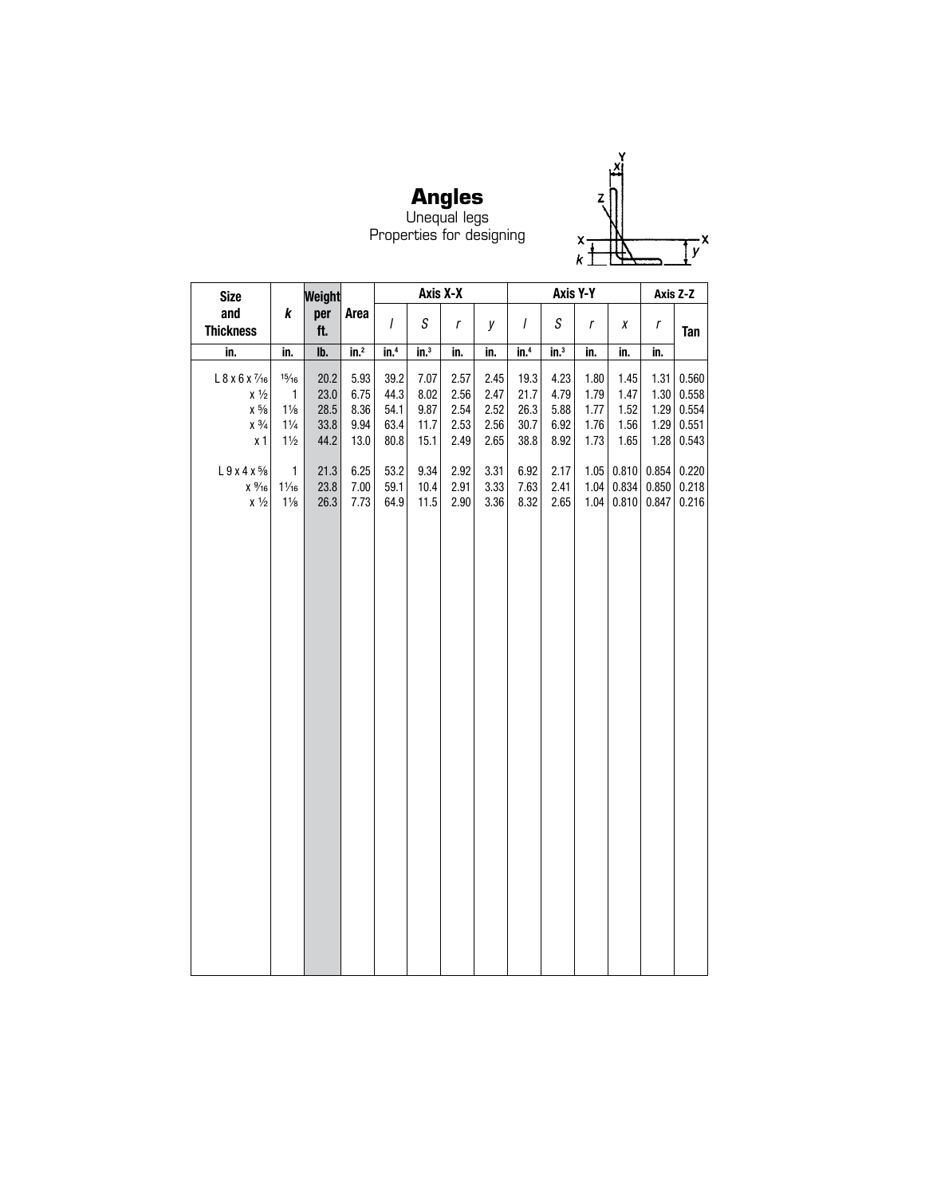# Angles

Unequal legs
Properties for designing

| Size and Thickness | k | Weight per ft. | Area | Axis X-X | | | | Axis Y-Y | | | | Axis Z-Z | |
|---|---|---|---|---|---|---|---|---|---|---|---|---|---|
| | | | | I | S | r | y | I | S | r | x | r | Tan |
| in. | in. | lb. | in.² | in.⁴ | in.³ | in. | in. | in.⁴ | in.³ | in. | in. | in. | |
| L 8 x 6 x 7⁄16 | 15⁄16 | 20.2 | 5.93 | 39.2 | 7.07 | 2.57 | 2.45 | 19.3 | 4.23 | 1.80 | 1.45 | 1.31 | 0.560 |
| x ½ | 1 | 23.0 | 6.75 | 44.3 | 8.02 | 2.56 | 2.47 | 21.7 | 4.79 | 1.79 | 1.47 | 1.30 | 0.558 |
| x ⅝ | 1⅛ | 28.5 | 8.36 | 54.1 | 9.87 | 2.54 | 2.52 | 26.3 | 5.88 | 1.77 | 1.52 | 1.29 | 0.554 |
| x ¾ | 1¼ | 33.8 | 9.94 | 63.4 | 11.7 | 2.53 | 2.56 | 30.7 | 6.92 | 1.76 | 1.56 | 1.29 | 0.551 |
| x 1 | 1½ | 44.2 | 13.0 | 80.8 | 15.1 | 2.49 | 2.65 | 38.8 | 8.92 | 1.73 | 1.65 | 1.28 | 0.543 |
| L 9 x 4 x ⅝ | 1 | 21.3 | 6.25 | 53.2 | 9.34 | 2.92 | 3.31 | 6.92 | 2.17 | 1.05 | 0.810 | 0.854 | 0.220 |
| x 9⁄16 | 11⁄16 | 23.8 | 7.00 | 59.1 | 10.4 | 2.91 | 3.33 | 7.63 | 2.41 | 1.04 | 0.834 | 0.850 | 0.218 |
| x ½ | 1⅛ | 26.3 | 7.73 | 64.9 | 11.5 | 2.90 | 3.36 | 8.32 | 2.65 | 1.04 | 0.810 | 0.847 | 0.216 |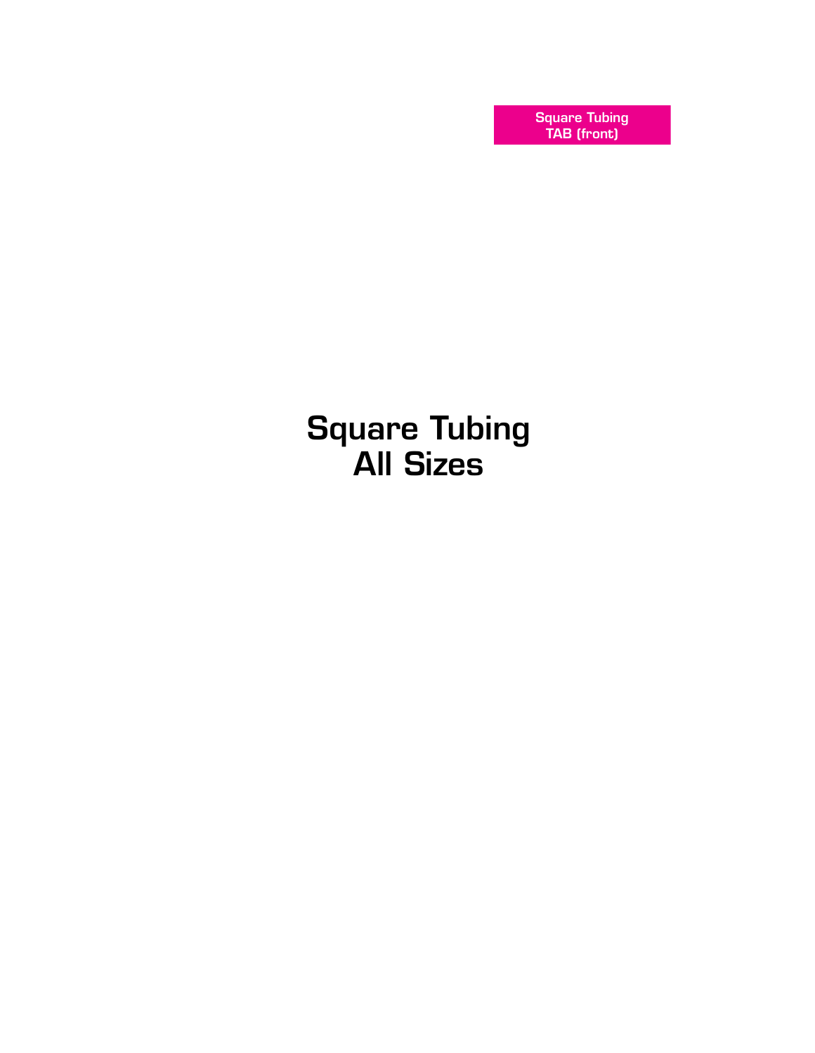Square Tubing
TAB (front)

# Square Tubing
# All Sizes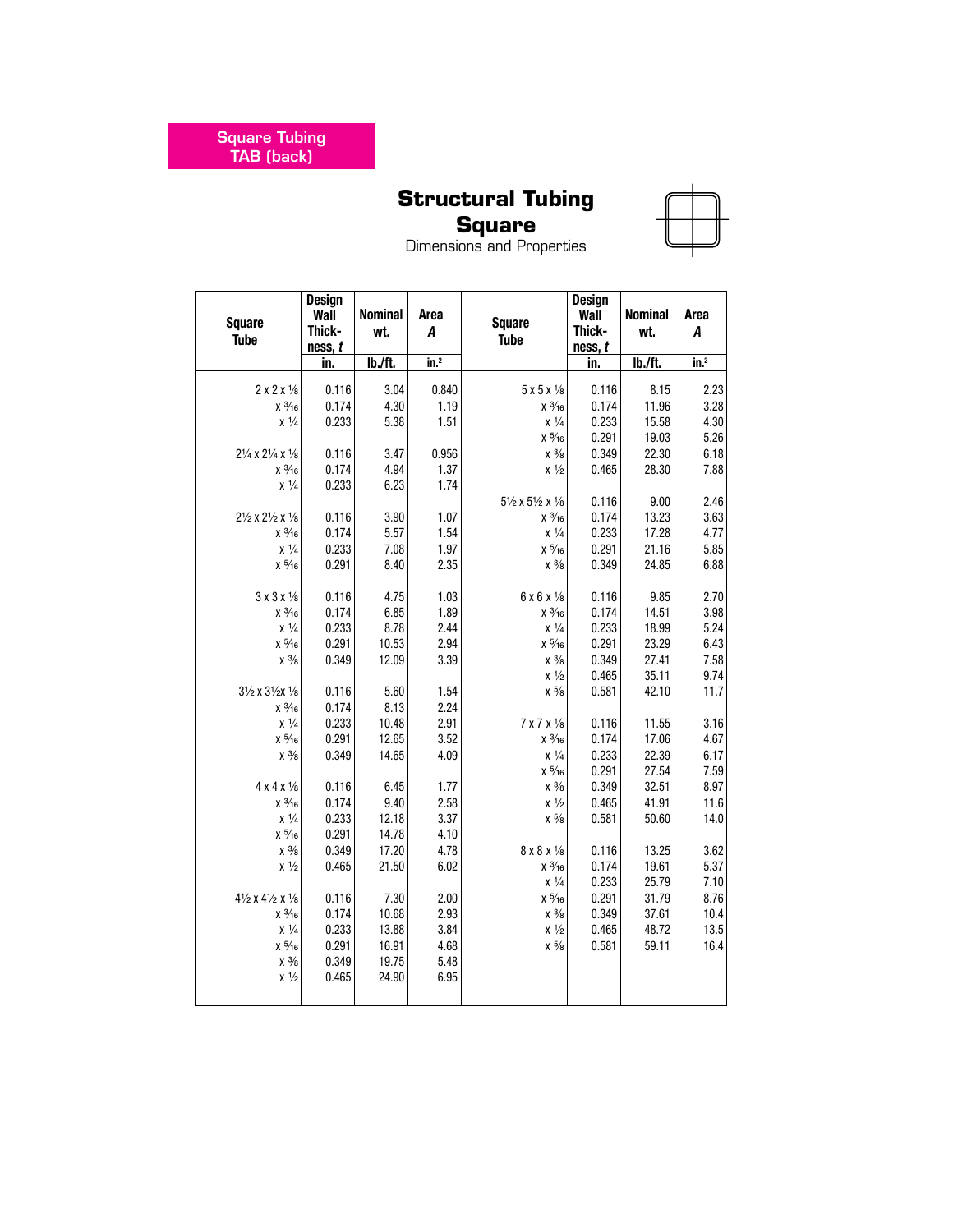Square Tubing
TAB (back)

# Structural Tubing
## Square
Dimensions and Properties

| Square Tube | Design Wall Thick-ness, *t* | Nominal wt. | Area *A* | Square Tube | Design Wall Thick-ness, *t* | Nominal wt. | Area *A* |
|---|---|---|---|---|---|---|---|
| | in. | lb./ft. | in.$^2$ | | in. | lb./ft. | in.$^2$ |
| 2 x 2 x ⅛ | 0.116 | 3.04 | 0.840 | 5 x 5 x ⅛ | 0.116 | 8.15 | 2.23 |
| x 3⁄16 | 0.174 | 4.30 | 1.19 | x 3⁄16 | 0.174 | 11.96 | 3.28 |
| x ¼ | 0.233 | 5.38 | 1.51 | x ¼ | 0.233 | 15.58 | 4.30 |
| | | | | x 5⁄16 | 0.291 | 19.03 | 5.26 |
| 2¼ x 2¼ x ⅛ | 0.116 | 3.47 | 0.956 | x ⅜ | 0.349 | 22.30 | 6.18 |
| x 3⁄16 | 0.174 | 4.94 | 1.37 | x ½ | 0.465 | 28.30 | 7.88 |
| x ¼ | 0.233 | 6.23 | 1.74 | | | | |
| | | | | 5½ x 5½ x ⅛ | 0.116 | 9.00 | 2.46 |
| 2½ x 2½ x ⅛ | 0.116 | 3.90 | 1.07 | x 3⁄16 | 0.174 | 13.23 | 3.63 |
| x 3⁄16 | 0.174 | 5.57 | 1.54 | x ¼ | 0.233 | 17.28 | 4.77 |
| x ¼ | 0.233 | 7.08 | 1.97 | x 5⁄16 | 0.291 | 21.16 | 5.85 |
| x 5⁄16 | 0.291 | 8.40 | 2.35 | x ⅜ | 0.349 | 24.85 | 6.88 |
| 3 x 3 x ⅛ | 0.116 | 4.75 | 1.03 | 6 x 6 x ⅛ | 0.116 | 9.85 | 2.70 |
| x 3⁄16 | 0.174 | 6.85 | 1.89 | x 3⁄16 | 0.174 | 14.51 | 3.98 |
| x ¼ | 0.233 | 8.78 | 2.44 | x ¼ | 0.233 | 18.99 | 5.24 |
| x 5⁄16 | 0.291 | 10.53 | 2.94 | x 5⁄16 | 0.291 | 23.29 | 6.43 |
| x ⅜ | 0.349 | 12.09 | 3.39 | x ⅜ | 0.349 | 27.41 | 7.58 |
| | | | | x ½ | 0.465 | 35.11 | 9.74 |
| 3½ x 3½x ⅛ | 0.116 | 5.60 | 1.54 | x ⅝ | 0.581 | 42.10 | 11.7 |
| x 3⁄16 | 0.174 | 8.13 | 2.24 | | | | |
| x ¼ | 0.233 | 10.48 | 2.91 | 7 x 7 x ⅛ | 0.116 | 11.55 | 3.16 |
| x 5⁄16 | 0.291 | 12.65 | 3.52 | x 3⁄16 | 0.174 | 17.06 | 4.67 |
| x ⅜ | 0.349 | 14.65 | 4.09 | x ¼ | 0.233 | 22.39 | 6.17 |
| | | | | x 5⁄16 | 0.291 | 27.54 | 7.59 |
| 4 x 4 x ⅛ | 0.116 | 6.45 | 1.77 | x ⅜ | 0.349 | 32.51 | 8.97 |
| x 3⁄16 | 0.174 | 9.40 | 2.58 | x ½ | 0.465 | 41.91 | 11.6 |
| x ¼ | 0.233 | 12.18 | 3.37 | x ⅝ | 0.581 | 50.60 | 14.0 |
| x 5⁄16 | 0.291 | 14.78 | 4.10 | | | | |
| x ⅜ | 0.349 | 17.20 | 4.78 | 8 x 8 x ⅛ | 0.116 | 13.25 | 3.62 |
| x ½ | 0.465 | 21.50 | 6.02 | x 3⁄16 | 0.174 | 19.61 | 5.37 |
| | | | | x ¼ | 0.233 | 25.79 | 7.10 |
| 4½ x 4½ x ⅛ | 0.116 | 7.30 | 2.00 | x 5⁄16 | 0.291 | 31.79 | 8.76 |
| x 3⁄16 | 0.174 | 10.68 | 2.93 | x ⅜ | 0.349 | 37.61 | 10.4 |
| x ¼ | 0.233 | 13.88 | 3.84 | x ½ | 0.465 | 48.72 | 13.5 |
| x 5⁄16 | 0.291 | 16.91 | 4.68 | x ⅝ | 0.581 | 59.11 | 16.4 |
| x ⅜ | 0.349 | 19.75 | 5.48 | | | | |
| x ½ | 0.465 | 24.90 | 6.95 | | | | |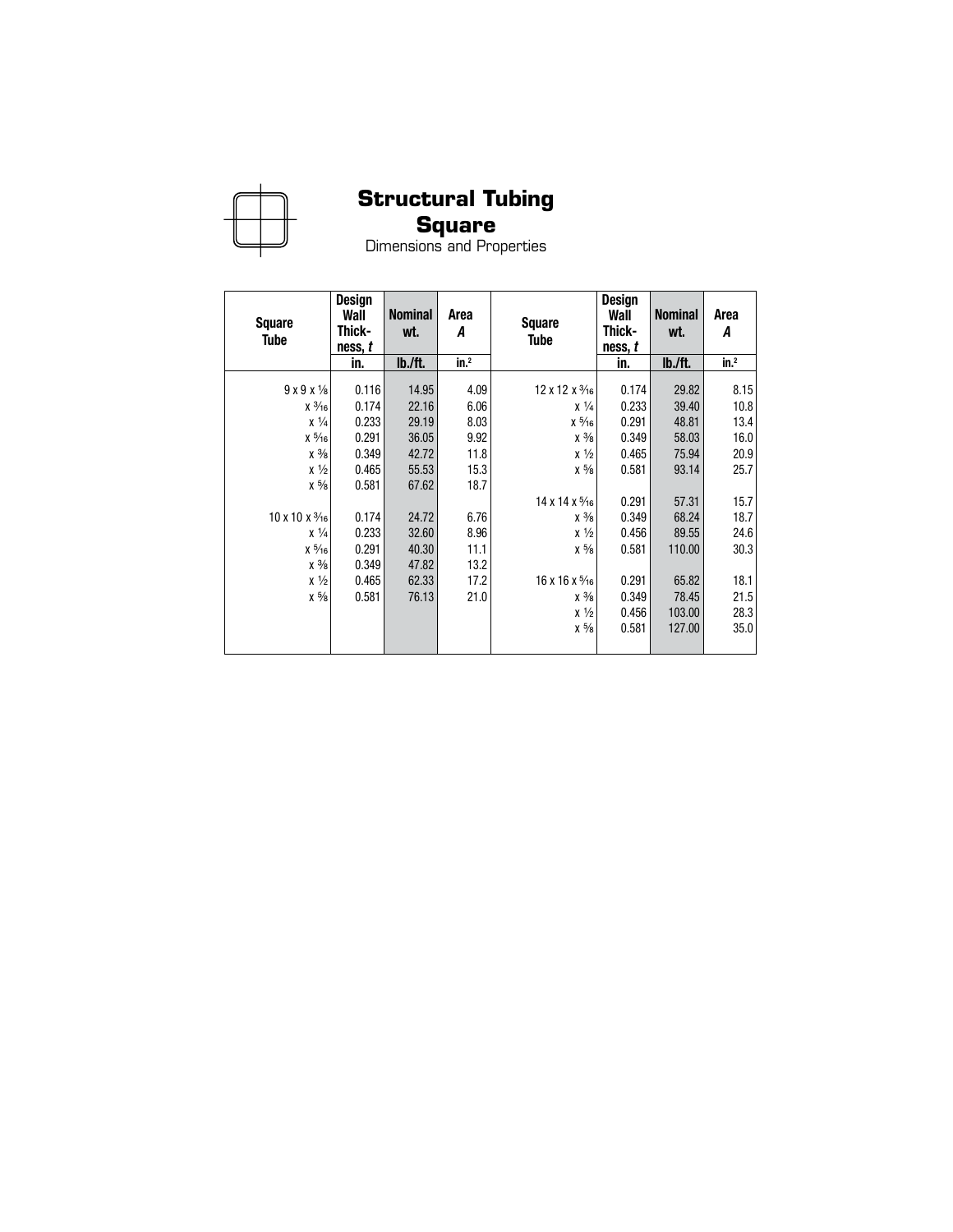# Structural Tubing
## Square
Dimensions and Properties

| Square Tube | Design Wall Thick-ness, *t* | Nominal wt. | Area *A* | Square Tube | Design Wall Thick-ness, *t* | Nominal wt. | Area *A* |
|---|---|---|---|---|---|---|---|
| | in. | lb./ft. | in.² | | in. | lb./ft. | in.² |
| 9 x 9 x ⅛ | 0.116 | 14.95 | 4.09 | 12 x 12 x 3⁄16 | 0.174 | 29.82 | 8.15 |
| x 3⁄16 | 0.174 | 22.16 | 6.06 | x ¼ | 0.233 | 39.40 | 10.8 |
| x ¼ | 0.233 | 29.19 | 8.03 | x 5⁄16 | 0.291 | 48.81 | 13.4 |
| x 5⁄16 | 0.291 | 36.05 | 9.92 | x ⅜ | 0.349 | 58.03 | 16.0 |
| x ⅜ | 0.349 | 42.72 | 11.8 | x ½ | 0.465 | 75.94 | 20.9 |
| x ½ | 0.465 | 55.53 | 15.3 | x ⅝ | 0.581 | 93.14 | 25.7 |
| x ⅝ | 0.581 | 67.62 | 18.7 | | | | |
| | | | | 14 x 14 x 5⁄16 | 0.291 | 57.31 | 15.7 |
| 10 x 10 x 3⁄16 | 0.174 | 24.72 | 6.76 | x ⅜ | 0.349 | 68.24 | 18.7 |
| x ¼ | 0.233 | 32.60 | 8.96 | x ½ | 0.456 | 89.55 | 24.6 |
| x 5⁄16 | 0.291 | 40.30 | 11.1 | x ⅝ | 0.581 | 110.00 | 30.3 |
| x ⅜ | 0.349 | 47.82 | 13.2 | | | | |
| x ½ | 0.465 | 62.33 | 17.2 | 16 x 16 x 5⁄16 | 0.291 | 65.82 | 18.1 |
| x ⅝ | 0.581 | 76.13 | 21.0 | x ⅜ | 0.349 | 78.45 | 21.5 |
| | | | | x ½ | 0.456 | 103.00 | 28.3 |
| | | | | x ⅝ | 0.581 | 127.00 | 35.0 |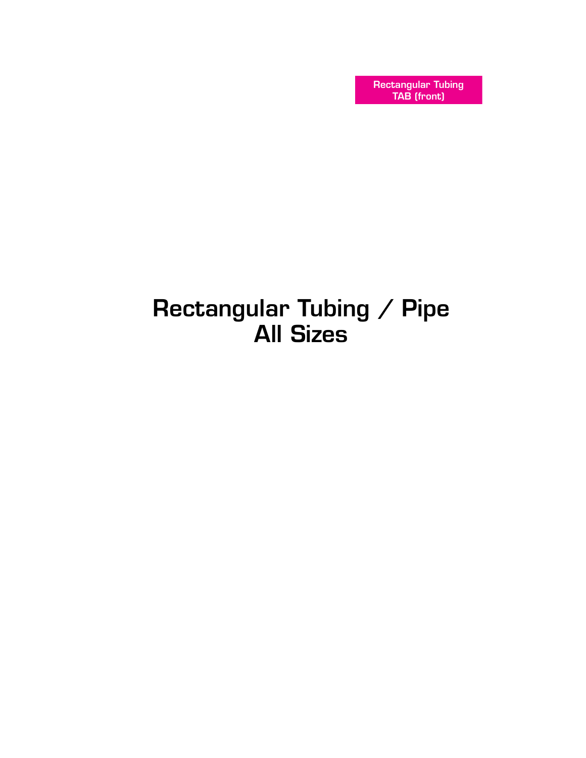Rectangular Tubing
TAB (front)

# Rectangular Tubing / Pipe
# All Sizes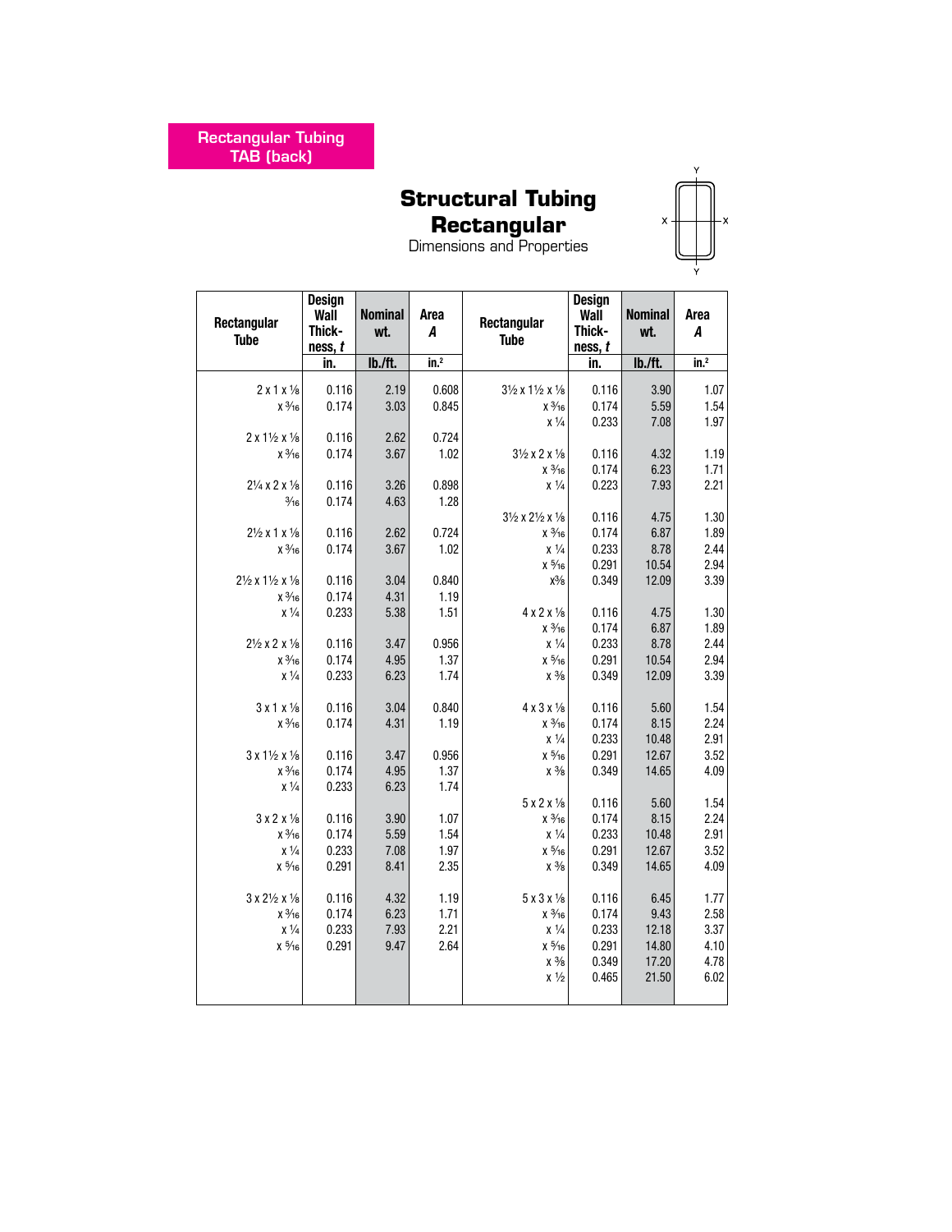Rectangular Tubing
TAB (back)

# Structural Tubing Rectangular

Dimensions and Properties

| Rectangular Tube | Design Wall Thickness, *t* | Nominal wt. | Area *A* |
|---|---|---|---|
| | in. | lb./ft. | in.² |
| 2 x 1 x ⅛ | 0.116 | 2.19 | 0.608 |
| x 3⁄16 | 0.174 | 3.03 | 0.845 |
| 2 x 1½ x ⅛ | 0.116 | 2.62 | 0.724 |
| x 3⁄16 | 0.174 | 3.67 | 1.02 |
| 2¼ x 2 x ⅛ | 0.116 | 3.26 | 0.898 |
| 3⁄16 | 0.174 | 4.63 | 1.28 |
| 2½ x 1 x ⅛ | 0.116 | 2.62 | 0.724 |
| x 3⁄16 | 0.174 | 3.67 | 1.02 |
| 2½ x 1½ x ⅛ | 0.116 | 3.04 | 0.840 |
| x 3⁄16 | 0.174 | 4.31 | 1.19 |
| x ¼ | 0.233 | 5.38 | 1.51 |
| 2½ x 2 x ⅛ | 0.116 | 3.47 | 0.956 |
| x 3⁄16 | 0.174 | 4.95 | 1.37 |
| x ¼ | 0.233 | 6.23 | 1.74 |
| 3 x 1 x ⅛ | 0.116 | 3.04 | 0.840 |
| x 3⁄16 | 0.174 | 4.31 | 1.19 |
| 3 x 1½ x ⅛ | 0.116 | 3.47 | 0.956 |
| x 3⁄16 | 0.174 | 4.95 | 1.37 |
| x ¼ | 0.233 | 6.23 | 1.74 |
| 3 x 2 x ⅛ | 0.116 | 3.90 | 1.07 |
| x 3⁄16 | 0.174 | 5.59 | 1.54 |
| x ¼ | 0.233 | 7.08 | 1.97 |
| x 5⁄16 | 0.291 | 8.41 | 2.35 |
| 3 x 2½ x ⅛ | 0.116 | 4.32 | 1.19 |
| x 3⁄16 | 0.174 | 6.23 | 1.71 |
| x ¼ | 0.233 | 7.93 | 2.21 |
| x 5⁄16 | 0.291 | 9.47 | 2.64 |
| 3½ x 1½ x ⅛ | 0.116 | 3.90 | 1.07 |
| x 3⁄16 | 0.174 | 5.59 | 1.54 |
| x ¼ | 0.233 | 7.08 | 1.97 |
| 3½ x 2 x ⅛ | 0.116 | 4.32 | 1.19 |
| x 3⁄16 | 0.174 | 6.23 | 1.71 |
| x ¼ | 0.223 | 7.93 | 2.21 |
| 3½ x 2½ x ⅛ | 0.116 | 4.75 | 1.30 |
| x 3⁄16 | 0.174 | 6.87 | 1.89 |
| x ¼ | 0.233 | 8.78 | 2.44 |
| x 5⁄16 | 0.291 | 10.54 | 2.94 |
| x⅜ | 0.349 | 12.09 | 3.39 |
| 4 x 2 x ⅛ | 0.116 | 4.75 | 1.30 |
| x 3⁄16 | 0.174 | 6.87 | 1.89 |
| x ¼ | 0.233 | 8.78 | 2.44 |
| x 5⁄16 | 0.291 | 10.54 | 2.94 |
| x ⅜ | 0.349 | 12.09 | 3.39 |
| 4 x 3 x ⅛ | 0.116 | 5.60 | 1.54 |
| x 3⁄16 | 0.174 | 8.15 | 2.24 |
| x ¼ | 0.233 | 10.48 | 2.91 |
| x 5⁄16 | 0.291 | 12.67 | 3.52 |
| x ⅜ | 0.349 | 14.65 | 4.09 |
| 5 x 2 x ⅛ | 0.116 | 5.60 | 1.54 |
| x 3⁄16 | 0.174 | 8.15 | 2.24 |
| x ¼ | 0.233 | 10.48 | 2.91 |
| x 5⁄16 | 0.291 | 12.67 | 3.52 |
| x ⅜ | 0.349 | 14.65 | 4.09 |
| 5 x 3 x ⅛ | 0.116 | 6.45 | 1.77 |
| x 3⁄16 | 0.174 | 9.43 | 2.58 |
| x ¼ | 0.233 | 12.18 | 3.37 |
| x 5⁄16 | 0.291 | 14.80 | 4.10 |
| x ⅜ | 0.349 | 17.20 | 4.78 |
| x ½ | 0.465 | 21.50 | 6.02 |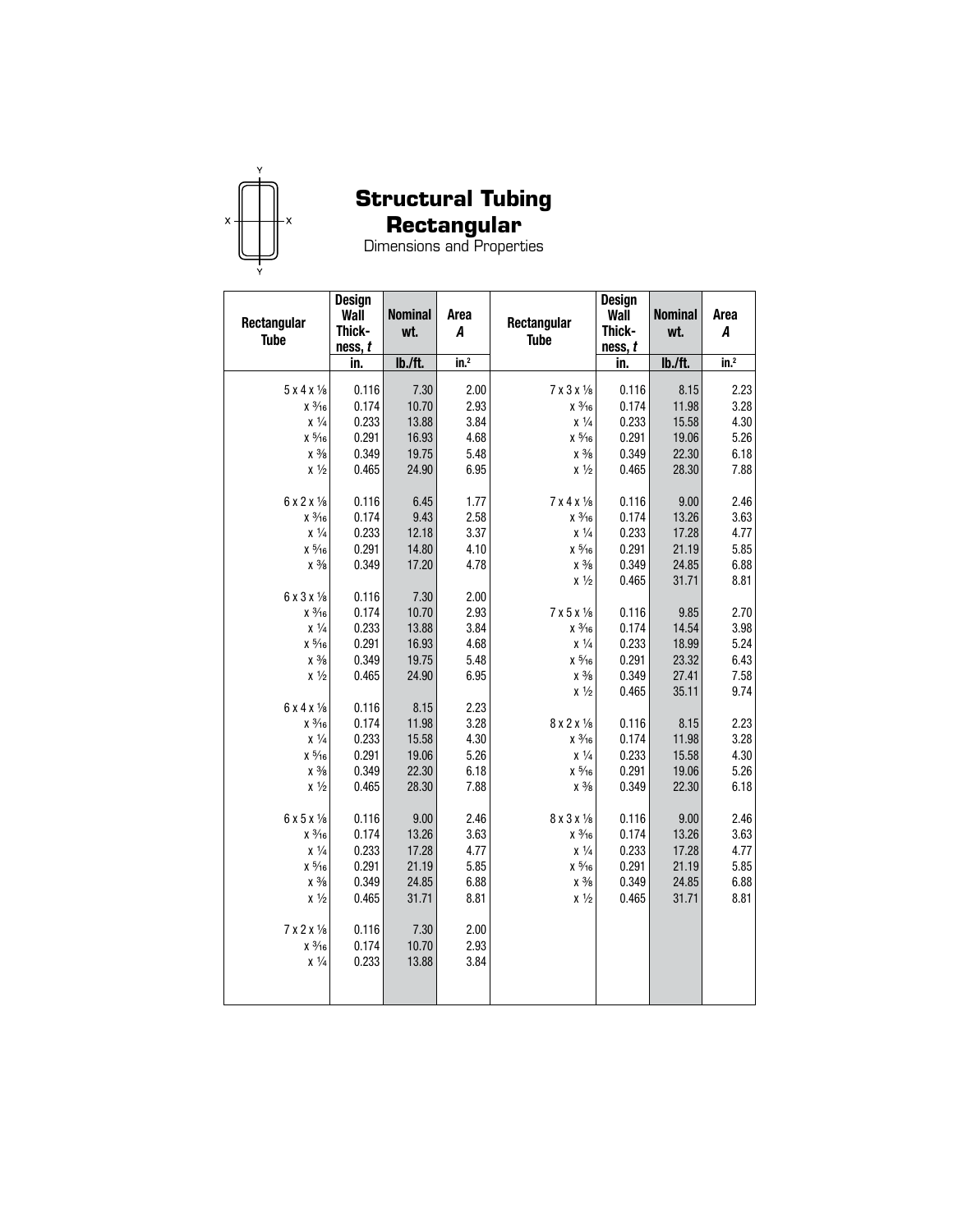# Structural Tubing Rectangular

Dimensions and Properties

| Rectangular Tube | Design Wall Thick-ness, *t* | Nominal wt. | Area *A* | Rectangular Tube | Design Wall Thick-ness, *t* | Nominal wt. | Area *A* |
|---|---|---|---|---|---|---|---|
| | in. | lb./ft. | in.² | | in. | lb./ft. | in.² |
| 5 x 4 x ⅛ | 0.116 | 7.30 | 2.00 | 7 x 3 x ⅛ | 0.116 | 8.15 | 2.23 |
| x 3⁄16 | 0.174 | 10.70 | 2.93 | x 3⁄16 | 0.174 | 11.98 | 3.28 |
| x ¼ | 0.233 | 13.88 | 3.84 | x ¼ | 0.233 | 15.58 | 4.30 |
| x 5⁄16 | 0.291 | 16.93 | 4.68 | x 5⁄16 | 0.291 | 19.06 | 5.26 |
| x ⅜ | 0.349 | 19.75 | 5.48 | x ⅜ | 0.349 | 22.30 | 6.18 |
| x ½ | 0.465 | 24.90 | 6.95 | x ½ | 0.465 | 28.30 | 7.88 |
| 6 x 2 x ⅛ | 0.116 | 6.45 | 1.77 | 7 x 4 x ⅛ | 0.116 | 9.00 | 2.46 |
| x 3⁄16 | 0.174 | 9.43 | 2.58 | x 3⁄16 | 0.174 | 13.26 | 3.63 |
| x ¼ | 0.233 | 12.18 | 3.37 | x ¼ | 0.233 | 17.28 | 4.77 |
| x 5⁄16 | 0.291 | 14.80 | 4.10 | x 5⁄16 | 0.291 | 21.19 | 5.85 |
| x ⅜ | 0.349 | 17.20 | 4.78 | x ⅜ | 0.349 | 24.85 | 6.88 |
| | | | | x ½ | 0.465 | 31.71 | 8.81 |
| 6 x 3 x ⅛ | 0.116 | 7.30 | 2.00 | | | | |
| x 3⁄16 | 0.174 | 10.70 | 2.93 | 7 x 5 x ⅛ | 0.116 | 9.85 | 2.70 |
| x ¼ | 0.233 | 13.88 | 3.84 | x 3⁄16 | 0.174 | 14.54 | 3.98 |
| x 5⁄16 | 0.291 | 16.93 | 4.68 | x ¼ | 0.233 | 18.99 | 5.24 |
| x ⅜ | 0.349 | 19.75 | 5.48 | x 5⁄16 | 0.291 | 23.32 | 6.43 |
| x ½ | 0.465 | 24.90 | 6.95 | x ⅜ | 0.349 | 27.41 | 7.58 |
| | | | | x ½ | 0.465 | 35.11 | 9.74 |
| 6 x 4 x ⅛ | 0.116 | 8.15 | 2.23 | | | | |
| x 3⁄16 | 0.174 | 11.98 | 3.28 | 8 x 2 x ⅛ | 0.116 | 8.15 | 2.23 |
| x ¼ | 0.233 | 15.58 | 4.30 | x 3⁄16 | 0.174 | 11.98 | 3.28 |
| x 5⁄16 | 0.291 | 19.06 | 5.26 | x ¼ | 0.233 | 15.58 | 4.30 |
| x ⅜ | 0.349 | 22.30 | 6.18 | x 5⁄16 | 0.291 | 19.06 | 5.26 |
| x ½ | 0.465 | 28.30 | 7.88 | x ⅜ | 0.349 | 22.30 | 6.18 |
| 6 x 5 x ⅛ | 0.116 | 9.00 | 2.46 | 8 x 3 x ⅛ | 0.116 | 9.00 | 2.46 |
| x 3⁄16 | 0.174 | 13.26 | 3.63 | x 3⁄16 | 0.174 | 13.26 | 3.63 |
| x ¼ | 0.233 | 17.28 | 4.77 | x ¼ | 0.233 | 17.28 | 4.77 |
| x 5⁄16 | 0.291 | 21.19 | 5.85 | x 5⁄16 | 0.291 | 21.19 | 5.85 |
| x ⅜ | 0.349 | 24.85 | 6.88 | x ⅜ | 0.349 | 24.85 | 6.88 |
| x ½ | 0.465 | 31.71 | 8.81 | x ½ | 0.465 | 31.71 | 8.81 |
| 7 x 2 x ⅛ | 0.116 | 7.30 | 2.00 | | | | |
| x 3⁄16 | 0.174 | 10.70 | 2.93 | | | | |
| x ¼ | 0.233 | 13.88 | 3.84 | | | | |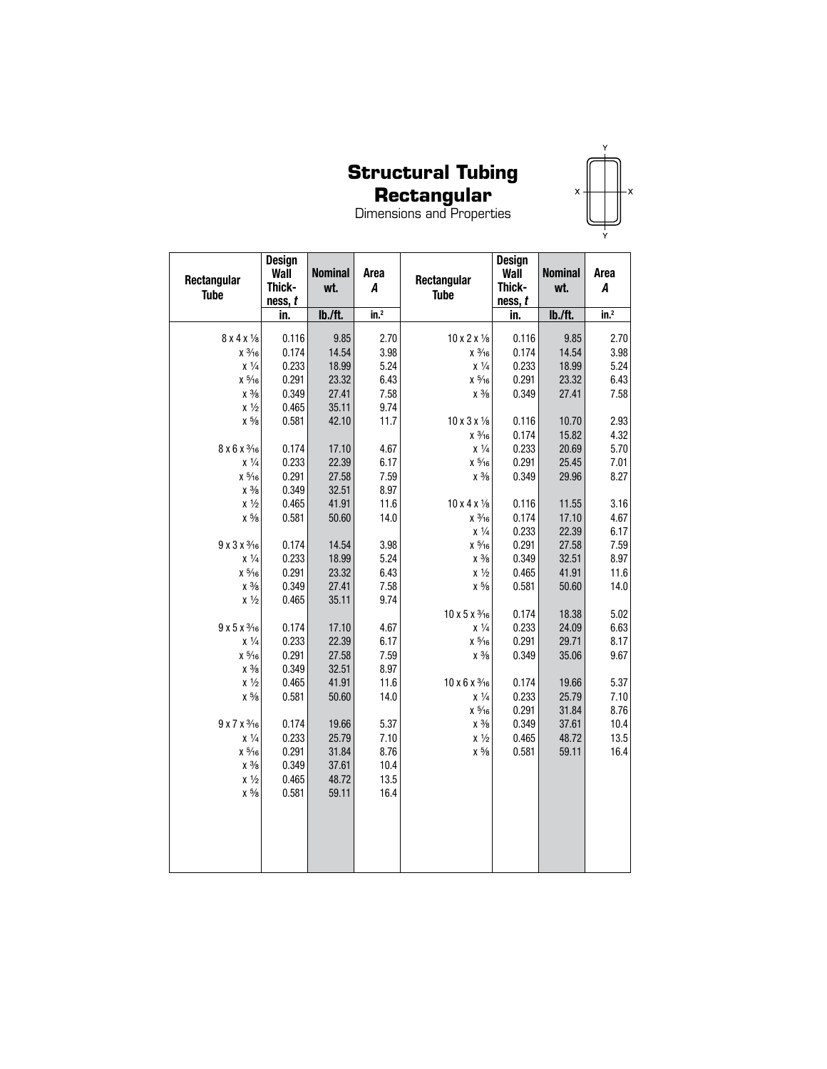# Structural Tubing Rectangular

Dimensions and Properties

| Rectangular Tube | Design Wall Thickness, *t* | Nominal wt. | Area *A* |
|---|---|---|---|
| | in. | lb./ft. | in.² |
| 8 x 4 x ⅛ | 0.116 | 9.85 | 2.70 |
| x 3⁄16 | 0.174 | 14.54 | 3.98 |
| x ¼ | 0.233 | 18.99 | 5.24 |
| x 5⁄16 | 0.291 | 23.32 | 6.43 |
| x ⅜ | 0.349 | 27.41 | 7.58 |
| x ½ | 0.465 | 35.11 | 9.74 |
| x ⅝ | 0.581 | 42.10 | 11.7 |
| 8 x 6 x 3⁄16 | 0.174 | 17.10 | 4.67 |
| x ¼ | 0.233 | 22.39 | 6.17 |
| x 5⁄16 | 0.291 | 27.58 | 7.59 |
| x ⅜ | 0.349 | 32.51 | 8.97 |
| x ½ | 0.465 | 41.91 | 11.6 |
| x ⅝ | 0.581 | 50.60 | 14.0 |
| 9 x 3 x 3⁄16 | 0.174 | 14.54 | 3.98 |
| x ¼ | 0.233 | 18.99 | 5.24 |
| x 5⁄16 | 0.291 | 23.32 | 6.43 |
| x ⅜ | 0.349 | 27.41 | 7.58 |
| x ½ | 0.465 | 35.11 | 9.74 |
| 9 x 5 x 3⁄16 | 0.174 | 17.10 | 4.67 |
| x ¼ | 0.233 | 22.39 | 6.17 |
| x 5⁄16 | 0.291 | 27.58 | 7.59 |
| x ⅜ | 0.349 | 32.51 | 8.97 |
| x ½ | 0.465 | 41.91 | 11.6 |
| x ⅝ | 0.581 | 50.60 | 14.0 |
| 9 x 7 x 3⁄16 | 0.174 | 19.66 | 5.37 |
| x ¼ | 0.233 | 25.79 | 7.10 |
| x 5⁄16 | 0.291 | 31.84 | 8.76 |
| x ⅜ | 0.349 | 37.61 | 10.4 |
| x ½ | 0.465 | 48.72 | 13.5 |
| x ⅝ | 0.581 | 59.11 | 16.4 |
| 10 x 2 x ⅛ | 0.116 | 9.85 | 2.70 |
| x 3⁄16 | 0.174 | 14.54 | 3.98 |
| x ¼ | 0.233 | 18.99 | 5.24 |
| x 5⁄16 | 0.291 | 23.32 | 6.43 |
| x ⅜ | 0.349 | 27.41 | 7.58 |
| 10 x 3 x ⅛ | 0.116 | 10.70 | 2.93 |
| x 3⁄16 | 0.174 | 15.82 | 4.32 |
| x ¼ | 0.233 | 20.69 | 5.70 |
| x 5⁄16 | 0.291 | 25.45 | 7.01 |
| x ⅜ | 0.349 | 29.96 | 8.27 |
| 10 x 4 x ⅛ | 0.116 | 11.55 | 3.16 |
| x 3⁄16 | 0.174 | 17.10 | 4.67 |
| x ¼ | 0.233 | 22.39 | 6.17 |
| x 5⁄16 | 0.291 | 27.58 | 7.59 |
| x ⅜ | 0.349 | 32.51 | 8.97 |
| x ½ | 0.465 | 41.91 | 11.6 |
| x ⅝ | 0.581 | 50.60 | 14.0 |
| 10 x 5 x 3⁄16 | 0.174 | 18.38 | 5.02 |
| x ¼ | 0.233 | 24.09 | 6.63 |
| x 5⁄16 | 0.291 | 29.71 | 8.17 |
| x ⅜ | 0.349 | 35.06 | 9.67 |
| 10 x 6 x 3⁄16 | 0.174 | 19.66 | 5.37 |
| x ¼ | 0.233 | 25.79 | 7.10 |
| x 5⁄16 | 0.291 | 31.84 | 8.76 |
| x ⅜ | 0.349 | 37.61 | 10.4 |
| x ½ | 0.465 | 48.72 | 13.5 |
| x ⅝ | 0.581 | 59.11 | 16.4 |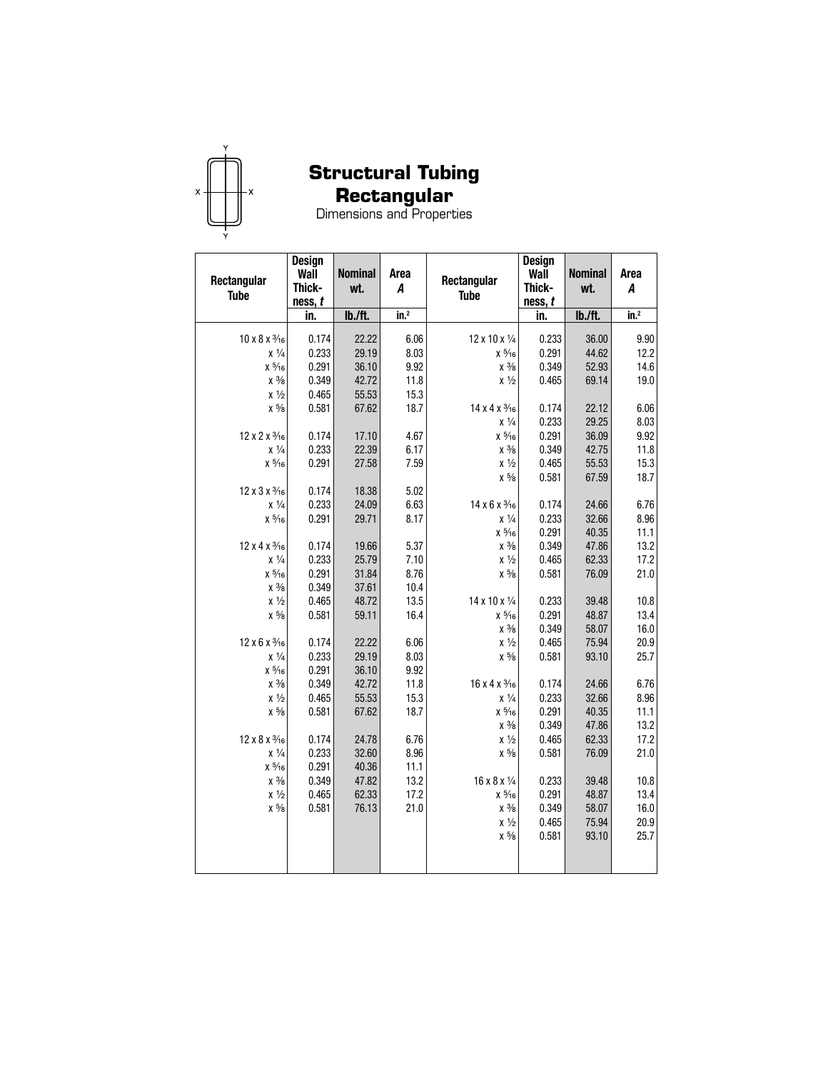# Structural Tubing Rectangular

Dimensions and Properties

| Rectangular Tube | Design Wall Thick-ness, *t* | Nominal wt. | Area *A* | Rectangular Tube | Design Wall Thick-ness, *t* | Nominal wt. | Area *A* |
|---|---|---|---|---|---|---|---|
| | in. | lb./ft. | in.² | | in. | lb./ft. | in.² |
| 10 x 8 x 3⁄16 | 0.174 | 22.22 | 6.06 | 12 x 10 x 1⁄4 | 0.233 | 36.00 | 9.90 |
| x 1⁄4 | 0.233 | 29.19 | 8.03 | x 5⁄16 | 0.291 | 44.62 | 12.2 |
| x 5⁄16 | 0.291 | 36.10 | 9.92 | x 3⁄8 | 0.349 | 52.93 | 14.6 |
| x 3⁄8 | 0.349 | 42.72 | 11.8 | x 1⁄2 | 0.465 | 69.14 | 19.0 |
| x 1⁄2 | 0.465 | 55.53 | 15.3 | | | | |
| x 5⁄8 | 0.581 | 67.62 | 18.7 | 14 x 4 x 3⁄16 | 0.174 | 22.12 | 6.06 |
| | | | | x 1⁄4 | 0.233 | 29.25 | 8.03 |
| 12 x 2 x 3⁄16 | 0.174 | 17.10 | 4.67 | x 5⁄16 | 0.291 | 36.09 | 9.92 |
| x 1⁄4 | 0.233 | 22.39 | 6.17 | x 3⁄8 | 0.349 | 42.75 | 11.8 |
| x 5⁄16 | 0.291 | 27.58 | 7.59 | x 1⁄2 | 0.465 | 55.53 | 15.3 |
| | | | | x 5⁄8 | 0.581 | 67.59 | 18.7 |
| 12 x 3 x 3⁄16 | 0.174 | 18.38 | 5.02 | | | | |
| x 1⁄4 | 0.233 | 24.09 | 6.63 | 14 x 6 x 3⁄16 | 0.174 | 24.66 | 6.76 |
| x 5⁄16 | 0.291 | 29.71 | 8.17 | x 1⁄4 | 0.233 | 32.66 | 8.96 |
| | | | | x 5⁄16 | 0.291 | 40.35 | 11.1 |
| 12 x 4 x 3⁄16 | 0.174 | 19.66 | 5.37 | x 3⁄8 | 0.349 | 47.86 | 13.2 |
| x 1⁄4 | 0.233 | 25.79 | 7.10 | x 1⁄2 | 0.465 | 62.33 | 17.2 |
| x 5⁄16 | 0.291 | 31.84 | 8.76 | x 5⁄8 | 0.581 | 76.09 | 21.0 |
| x 3⁄8 | 0.349 | 37.61 | 10.4 | | | | |
| x 1⁄2 | 0.465 | 48.72 | 13.5 | 14 x 10 x 1⁄4 | 0.233 | 39.48 | 10.8 |
| x 5⁄8 | 0.581 | 59.11 | 16.4 | x 5⁄16 | 0.291 | 48.87 | 13.4 |
| | | | | x 3⁄8 | 0.349 | 58.07 | 16.0 |
| 12 x 6 x 3⁄16 | 0.174 | 22.22 | 6.06 | x 1⁄2 | 0.465 | 75.94 | 20.9 |
| x 1⁄4 | 0.233 | 29.19 | 8.03 | x 5⁄8 | 0.581 | 93.10 | 25.7 |
| x 5⁄16 | 0.291 | 36.10 | 9.92 | | | | |
| x 3⁄8 | 0.349 | 42.72 | 11.8 | 16 x 4 x 3⁄16 | 0.174 | 24.66 | 6.76 |
| x 1⁄2 | 0.465 | 55.53 | 15.3 | x 1⁄4 | 0.233 | 32.66 | 8.96 |
| x 5⁄8 | 0.581 | 67.62 | 18.7 | x 5⁄16 | 0.291 | 40.35 | 11.1 |
| | | | | x 3⁄8 | 0.349 | 47.86 | 13.2 |
| 12 x 8 x 3⁄16 | 0.174 | 24.78 | 6.76 | x 1⁄2 | 0.465 | 62.33 | 17.2 |
| x 1⁄4 | 0.233 | 32.60 | 8.96 | x 5⁄8 | 0.581 | 76.09 | 21.0 |
| x 5⁄16 | 0.291 | 40.36 | 11.1 | | | | |
| x 3⁄8 | 0.349 | 47.82 | 13.2 | 16 x 8 x 1⁄4 | 0.233 | 39.48 | 10.8 |
| x 1⁄2 | 0.465 | 62.33 | 17.2 | x 5⁄16 | 0.291 | 48.87 | 13.4 |
| x 5⁄8 | 0.581 | 76.13 | 21.0 | x 3⁄8 | 0.349 | 58.07 | 16.0 |
| | | | | x 1⁄2 | 0.465 | 75.94 | 20.9 |
| | | | | x 5⁄8 | 0.581 | 93.10 | 25.7 |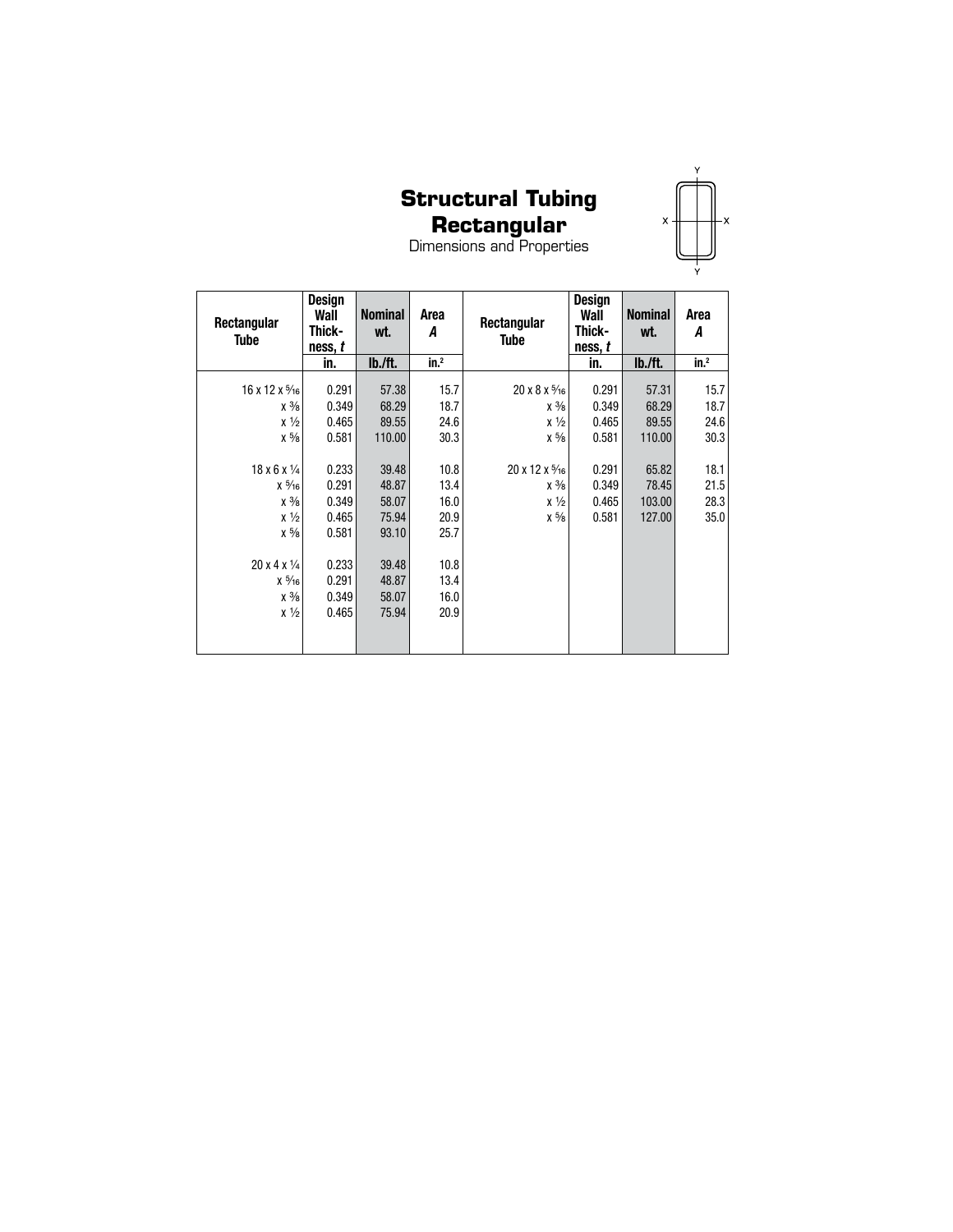# Structural Tubing Rectangular

Dimensions and Properties

| Rectangular Tube | Design Wall Thick-ness, *t* | Nominal wt. | Area *A* | Rectangular Tube | Design Wall Thick-ness, *t* | Nominal wt. | Area *A* |
|---|---|---|---|---|---|---|---|
| | in. | lb./ft. | in.² | | in. | lb./ft. | in.² |
| 16 x 12 x 5⁄16 | 0.291 | 57.38 | 15.7 | 20 x 8 x 5⁄16 | 0.291 | 57.31 | 15.7 |
| x 3⁄8 | 0.349 | 68.29 | 18.7 | x 3⁄8 | 0.349 | 68.29 | 18.7 |
| x 1⁄2 | 0.465 | 89.55 | 24.6 | x 1⁄2 | 0.465 | 89.55 | 24.6 |
| x 5⁄8 | 0.581 | 110.00 | 30.3 | x 5⁄8 | 0.581 | 110.00 | 30.3 |
| 18 x 6 x 1⁄4 | 0.233 | 39.48 | 10.8 | 20 x 12 x 5⁄16 | 0.291 | 65.82 | 18.1 |
| x 5⁄16 | 0.291 | 48.87 | 13.4 | x 3⁄8 | 0.349 | 78.45 | 21.5 |
| x 3⁄8 | 0.349 | 58.07 | 16.0 | x 1⁄2 | 0.465 | 103.00 | 28.3 |
| x 1⁄2 | 0.465 | 75.94 | 20.9 | x 5⁄8 | 0.581 | 127.00 | 35.0 |
| x 5⁄8 | 0.581 | 93.10 | 25.7 | | | | |
| 20 x 4 x 1⁄4 | 0.233 | 39.48 | 10.8 | | | | |
| x 5⁄16 | 0.291 | 48.87 | 13.4 | | | | |
| x 3⁄8 | 0.349 | 58.07 | 16.0 | | | | |
| x 1⁄2 | 0.465 | 75.94 | 20.9 | | | | |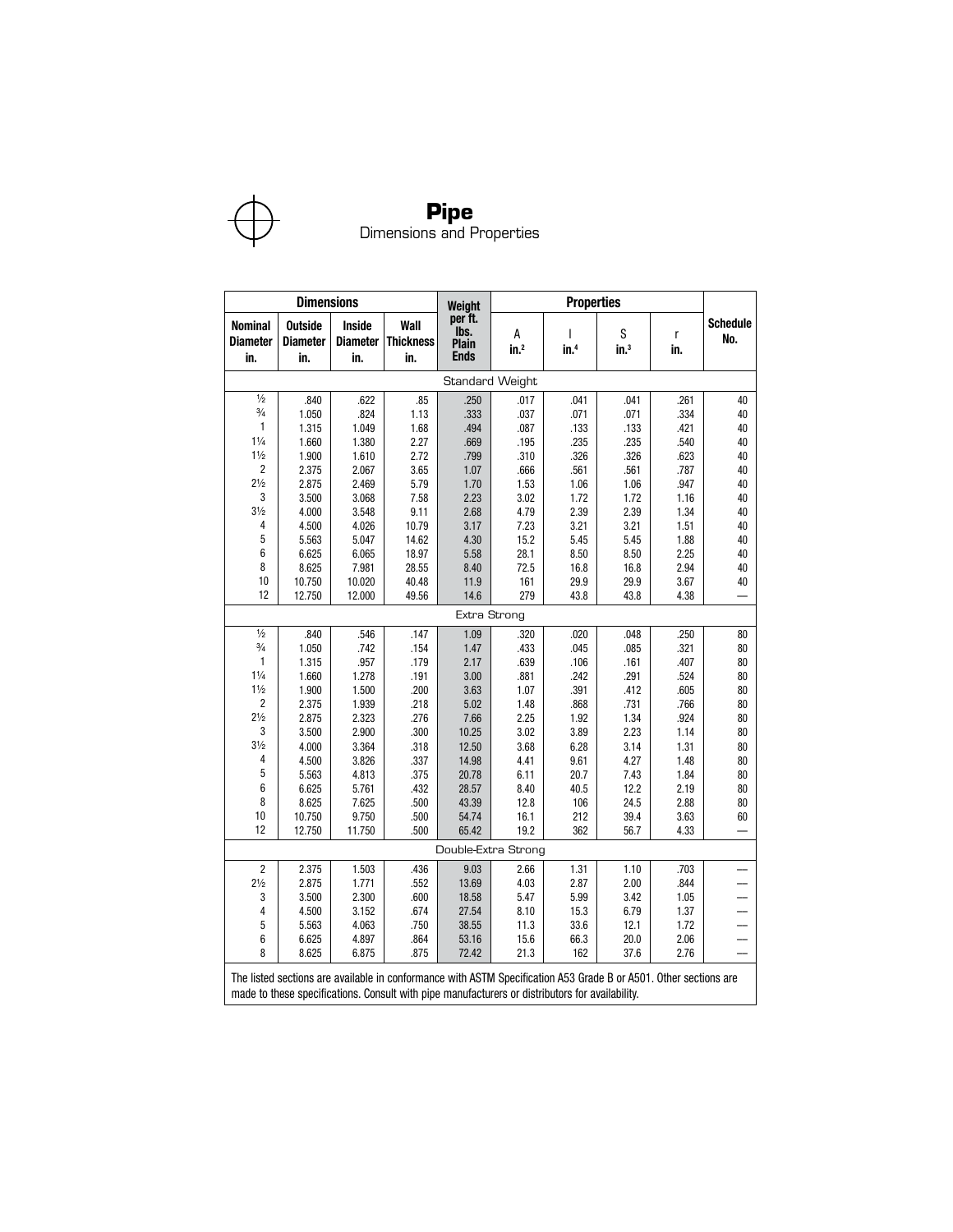# Pipe

Dimensions and Properties

| Dimensions | | | | Weight per ft. lbs. Plain Ends | Properties | | | | Schedule No. |
|---|---|---|---|---|---|---|---|---|---|
| Nominal Diameter in. | Outside Diameter in. | Inside Diameter in. | Wall Thickness in. | | A in.$^2$ | I in.$^4$ | S in.$^3$ | r in. | |
| Standard Weight | | | | | | | | | |
| ½ | .840 | .622 | .85 | .250 | .017 | .041 | .041 | .261 | 40 |
| ¾ | 1.050 | .824 | 1.13 | .333 | .037 | .071 | .071 | .334 | 40 |
| 1 | 1.315 | 1.049 | 1.68 | .494 | .087 | .133 | .133 | .421 | 40 |
| 1¼ | 1.660 | 1.380 | 2.27 | .669 | .195 | .235 | .235 | .540 | 40 |
| 1½ | 1.900 | 1.610 | 2.72 | .799 | .310 | .326 | .326 | .623 | 40 |
| 2 | 2.375 | 2.067 | 3.65 | 1.07 | .666 | .561 | .561 | .787 | 40 |
| 2½ | 2.875 | 2.469 | 5.79 | 1.70 | 1.53 | 1.06 | 1.06 | .947 | 40 |
| 3 | 3.500 | 3.068 | 7.58 | 2.23 | 3.02 | 1.72 | 1.72 | 1.16 | 40 |
| 3½ | 4.000 | 3.548 | 9.11 | 2.68 | 4.79 | 2.39 | 2.39 | 1.34 | 40 |
| 4 | 4.500 | 4.026 | 10.79 | 3.17 | 7.23 | 3.21 | 3.21 | 1.51 | 40 |
| 5 | 5.563 | 5.047 | 14.62 | 4.30 | 15.2 | 5.45 | 5.45 | 1.88 | 40 |
| 6 | 6.625 | 6.065 | 18.97 | 5.58 | 28.1 | 8.50 | 8.50 | 2.25 | 40 |
| 8 | 8.625 | 7.981 | 28.55 | 8.40 | 72.5 | 16.8 | 16.8 | 2.94 | 40 |
| 10 | 10.750 | 10.020 | 40.48 | 11.9 | 161 | 29.9 | 29.9 | 3.67 | 40 |
| 12 | 12.750 | 12.000 | 49.56 | 14.6 | 279 | 43.8 | 43.8 | 4.38 | — |
| Extra Strong | | | | | | | | | |
| ½ | .840 | .546 | .147 | 1.09 | .320 | .020 | .048 | .250 | 80 |
| ¾ | 1.050 | .742 | .154 | 1.47 | .433 | .045 | .085 | .321 | 80 |
| 1 | 1.315 | .957 | .179 | 2.17 | .639 | .106 | .161 | .407 | 80 |
| 1¼ | 1.660 | 1.278 | .191 | 3.00 | .881 | .242 | .291 | .524 | 80 |
| 1½ | 1.900 | 1.500 | .200 | 3.63 | 1.07 | .391 | .412 | .605 | 80 |
| 2 | 2.375 | 1.939 | .218 | 5.02 | 1.48 | .868 | .731 | .766 | 80 |
| 2½ | 2.875 | 2.323 | .276 | 7.66 | 2.25 | 1.92 | 1.34 | .924 | 80 |
| 3 | 3.500 | 2.900 | .300 | 10.25 | 3.02 | 3.89 | 2.23 | 1.14 | 80 |
| 3½ | 4.000 | 3.364 | .318 | 12.50 | 3.68 | 6.28 | 3.14 | 1.31 | 80 |
| 4 | 4.500 | 3.826 | .337 | 14.98 | 4.41 | 9.61 | 4.27 | 1.48 | 80 |
| 5 | 5.563 | 4.813 | .375 | 20.78 | 6.11 | 20.7 | 7.43 | 1.84 | 80 |
| 6 | 6.625 | 5.761 | .432 | 28.57 | 8.40 | 40.5 | 12.2 | 2.19 | 80 |
| 8 | 8.625 | 7.625 | .500 | 43.39 | 12.8 | 106 | 24.5 | 2.88 | 80 |
| 10 | 10.750 | 9.750 | .500 | 54.74 | 16.1 | 212 | 39.4 | 3.63 | 60 |
| 12 | 12.750 | 11.750 | .500 | 65.42 | 19.2 | 362 | 56.7 | 4.33 | — |
| Double-Extra Strong | | | | | | | | | |
| 2 | 2.375 | 1.503 | .436 | 9.03 | 2.66 | 1.31 | 1.10 | .703 | — |
| 2½ | 2.875 | 1.771 | .552 | 13.69 | 4.03 | 2.87 | 2.00 | .844 | — |
| 3 | 3.500 | 2.300 | .600 | 18.58 | 5.47 | 5.99 | 3.42 | 1.05 | — |
| 4 | 4.500 | 3.152 | .674 | 27.54 | 8.10 | 15.3 | 6.79 | 1.37 | — |
| 5 | 5.563 | 4.063 | .750 | 38.55 | 11.3 | 33.6 | 12.1 | 1.72 | — |
| 6 | 6.625 | 4.897 | .864 | 53.16 | 15.6 | 66.3 | 20.0 | 2.06 | — |
| 8 | 8.625 | 6.875 | .875 | 72.42 | 21.3 | 162 | 37.6 | 2.76 | — |

The listed sections are available in conformance with ASTM Specification A53 Grade B or A501. Other sections are made to these specifications. Consult with pipe manufacturers or distributors for availability.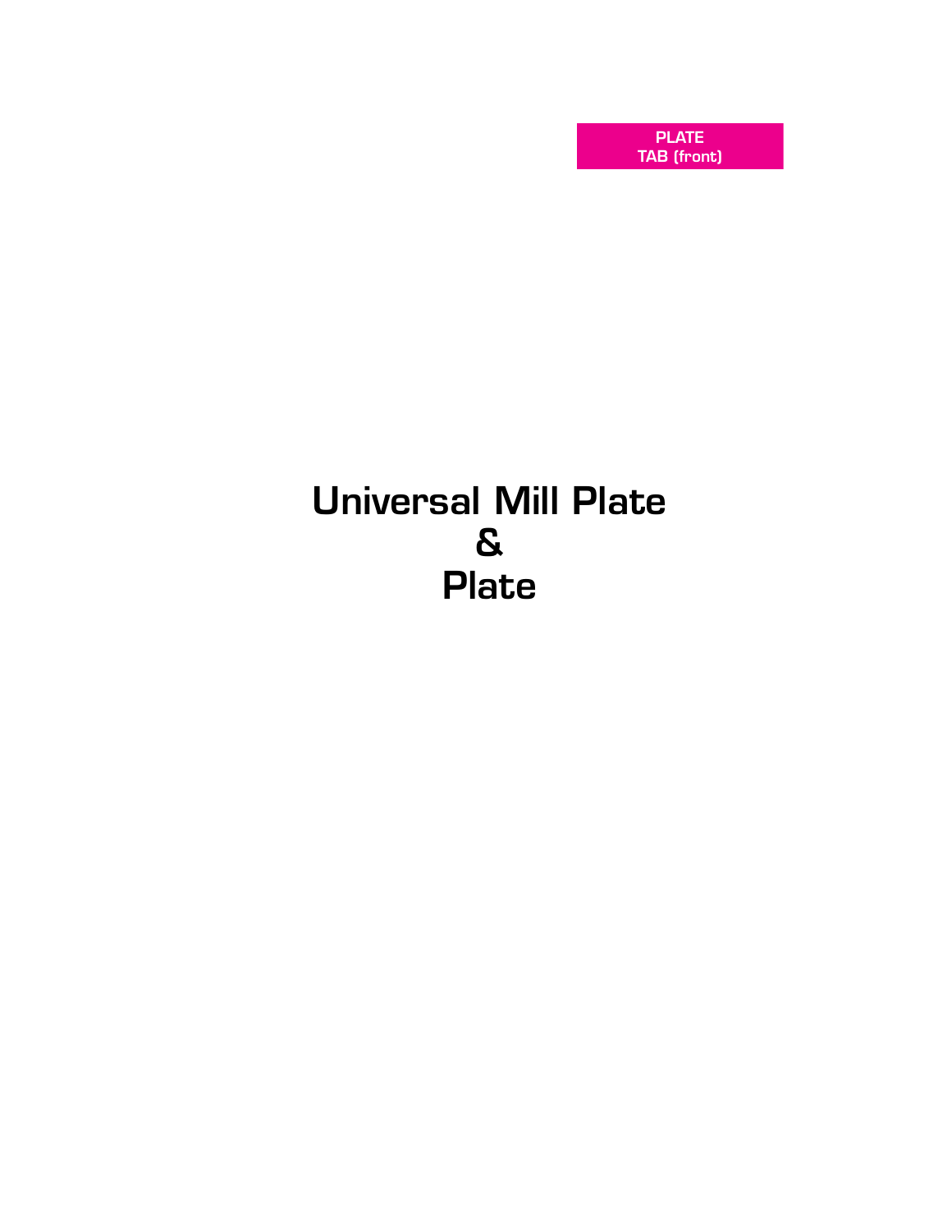PLATE
TAB (front)

# Universal Mill Plate
# &
# Plate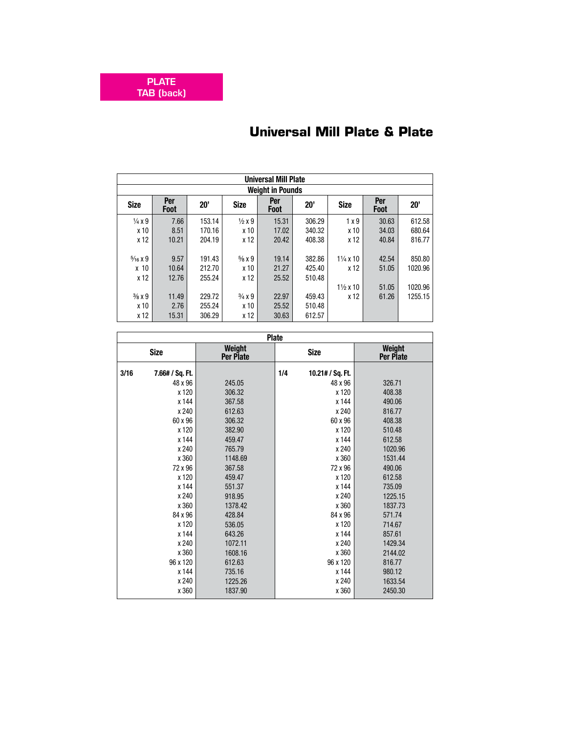PLATE
TAB (back)

# Universal Mill Plate & Plate

| Universal Mill Plate | | | | | | | | |
|---|---|---|---|---|---|---|---|---|
| Weight in Pounds | | | | | | | | |
| Size | Per Foot | 20' | Size | Per Foot | 20' | Size | Per Foot | 20' |
| ¼ x 9 | 7.66 | 153.14 | ½ x 9 | 15.31 | 306.29 | 1 x 9 | 30.63 | 612.58 |
| x 10 | 8.51 | 170.16 | x 10 | 17.02 | 340.32 | x 10 | 34.03 | 680.64 |
| x 12 | 10.21 | 204.19 | x 12 | 20.42 | 408.38 | x 12 | 40.84 | 816.77 |
| 5⁄16 x 9 | 9.57 | 191.43 | ⅝ x 9 | 19.14 | 382.86 | 1¼ x 10 | 42.54 | 850.80 |
| x 10 | 10.64 | 212.70 | x 10 | 21.27 | 425.40 | x 12 | 51.05 | 1020.96 |
| x 12 | 12.76 | 255.24 | x 12 | 25.52 | 510.48 | | | |
| | | | | | | 1½ x 10 | 51.05 | 1020.96 |
| ⅜ x 9 | 11.49 | 229.72 | ¾ x 9 | 22.97 | 459.43 | x 12 | 61.26 | 1255.15 |
| x 10 | 2.76 | 255.24 | x 10 | 25.52 | 510.48 | | | |
| x 12 | 15.31 | 306.29 | x 12 | 30.63 | 612.57 | | | |

| Plate | | | | | |
|---|---|---|---|---|---|
| Size | | Weight Per Plate | Size | | Weight Per Plate |
| 3/16 | 7.66# / Sq. Ft. | | 1/4 | 10.21# / Sq. Ft. | |
| | 48 x 96 | 245.05 | | 48 x 96 | 326.71 |
| | x 120 | 306.32 | | x 120 | 408.38 |
| | x 144 | 367.58 | | x 144 | 490.06 |
| | x 240 | 612.63 | | x 240 | 816.77 |
| | 60 x 96 | 306.32 | | 60 x 96 | 408.38 |
| | x 120 | 382.90 | | x 120 | 510.48 |
| | x 144 | 459.47 | | x 144 | 612.58 |
| | x 240 | 765.79 | | x 240 | 1020.96 |
| | x 360 | 1148.69 | | x 360 | 1531.44 |
| | 72 x 96 | 367.58 | | 72 x 96 | 490.06 |
| | x 120 | 459.47 | | x 120 | 612.58 |
| | x 144 | 551.37 | | x 144 | 735.09 |
| | x 240 | 918.95 | | x 240 | 1225.15 |
| | x 360 | 1378.42 | | x 360 | 1837.73 |
| | 84 x 96 | 428.84 | | 84 x 96 | 571.74 |
| | x 120 | 536.05 | | x 120 | 714.67 |
| | x 144 | 643.26 | | x 144 | 857.61 |
| | x 240 | 1072.11 | | x 240 | 1429.34 |
| | x 360 | 1608.16 | | x 360 | 2144.02 |
| | 96 x 120 | 612.63 | | 96 x 120 | 816.77 |
| | x 144 | 735.16 | | x 144 | 980.12 |
| | x 240 | 1225.26 | | x 240 | 1633.54 |
| | x 360 | 1837.90 | | x 360 | 2450.30 |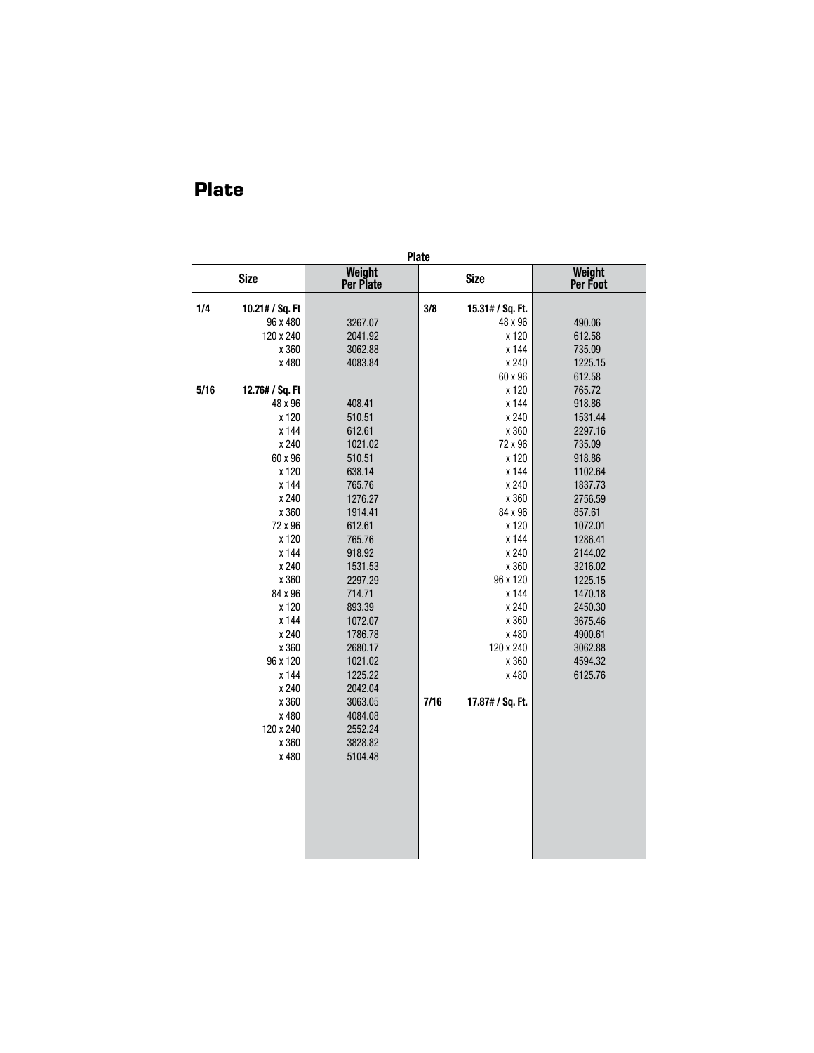# Plate

| Plate | | | | | |
|---|---|---|---|---|---|
| | **Size** | **Weight Per Plate** | | **Size** | **Weight Per Foot** |
| **1/4** | **10.21# / Sq. Ft** | | **3/8** | **15.31# / Sq. Ft.** | |
| | 96 x 480 | 3267.07 | | 48 x 96 | 490.06 |
| | 120 x 240 | 2041.92 | | x 120 | 612.58 |
| | x 360 | 3062.88 | | x 144 | 735.09 |
| | x 480 | 4083.84 | | x 240 | 1225.15 |
| | | | | 60 x 96 | 612.58 |
| **5/16** | **12.76# / Sq. Ft** | | | x 120 | 765.72 |
| | 48 x 96 | 408.41 | | x 144 | 918.86 |
| | x 120 | 510.51 | | x 240 | 1531.44 |
| | x 144 | 612.61 | | x 360 | 2297.16 |
| | x 240 | 1021.02 | | 72 x 96 | 735.09 |
| | 60 x 96 | 510.51 | | x 120 | 918.86 |
| | x 120 | 638.14 | | x 144 | 1102.64 |
| | x 144 | 765.76 | | x 240 | 1837.73 |
| | x 240 | 1276.27 | | x 360 | 2756.59 |
| | x 360 | 1914.41 | | 84 x 96 | 857.61 |
| | 72 x 96 | 612.61 | | x 120 | 1072.01 |
| | x 120 | 765.76 | | x 144 | 1286.41 |
| | x 144 | 918.92 | | x 240 | 2144.02 |
| | x 240 | 1531.53 | | x 360 | 3216.02 |
| | x 360 | 2297.29 | | 96 x 120 | 1225.15 |
| | 84 x 96 | 714.71 | | x 144 | 1470.18 |
| | x 120 | 893.39 | | x 240 | 2450.30 |
| | x 144 | 1072.07 | | x 360 | 3675.46 |
| | x 240 | 1786.78 | | x 480 | 4900.61 |
| | x 360 | 2680.17 | | 120 x 240 | 3062.88 |
| | 96 x 120 | 1021.02 | | x 360 | 4594.32 |
| | x 144 | 1225.22 | | x 480 | 6125.76 |
| | x 240 | 2042.04 | | | |
| | x 360 | 3063.05 | **7/16** | **17.87# / Sq. Ft.** | |
| | x 480 | 4084.08 | | | |
| | 120 x 240 | 2552.24 | | | |
| | x 360 | 3828.82 | | | |
| | x 480 | 5104.48 | | | |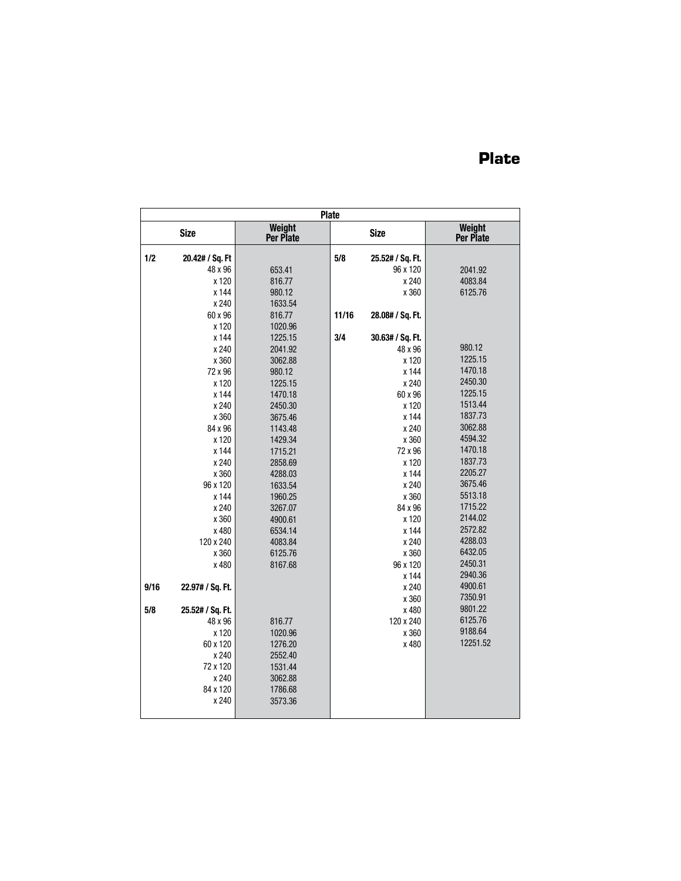# Plate

| Size | | Weight Per Plate |
|---|---|---|
| **1/2** | **20.42# / Sq. Ft** | |
| | 48 x 96 | 653.41 |
| | x 120 | 816.77 |
| | x 144 | 980.12 |
| | x 240 | 1633.54 |
| | 60 x 96 | 816.77 |
| | x 120 | 1020.96 |
| | x 144 | 1225.15 |
| | x 240 | 2041.92 |
| | x 360 | 3062.88 |
| | 72 x 96 | 980.12 |
| | x 120 | 1225.15 |
| | x 144 | 1470.18 |
| | x 240 | 2450.30 |
| | x 360 | 3675.46 |
| | 84 x 96 | 1143.48 |
| | x 120 | 1429.34 |
| | x 144 | 1715.21 |
| | x 240 | 2858.69 |
| | x 360 | 4288.03 |
| | 96 x 120 | 1633.54 |
| | x 144 | 1960.25 |
| | x 240 | 3267.07 |
| | x 360 | 4900.61 |
| | x 480 | 6534.14 |
| | 120 x 240 | 4083.84 |
| | x 360 | 6125.76 |
| | x 480 | 8167.68 |
| **9/16** | **22.97# / Sq. Ft.** | |
| **5/8** | **25.52# / Sq. Ft.** | |
| | 48 x 96 | 816.77 |
| | x 120 | 1020.96 |
| | 60 x 120 | 1276.20 |
| | x 240 | 2552.40 |
| | 72 x 120 | 1531.44 |
| | x 240 | 3062.88 |
| | 84 x 120 | 1786.68 |
| | x 240 | 3573.36 |
| **5/8** | **25.52# / Sq. Ft.** | |
| | 96 x 120 | 2041.92 |
| | x 240 | 4083.84 |
| | x 360 | 6125.76 |
| **11/16** | **28.08# / Sq. Ft.** | |
| **3/4** | **30.63# / Sq. Ft.** | |
| | 48 x 96 | 980.12 |
| | x 120 | 1225.15 |
| | x 144 | 1470.18 |
| | x 240 | 2450.30 |
| | 60 x 96 | 1225.15 |
| | x 120 | 1513.44 |
| | x 144 | 1837.73 |
| | x 240 | 3062.88 |
| | x 360 | 4594.32 |
| | 72 x 96 | 1470.18 |
| | x 120 | 1837.73 |
| | x 144 | 2205.27 |
| | x 240 | 3675.46 |
| | x 360 | 5513.18 |
| | 84 x 96 | 1715.22 |
| | x 120 | 2144.02 |
| | x 144 | 2572.82 |
| | x 240 | 4288.03 |
| | x 360 | 6432.05 |
| | 96 x 120 | 2450.31 |
| | x 144 | 2940.36 |
| | x 240 | 4900.61 |
| | x 360 | 7350.91 |
| | x 480 | 9801.22 |
| | 120 x 240 | 6125.76 |
| | x 360 | 9188.64 |
| | x 480 | 12251.52 |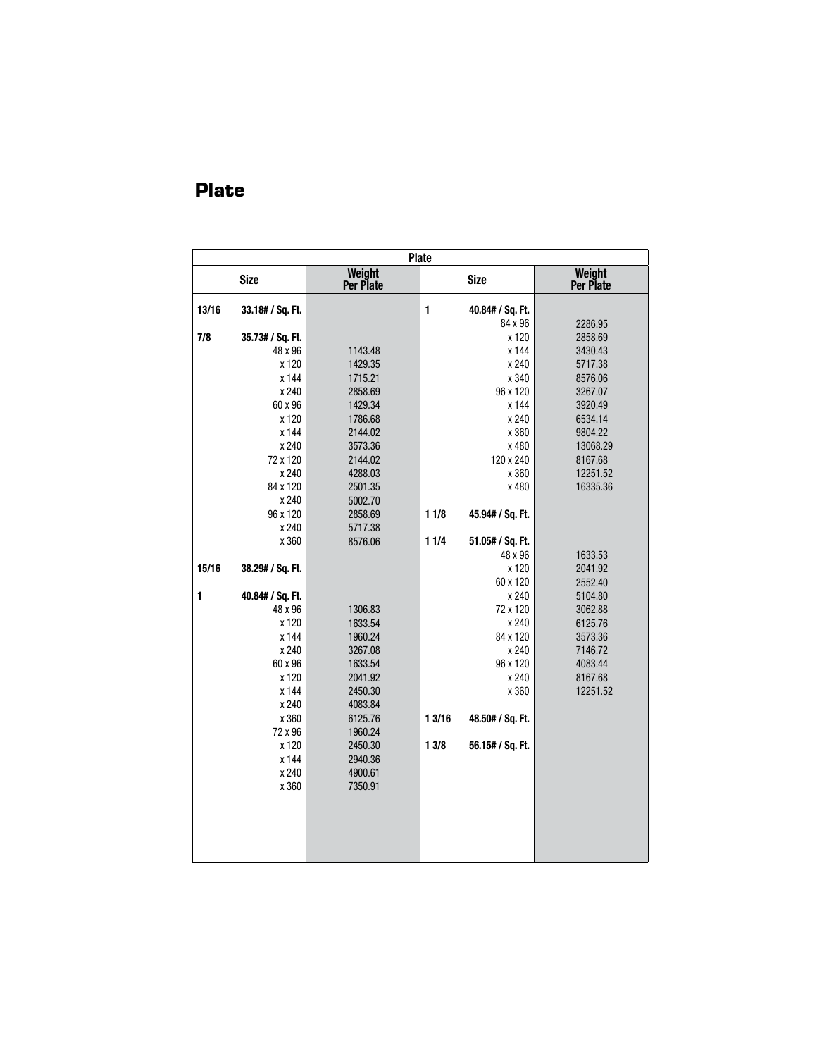# Plate

| Plate | | | | | |
|---|---|---|---|---|---|
| Size | | Weight Per Plate | Size | | Weight Per Plate |
| 13/16 | 33.18# / Sq. Ft. | | 1 | 40.84# / Sq. Ft. | |
| | | | | 84 x 96 | 2286.95 |
| 7/8 | 35.73# / Sq. Ft. | | | x 120 | 2858.69 |
| | 48 x 96 | 1143.48 | | x 144 | 3430.43 |
| | x 120 | 1429.35 | | x 240 | 5717.38 |
| | x 144 | 1715.21 | | x 340 | 8576.06 |
| | x 240 | 2858.69 | | 96 x 120 | 3267.07 |
| | 60 x 96 | 1429.34 | | x 144 | 3920.49 |
| | x 120 | 1786.68 | | x 240 | 6534.14 |
| | x 144 | 2144.02 | | x 360 | 9804.22 |
| | x 240 | 3573.36 | | x 480 | 13068.29 |
| | 72 x 120 | 2144.02 | | 120 x 240 | 8167.68 |
| | x 240 | 4288.03 | | x 360 | 12251.52 |
| | 84 x 120 | 2501.35 | | x 480 | 16335.36 |
| | x 240 | 5002.70 | | | |
| | 96 x 120 | 2858.69 | 1 1/8 | 45.94# / Sq. Ft. | |
| | x 240 | 5717.38 | | | |
| | x 360 | 8576.06 | 1 1/4 | 51.05# / Sq. Ft. | |
| | | | | 48 x 96 | 1633.53 |
| 15/16 | 38.29# / Sq. Ft. | | | x 120 | 2041.92 |
| | | | | 60 x 120 | 2552.40 |
| 1 | 40.84# / Sq. Ft. | | | x 240 | 5104.80 |
| | 48 x 96 | 1306.83 | | 72 x 120 | 3062.88 |
| | x 120 | 1633.54 | | x 240 | 6125.76 |
| | x 144 | 1960.24 | | 84 x 120 | 3573.36 |
| | x 240 | 3267.08 | | x 240 | 7146.72 |
| | 60 x 96 | 1633.54 | | 96 x 120 | 4083.44 |
| | x 120 | 2041.92 | | x 240 | 8167.68 |
| | x 144 | 2450.30 | | x 360 | 12251.52 |
| | x 240 | 4083.84 | | | |
| | x 360 | 6125.76 | 1 3/16 | 48.50# / Sq. Ft. | |
| | 72 x 96 | 1960.24 | | | |
| | x 120 | 2450.30 | 1 3/8 | 56.15# / Sq. Ft. | |
| | x 144 | 2940.36 | | | |
| | x 240 | 4900.61 | | | |
| | x 360 | 7350.91 | | | |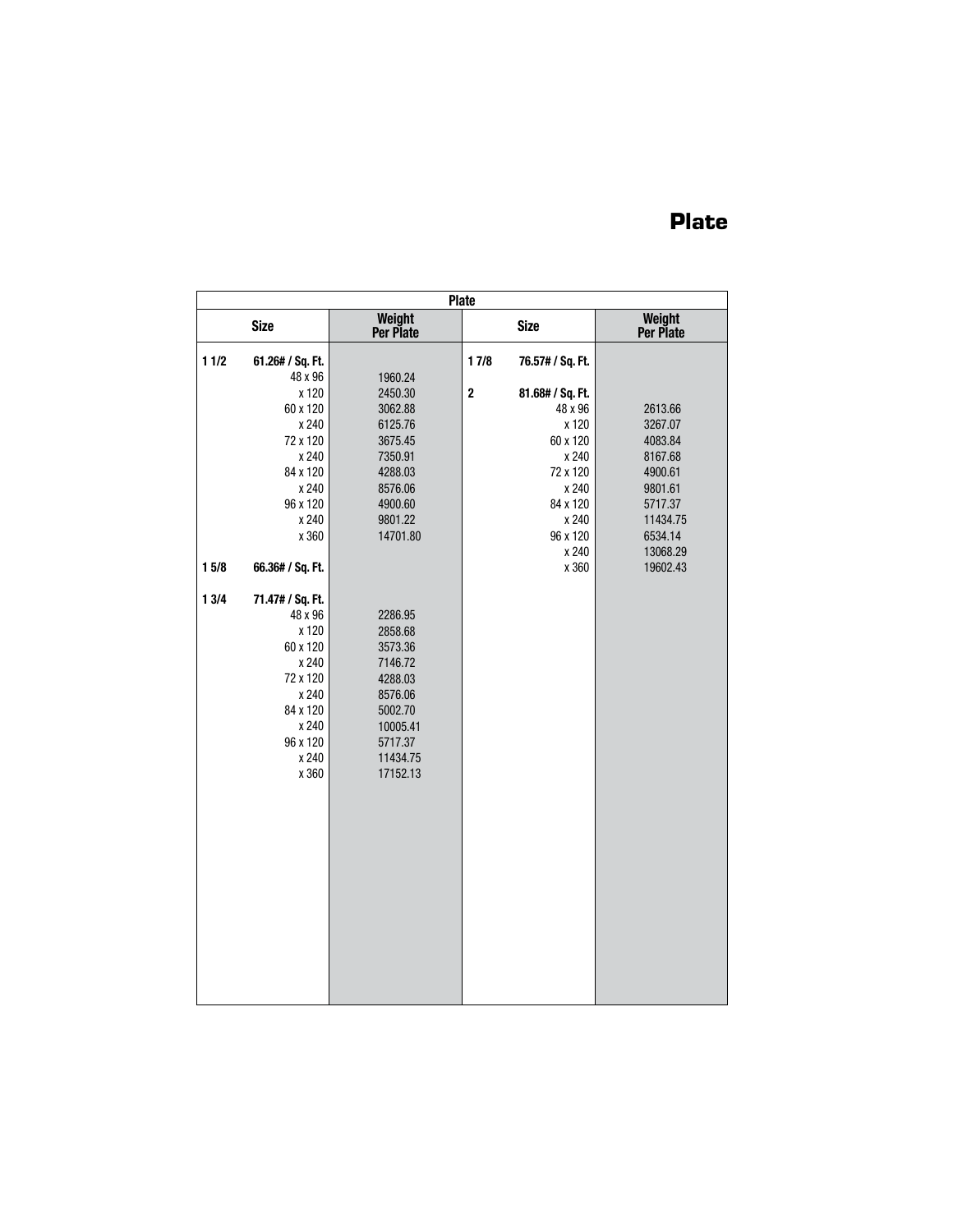# Plate

| Plate | | | | | |
|---|---|---|---|---|---|
| Size | | Weight Per Plate | Size | | Weight Per Plate |
| 1 1/2 | 61.26# / Sq. Ft. | | 1 7/8 | 76.57# / Sq. Ft. | |
| | 48 x 96 | 1960.24 | | | |
| | x 120 | 2450.30 | 2 | 81.68# / Sq. Ft. | |
| | 60 x 120 | 3062.88 | | 48 x 96 | 2613.66 |
| | x 240 | 6125.76 | | x 120 | 3267.07 |
| | 72 x 120 | 3675.45 | | 60 x 120 | 4083.84 |
| | x 240 | 7350.91 | | x 240 | 8167.68 |
| | 84 x 120 | 4288.03 | | 72 x 120 | 4900.61 |
| | x 240 | 8576.06 | | x 240 | 9801.61 |
| | 96 x 120 | 4900.60 | | 84 x 120 | 5717.37 |
| | x 240 | 9801.22 | | x 240 | 11434.75 |
| | x 360 | 14701.80 | | 96 x 120 | 6534.14 |
| | | | | x 240 | 13068.29 |
| 1 5/8 | 66.36# / Sq. Ft. | | | x 360 | 19602.43 |
| 1 3/4 | 71.47# / Sq. Ft. | | | | |
| | 48 x 96 | 2286.95 | | | |
| | x 120 | 2858.68 | | | |
| | 60 x 120 | 3573.36 | | | |
| | x 240 | 7146.72 | | | |
| | 72 x 120 | 4288.03 | | | |
| | x 240 | 8576.06 | | | |
| | 84 x 120 | 5002.70 | | | |
| | x 240 | 10005.41 | | | |
| | 96 x 120 | 5717.37 | | | |
| | x 240 | 11434.75 | | | |
| | x 360 | 17152.13 | | | |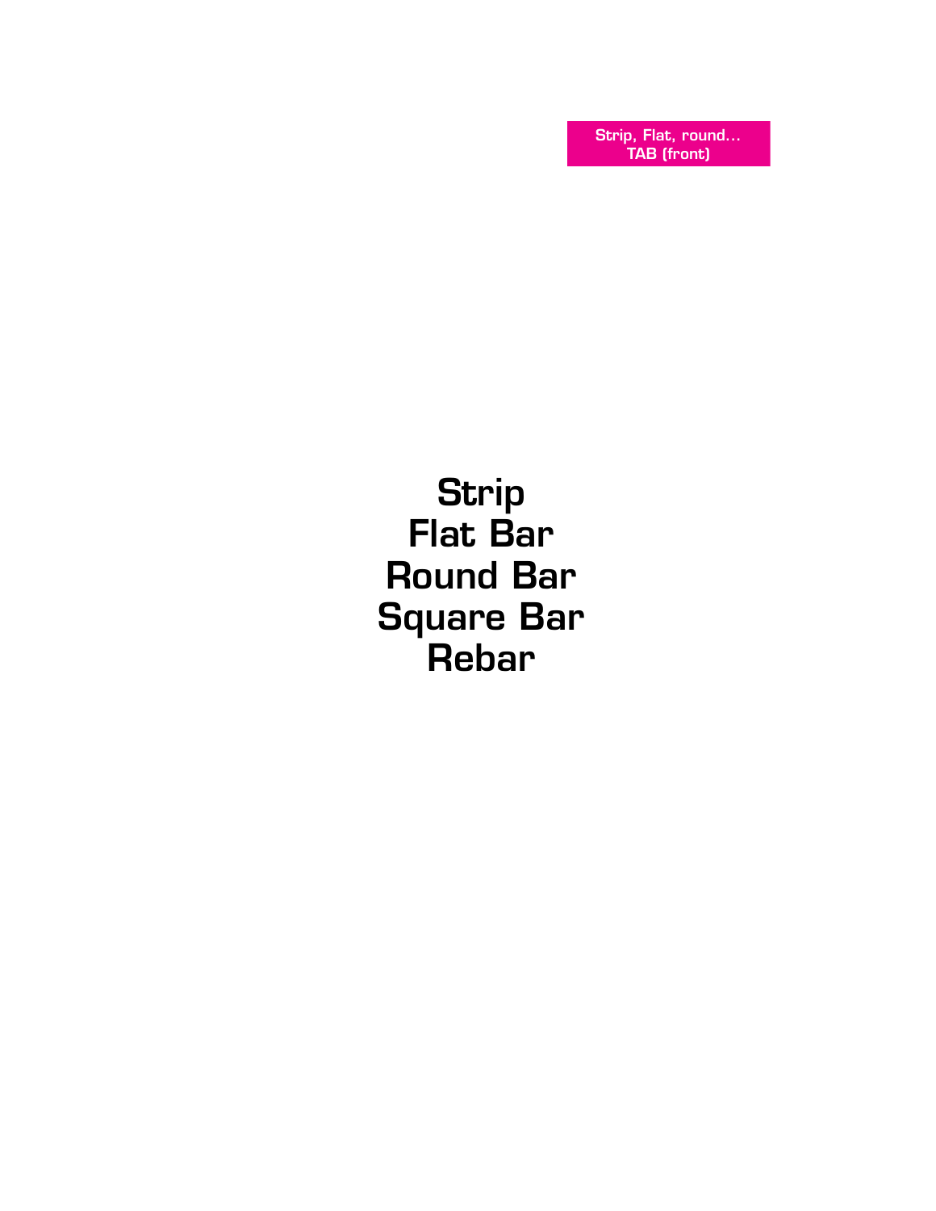Strip, Flat, round...
TAB (front)

# Strip
# Flat Bar
# Round Bar
# Square Bar
# Rebar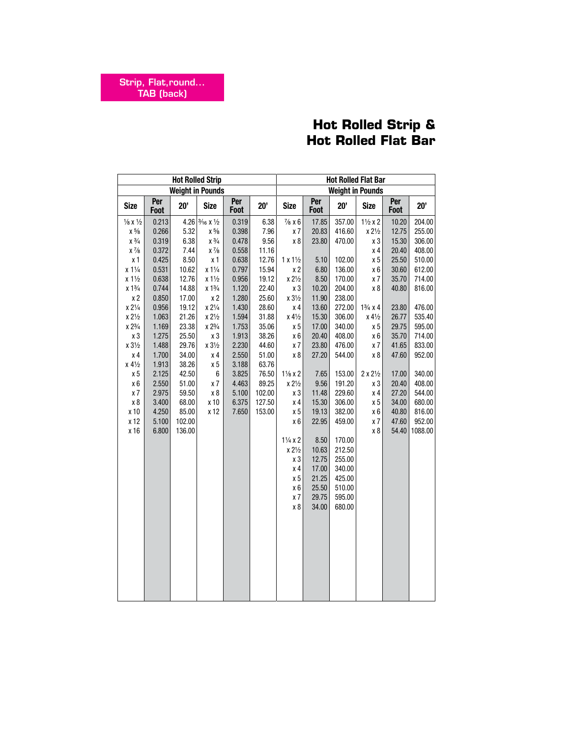Strip, Flat, round... TAB (back)

# Hot Rolled Strip & Hot Rolled Flat Bar

| Hot Rolled Strip | | | | | | Hot Rolled Flat Bar | | | | | |
|---|---|---|---|---|---|---|---|---|---|---|---|
| Weight in Pounds | | | | | | Weight in Pounds | | | | | |
| Size | Per Foot | 20' | Size | Per Foot | 20' | Size | Per Foot | 20' | Size | Per Foot | 20' |
| ⅛ x ½ | 0.213 | 4.26 | 3⁄16 x ½ | 0.319 | 6.38 | ⅞ x 6 | 17.85 | 357.00 | 1½ x 2 | 10.20 | 204.00 |
| x ⅝ | 0.266 | 5.32 | x ⅝ | 0.398 | 7.96 | x 7 | 20.83 | 416.60 | x 2½ | 12.75 | 255.00 |
| x ¾ | 0.319 | 6.38 | x ¾ | 0.478 | 9.56 | x 8 | 23.80 | 470.00 | x 3 | 15.30 | 306.00 |
| x ⅞ | 0.372 | 7.44 | x ⅞ | 0.558 | 11.16 | | | | x 4 | 20.40 | 408.00 |
| x 1 | 0.425 | 8.50 | x 1 | 0.638 | 12.76 | 1 x 1½ | 5.10 | 102.00 | x 5 | 25.50 | 510.00 |
| x 1¼ | 0.531 | 10.62 | x 1¼ | 0.797 | 15.94 | x 2 | 6.80 | 136.00 | x 6 | 30.60 | 612.00 |
| x 1½ | 0.638 | 12.76 | x 1½ | 0.956 | 19.12 | x 2½ | 8.50 | 170.00 | x 7 | 35.70 | 714.00 |
| x 1¾ | 0.744 | 14.88 | x 1¾ | 1.120 | 22.40 | x 3 | 10.20 | 204.00 | x 8 | 40.80 | 816.00 |
| x 2 | 0.850 | 17.00 | x 2 | 1.280 | 25.60 | x 3½ | 11.90 | 238.00 | | | |
| x 2¼ | 0.956 | 19.12 | x 2¼ | 1.430 | 28.60 | x 4 | 13.60 | 272.00 | 1¾ x 4 | 23.80 | 476.00 |
| x 2½ | 1.063 | 21.26 | x 2½ | 1.594 | 31.88 | x 4½ | 15.30 | 306.00 | x 4½ | 26.77 | 535.40 |
| x 2¾ | 1.169 | 23.38 | x 2¾ | 1.753 | 35.06 | x 5 | 17.00 | 340.00 | x 5 | 29.75 | 595.00 |
| x 3 | 1.275 | 25.50 | x 3 | 1.913 | 38.26 | x 6 | 20.40 | 408.00 | x 6 | 35.70 | 714.00 |
| x 3½ | 1.488 | 29.76 | x 3½ | 2.230 | 44.60 | x 7 | 23.80 | 476.00 | x 7 | 41.65 | 833.00 |
| x 4 | 1.700 | 34.00 | x 4 | 2.550 | 51.00 | x 8 | 27.20 | 544.00 | x 8 | 47.60 | 952.00 |
| x 4½ | 1.913 | 38.26 | x 5 | 3.188 | 63.76 | | | | | | |
| x 5 | 2.125 | 42.50 | 6 | 3.825 | 76.50 | 1⅛ x 2 | 7.65 | 153.00 | 2 x 2½ | 17.00 | 340.00 |
| x 6 | 2.550 | 51.00 | x 7 | 4.463 | 89.25 | x 2½ | 9.56 | 191.20 | x 3 | 20.40 | 408.00 |
| x 7 | 2.975 | 59.50 | x 8 | 5.100 | 102.00 | x 3 | 11.48 | 229.60 | x 4 | 27.20 | 544.00 |
| x 8 | 3.400 | 68.00 | x 10 | 6.375 | 127.50 | x 4 | 15.30 | 306.00 | x 5 | 34.00 | 680.00 |
| x 10 | 4.250 | 85.00 | x 12 | 7.650 | 153.00 | x 5 | 19.13 | 382.00 | x 6 | 40.80 | 816.00 |
| x 12 | 5.100 | 102.00 | | | | x 6 | 22.95 | 459.00 | x 7 | 47.60 | 952.00 |
| x 16 | 6.800 | 136.00 | | | | | | | x 8 | 54.40 | 1088.00 |
| | | | | | | 1¼ x 2 | 8.50 | 170.00 | | | |
| | | | | | | x 2½ | 10.63 | 212.50 | | | |
| | | | | | | x 3 | 12.75 | 255.00 | | | |
| | | | | | | x 4 | 17.00 | 340.00 | | | |
| | | | | | | x 5 | 21.25 | 425.00 | | | |
| | | | | | | x 6 | 25.50 | 510.00 | | | |
| | | | | | | x 7 | 29.75 | 595.00 | | | |
| | | | | | | x 8 | 34.00 | 680.00 | | | |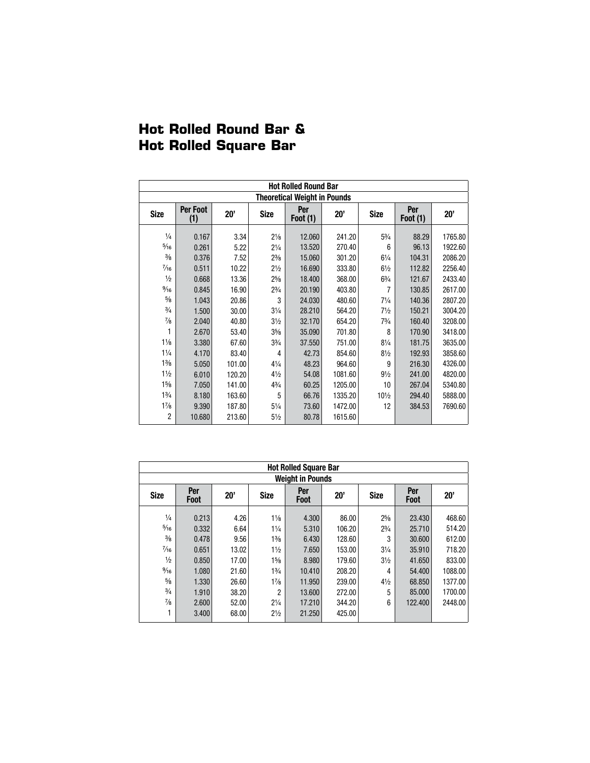# Hot Rolled Round Bar & Hot Rolled Square Bar

| Hot Rolled Round Bar | | | | | | | | |
|---|---|---|---|---|---|---|---|---|
| Theoretical Weight in Pounds | | | | | | | | |
| **Size** | **Per Foot (1)** | **20'** | **Size** | **Per Foot (1)** | **20'** | **Size** | **Per Foot (1)** | **20'** |
| ¼ | 0.167 | 3.34 | 2⅛ | 12.060 | 241.20 | 5¾ | 88.29 | 1765.80 |
| 5⁄16 | 0.261 | 5.22 | 2¼ | 13.520 | 270.40 | 6 | 96.13 | 1922.60 |
| ⅜ | 0.376 | 7.52 | 2⅜ | 15.060 | 301.20 | 6¼ | 104.31 | 2086.20 |
| 7⁄16 | 0.511 | 10.22 | 2½ | 16.690 | 333.80 | 6½ | 112.82 | 2256.40 |
| ½ | 0.668 | 13.36 | 2⅝ | 18.400 | 368.00 | 6¾ | 121.67 | 2433.40 |
| 9⁄16 | 0.845 | 16.90 | 2¾ | 20.190 | 403.80 | 7 | 130.85 | 2617.00 |
| ⅝ | 1.043 | 20.86 | 3 | 24.030 | 480.60 | 7¼ | 140.36 | 2807.20 |
| ¾ | 1.500 | 30.00 | 3¼ | 28.210 | 564.20 | 7½ | 150.21 | 3004.20 |
| ⅞ | 2.040 | 40.80 | 3½ | 32.170 | 654.20 | 7¾ | 160.40 | 3208.00 |
| 1 | 2.670 | 53.40 | 3⅝ | 35.090 | 701.80 | 8 | 170.90 | 3418.00 |
| 1⅛ | 3.380 | 67.60 | 3¾ | 37.550 | 751.00 | 8¼ | 181.75 | 3635.00 |
| 1¼ | 4.170 | 83.40 | 4 | 42.73 | 854.60 | 8½ | 192.93 | 3858.60 |
| 1⅜ | 5.050 | 101.00 | 4¼ | 48.23 | 964.60 | 9 | 216.30 | 4326.00 |
| 1½ | 6.010 | 120.20 | 4½ | 54.08 | 1081.60 | 9½ | 241.00 | 4820.00 |
| 1⅝ | 7.050 | 141.00 | 4¾ | 60.25 | 1205.00 | 10 | 267.04 | 5340.80 |
| 1¾ | 8.180 | 163.60 | 5 | 66.76 | 1335.20 | 10½ | 294.40 | 5888.00 |
| 1⅞ | 9.390 | 187.80 | 5¼ | 73.60 | 1472.00 | 12 | 384.53 | 7690.60 |
| 2 | 10.680 | 213.60 | 5½ | 80.78 | 1615.60 | | | |

| Hot Rolled Square Bar | | | | | | | | |
|---|---|---|---|---|---|---|---|---|
| Weight in Pounds | | | | | | | | |
| **Size** | **Per Foot** | **20'** | **Size** | **Per Foot** | **20'** | **Size** | **Per Foot** | **20'** |
| ¼ | 0.213 | 4.26 | 1⅛ | 4.300 | 86.00 | 2⅝ | 23.430 | 468.60 |
| 5⁄16 | 0.332 | 6.64 | 1¼ | 5.310 | 106.20 | 2¾ | 25.710 | 514.20 |
| ⅜ | 0.478 | 9.56 | 1⅜ | 6.430 | 128.60 | 3 | 30.600 | 612.00 |
| 7⁄16 | 0.651 | 13.02 | 1½ | 7.650 | 153.00 | 3¼ | 35.910 | 718.20 |
| ½ | 0.850 | 17.00 | 1⅝ | 8.980 | 179.60 | 3½ | 41.650 | 833.00 |
| 9⁄16 | 1.080 | 21.60 | 1¾ | 10.410 | 208.20 | 4 | 54.400 | 1088.00 |
| ⅝ | 1.330 | 26.60 | 1⅞ | 11.950 | 239.00 | 4½ | 68.850 | 1377.00 |
| ¾ | 1.910 | 38.20 | 2 | 13.600 | 272.00 | 5 | 85.000 | 1700.00 |
| ⅞ | 2.600 | 52.00 | 2¼ | 17.210 | 344.20 | 6 | 122.400 | 2448.00 |
| 1 | 3.400 | 68.00 | 2½ | 21.250 | 425.00 | | | |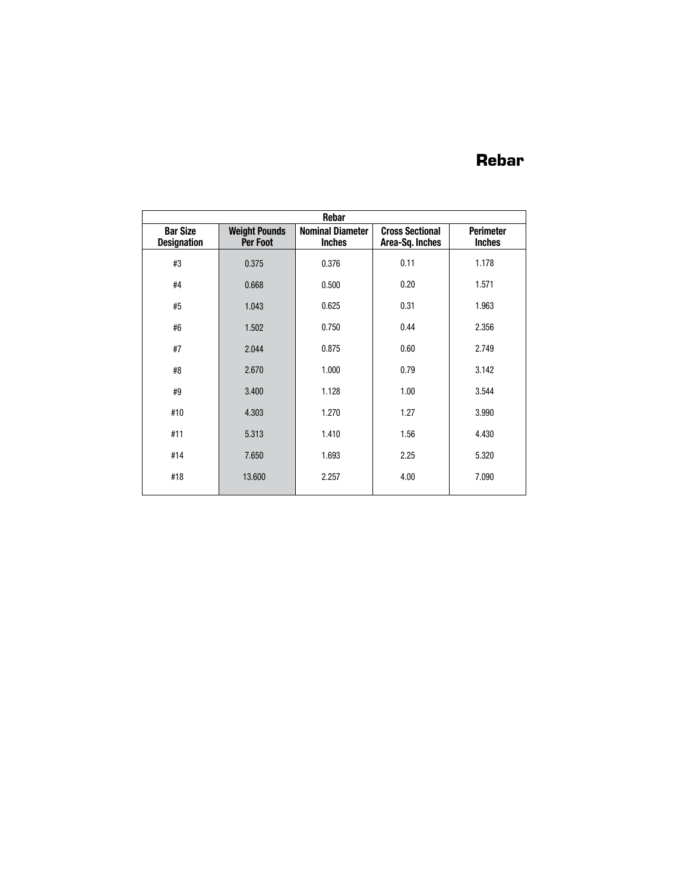# Rebar

| Rebar | | | | |
|---|---|---|---|---|
| Bar Size Designation | Weight Pounds Per Foot | Nominal Diameter Inches | Cross Sectional Area-Sq. Inches | Perimeter Inches |
| #3 | 0.375 | 0.376 | 0.11 | 1.178 |
| #4 | 0.668 | 0.500 | 0.20 | 1.571 |
| #5 | 1.043 | 0.625 | 0.31 | 1.963 |
| #6 | 1.502 | 0.750 | 0.44 | 2.356 |
| #7 | 2.044 | 0.875 | 0.60 | 2.749 |
| #8 | 2.670 | 1.000 | 0.79 | 3.142 |
| #9 | 3.400 | 1.128 | 1.00 | 3.544 |
| #10 | 4.303 | 1.270 | 1.27 | 3.990 |
| #11 | 5.313 | 1.410 | 1.56 | 4.430 |
| #14 | 7.650 | 1.693 | 2.25 | 5.320 |
| #18 | 13.600 | 2.257 | 4.00 | 7.090 |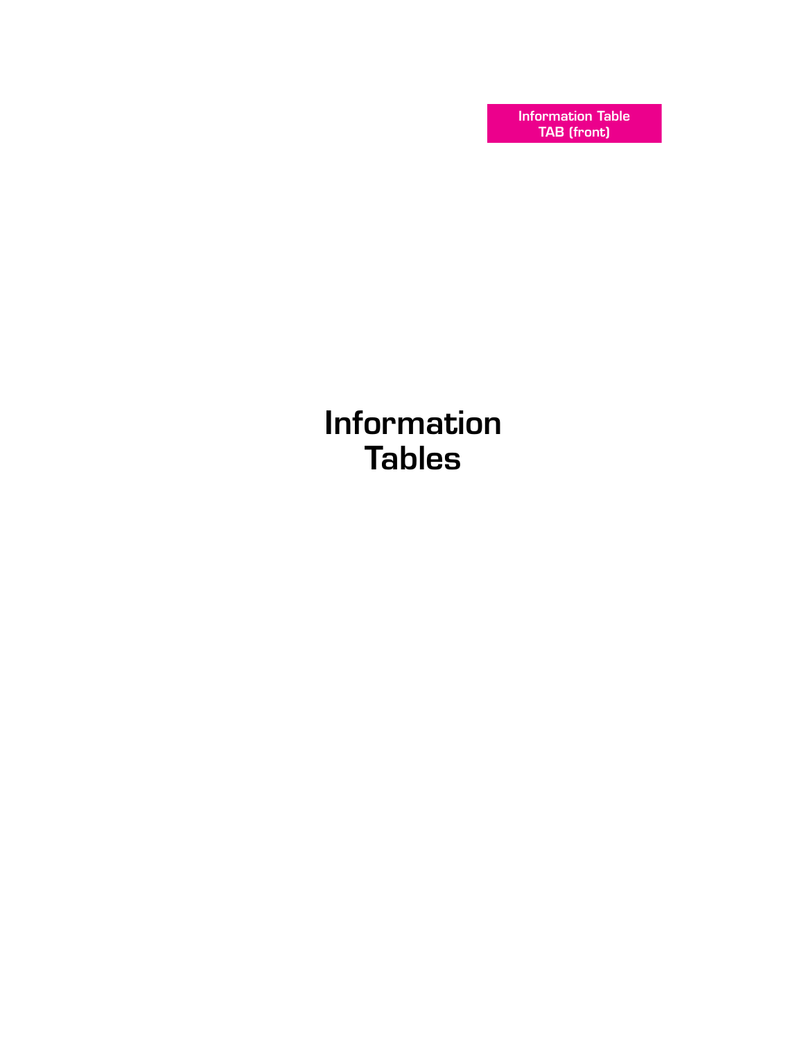Information Table
TAB (front)

# Information Tables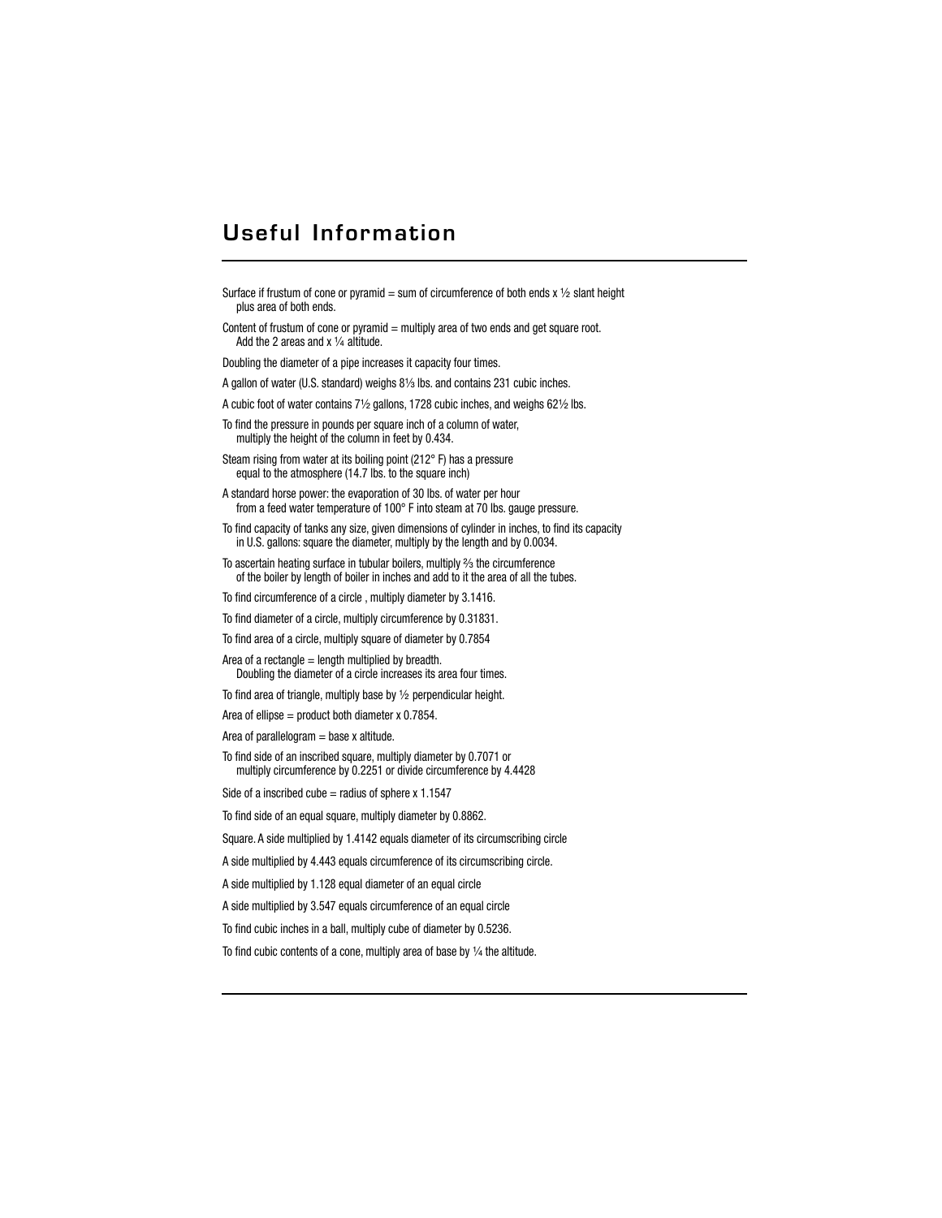## Useful Information

Surface if frustum of cone or pyramid = sum of circumference of both ends x ½ slant height plus area of both ends.

Content of frustum of cone or pyramid = multiply area of two ends and get square root. Add the 2 areas and x ¼ altitude.

Doubling the diameter of a pipe increases it capacity four times.

A gallon of water (U.S. standard) weighs 8⅓ lbs. and contains 231 cubic inches.

A cubic foot of water contains 7½ gallons, 1728 cubic inches, and weighs 62½ lbs.

To find the pressure in pounds per square inch of a column of water, multiply the height of the column in feet by 0.434.

Steam rising from water at its boiling point (212° F) has a pressure equal to the atmosphere (14.7 lbs. to the square inch)

A standard horse power: the evaporation of 30 lbs. of water per hour from a feed water temperature of 100° F into steam at 70 lbs. gauge pressure.

To find capacity of tanks any size, given dimensions of cylinder in inches, to find its capacity in U.S. gallons: square the diameter, multiply by the length and by 0.0034.

To ascertain heating surface in tubular boilers, multiply ⅔ the circumference of the boiler by length of boiler in inches and add to it the area of all the tubes.

To find circumference of a circle , multiply diameter by 3.1416.

To find diameter of a circle, multiply circumference by 0.31831.

To find area of a circle, multiply square of diameter by 0.7854

Area of a rectangle = length multiplied by breadth.
Doubling the diameter of a circle increases its area four times.

To find area of triangle, multiply base by ½ perpendicular height.

Area of ellipse = product both diameter x 0.7854.

Area of parallelogram = base x altitude.

To find side of an inscribed square, multiply diameter by 0.7071 or multiply circumference by 0.2251 or divide circumference by 4.4428

Side of a inscribed cube = radius of sphere x 1.1547

To find side of an equal square, multiply diameter by 0.8862.

Square. A side multiplied by 1.4142 equals diameter of its circumscribing circle

A side multiplied by 4.443 equals circumference of its circumscribing circle.

A side multiplied by 1.128 equal diameter of an equal circle

A side multiplied by 3.547 equals circumference of an equal circle

To find cubic inches in a ball, multiply cube of diameter by 0.5236.

To find cubic contents of a cone, multiply area of base by ¼ the altitude.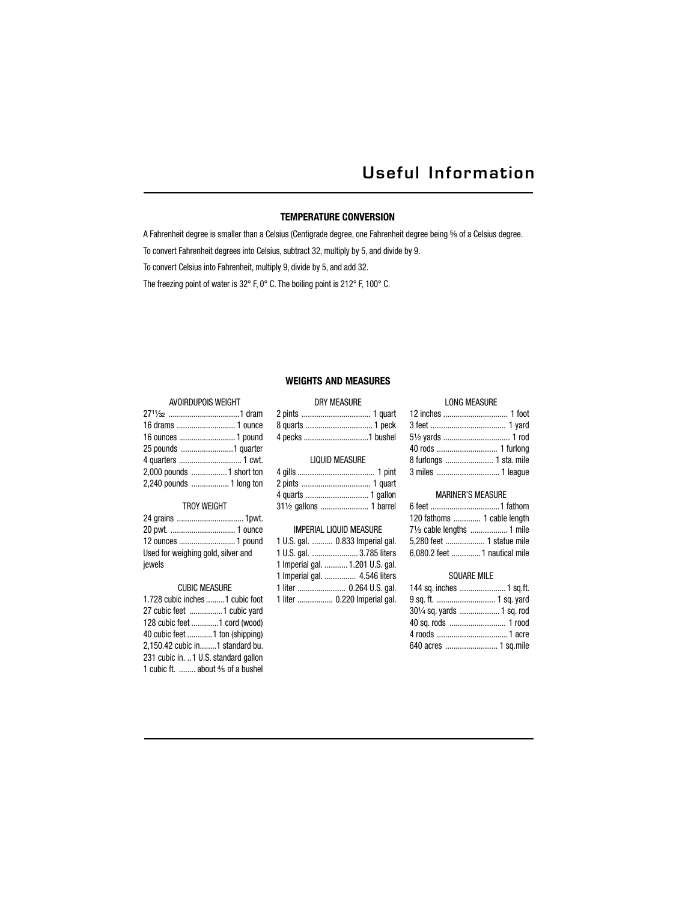# Useful Information

## TEMPERATURE CONVERSION

A Fahrenheit degree is smaller than a Celsius (Centigrade degree, one Fahrenheit degree being $\frac{5}{9}$ of a Celsius degree.

To convert Fahrenheit degrees into Celsius, subtract 32, multiply by 5, and divide by 9.

To convert Celsius into Fahrenheit, multiply 9, divide by 5, and add 32.

The freezing point of water is 32° F, 0° C. The boiling point is 212° F, 100° C.

## WEIGHTS AND MEASURES

### AVOIRDUPOIS WEIGHT

| | |
|---|---|
| $27\frac{11}{32}$ | 1 dram |
| 16 drams | 1 ounce |
| 16 ounces | 1 pound |
| 25 pounds | 1 quarter |
| 4 quarters | 1 cwt. |
| 2,000 pounds | 1 short ton |
| 2,240 pounds | 1 long ton |

### TROY WEIGHT

| | |
|---|---|
| 24 grains | 1pwt. |
| 20 pwt. | 1 ounce |
| 12 ounces | 1 pound |

Used for weighing gold, silver and jewels

### CUBIC MEASURE

| | |
|---|---|
| 1.728 cubic inches | 1 cubic foot |
| 27 cubic feet | 1 cubic yard |
| 128 cubic feet | 1 cord (wood) |
| 40 cubic feet | 1 ton (shipping) |
| 2,150.42 cubic in. | 1 standard bu. |
| 231 cubic in. | 1 U.S. standard gallon |
| 1 cubic ft. | about $\frac{4}{5}$ of a bushel |

### DRY MEASURE

| | |
|---|---|
| 2 pints | 1 quart |
| 8 quarts | 1 peck |
| 4 pecks | 1 bushel |

### LIQUID MEASURE

| | |
|---|---|
| 4 gills | 1 pint |
| 2 pints | 1 quart |
| 4 quarts | 1 gallon |
| $31\frac{1}{2}$ gallons | 1 barrel |

### IMPERIAL LIQUID MEASURE

| | |
|---|---|
| 1 U.S. gal. | 0.833 Imperial gal. |
| 1 U.S. gal. | 3.785 liters |
| 1 Imperial gal. | 1.201 U.S. gal. |
| 1 Imperial gal. | 4.546 liters |
| 1 liter | 0.264 U.S. gal. |
| 1 liter | 0.220 Imperial gal. |

### LONG MEASURE

| | |
|---|---|
| 12 inches | 1 foot |
| 3 feet | 1 yard |
| $5\frac{1}{2}$ yards | 1 rod |
| 40 rods | 1 furlong |
| 8 furlongs | 1 sta. mile |
| 3 miles | 1 league |

### MARINER'S MEASURE

| | |
|---|---|
| 6 feet | 1 fathom |
| 120 fathoms | 1 cable length |
| $7\frac{1}{3}$ cable lengths | 1 mile |
| 5,280 feet | 1 statue mile |
| 6,080.2 feet | 1 nautical mile |

### SQUARE MILE

| | |
|---|---|
| 144 sq. inches | 1 sq.ft. |
| 9 sq. ft. | 1 sq. yard |
| $30\frac{1}{4}$ sq. yards | 1 sq. rod |
| 40 sq. rods | 1 rood |
| 4 roods | 1 acre |
| 640 acres | 1 sq.mile |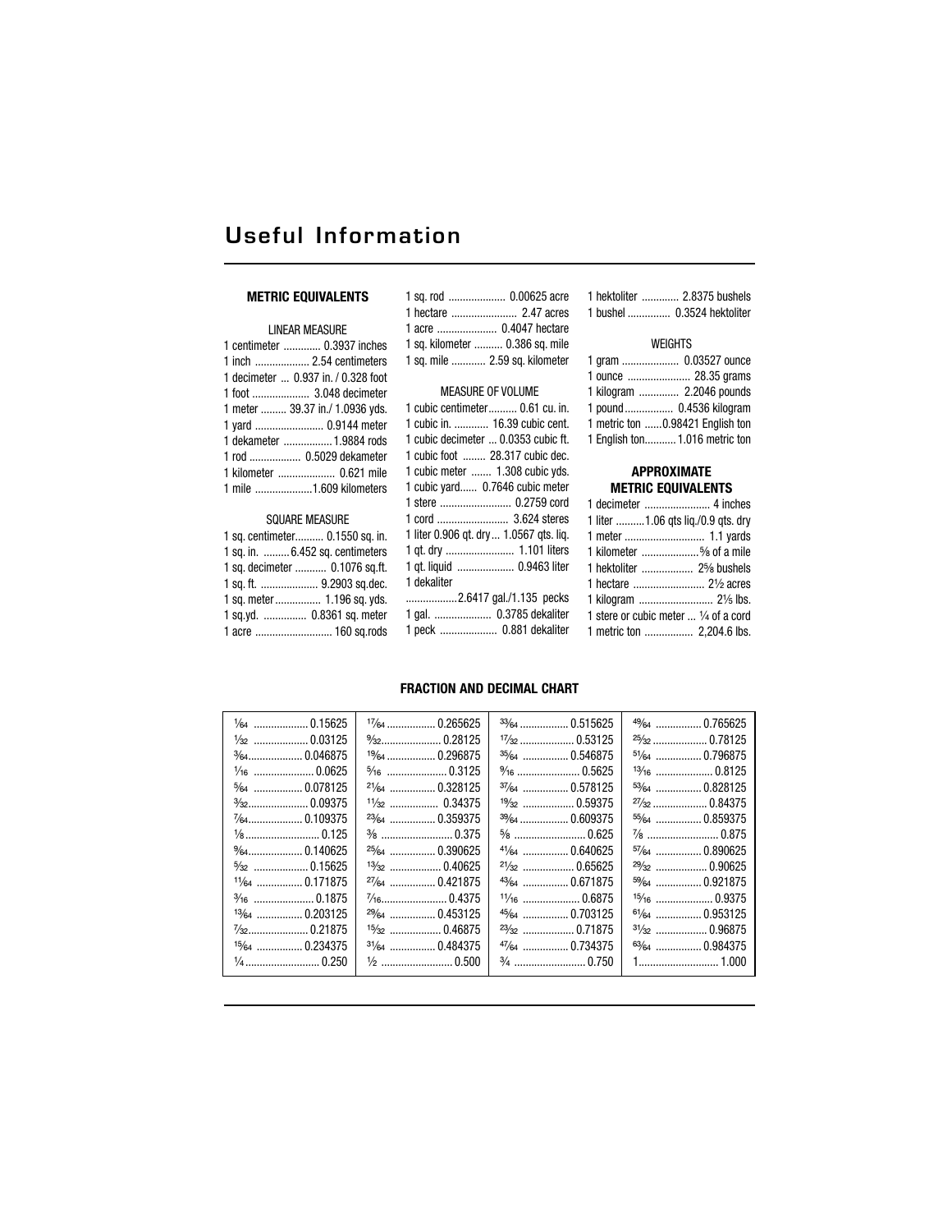# Useful Information

## METRIC EQUIVALENTS

### LINEAR MEASURE

1 centimeter ............. 0.3937 inches
1 inch ................... 2.54 centimeters
1 decimeter ... 0.937 in. / 0.328 foot
1 foot .................... 3.048 decimeter
1 meter ......... 39.37 in./ 1.0936 yds.
1 yard ........................ 0.9144 meter
1 dekameter .................1.9884 rods
1 rod .................. 0.5029 dekameter
1 kilometer .................... 0.621 mile
1 mile ....................1.609 kilometers

### SQUARE MEASURE

1 sq. centimeter.......... 0.1550 sq. in.
1 sq. in. .........6.452 sq. centimeters
1 sq. decimeter ........... 0.1076 sq.ft.
1 sq. ft. .................... 9.2903 sq.dec.
1 sq. meter ................ 1.196 sq. yds.
1 sq.yd. ............... 0.8361 sq. meter
1 acre ........................... 160 sq.rods
1 sq. rod .................... 0.00625 acre
1 hectare ....................... 2.47 acres
1 acre ..................... 0.4047 hectare
1 sq. kilometer .......... 0.386 sq. mile
1 sq. mile ............ 2.59 sq. kilometer

### MEASURE OF VOLUME

1 cubic centimeter.......... 0.61 cu. in.
1 cubic in. ............ 16.39 cubic cent.
1 cubic decimeter ... 0.0353 cubic ft.
1 cubic foot ........ 28.317 cubic dec.
1 cubic meter ....... 1.308 cubic yds.
1 cubic yard...... 0.7646 cubic meter
1 stere ......................... 0.2759 cord
1 cord ......................... 3.624 steres
1 liter 0.906 qt. dry ... 1.0567 qts. liq.
1 qt. dry ........................ 1.101 liters
1 qt. liquid .................... 0.9463 liter
1 dekaliter
..................2.6417 gal./1.135 pecks
1 gal. .................... 0.3785 dekaliter
1 peck .................... 0.881 dekaliter
1 hektoliter ............. 2.8375 bushels
1 bushel ............... 0.3524 hektoliter

### WEIGHTS

1 gram .................... 0.03527 ounce
1 ounce ...................... 28.35 grams
1 kilogram .............. 2.2046 pounds
1 pound................. 0.4536 kilogram
1 metric ton ......0.98421 English ton
1 English ton........... 1.016 metric ton

## APPROXIMATE METRIC EQUIVALENTS

1 decimeter ....................... 4 inches
1 liter ..........1.06 qts liq./0.9 qts. dry
1 meter ............................ 1.1 yards
1 kilometer ....................5/8 of a mile
1 hektoliter .................. 2 5/8 bushels
1 hectare ......................... 2 1/2 acres
1 kilogram .......................... 2 1/5 lbs.
1 stere or cubic meter ... 1/4 of a cord
1 metric ton ................. 2,204.6 lbs.

## FRACTION AND DECIMAL CHART

| | | | | | | | |
|---|---|---|---|---|---|---|---|
| 1/64 | 0.15625 | 17/64 | 0.265625 | 33/64 | 0.515625 | 49/64 | 0.765625 |
| 1/32 | 0.03125 | 9/32 | 0.28125 | 17/32 | 0.53125 | 25/32 | 0.78125 |
| 3/64 | 0.046875 | 19/64 | 0.296875 | 35/64 | 0.546875 | 51/64 | 0.796875 |
| 1/16 | 0.0625 | 5/16 | 0.3125 | 9/16 | 0.5625 | 13/16 | 0.8125 |
| 5/64 | 0.078125 | 21/64 | 0.328125 | 37/64 | 0.578125 | 53/64 | 0.828125 |
| 3/32 | 0.09375 | 11/32 | 0.34375 | 19/32 | 0.59375 | 27/32 | 0.84375 |
| 7/64 | 0.109375 | 23/64 | 0.359375 | 39/64 | 0.609375 | 55/64 | 0.859375 |
| 1/8 | 0.125 | 3/8 | 0.375 | 5/8 | 0.625 | 7/8 | 0.875 |
| 9/64 | 0.140625 | 25/64 | 0.390625 | 41/64 | 0.640625 | 57/64 | 0.890625 |
| 5/32 | 0.15625 | 13/32 | 0.40625 | 21/32 | 0.65625 | 29/32 | 0.90625 |
| 11/64 | 0.171875 | 27/64 | 0.421875 | 43/64 | 0.671875 | 59/64 | 0.921875 |
| 3/16 | 0.1875 | 7/16 | 0.4375 | 11/16 | 0.6875 | 15/16 | 0.9375 |
| 13/64 | 0.203125 | 29/64 | 0.453125 | 45/64 | 0.703125 | 61/64 | 0.953125 |
| 7/32 | 0.21875 | 15/32 | 0.46875 | 23/32 | 0.71875 | 31/32 | 0.96875 |
| 15/64 | 0.234375 | 31/64 | 0.484375 | 47/64 | 0.734375 | 63/64 | 0.984375 |
| 1/4 | 0.250 | 1/2 | 0.500 | 3/4 | 0.750 | 1 | 1.000 |